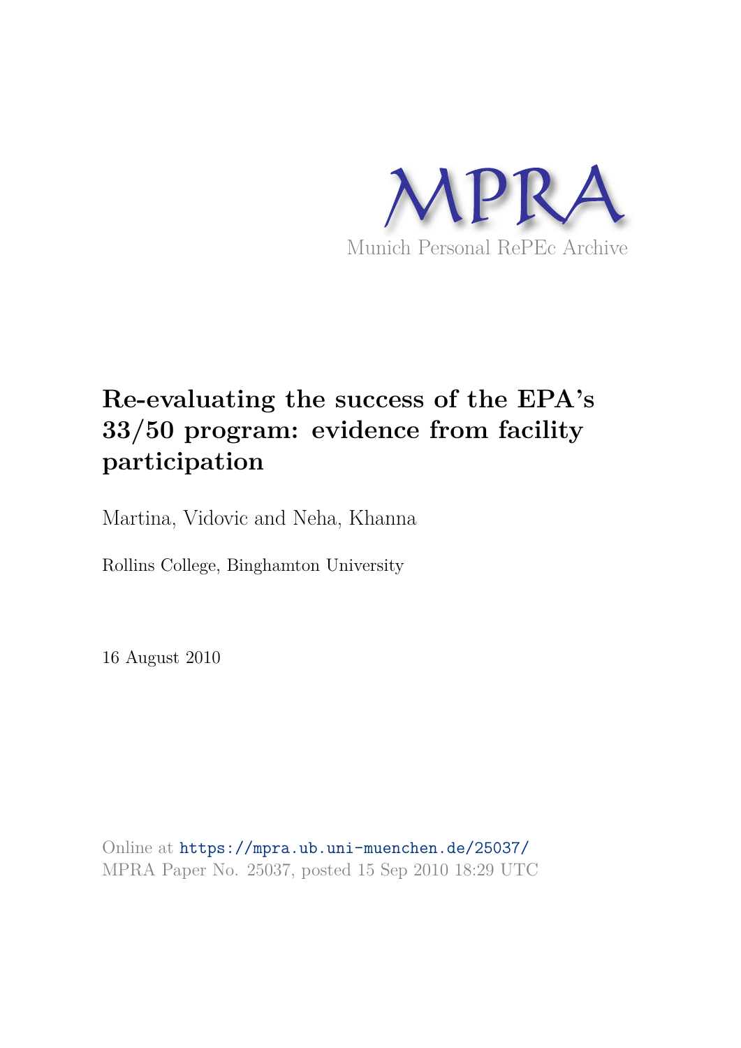MPRA

Munich Personal RePEc Archive

# Re-evaluating the success of the EPA's 33/50 program: evidence from facility participation

Martina, Vidovic and Neha, Khanna

Rollins College, Binghamton University

16 August 2010

Online at https://mpra.ub.uni-muenchen.de/25037/
MPRA Paper No. 25037, posted 15 Sep 2010 18:29 UTC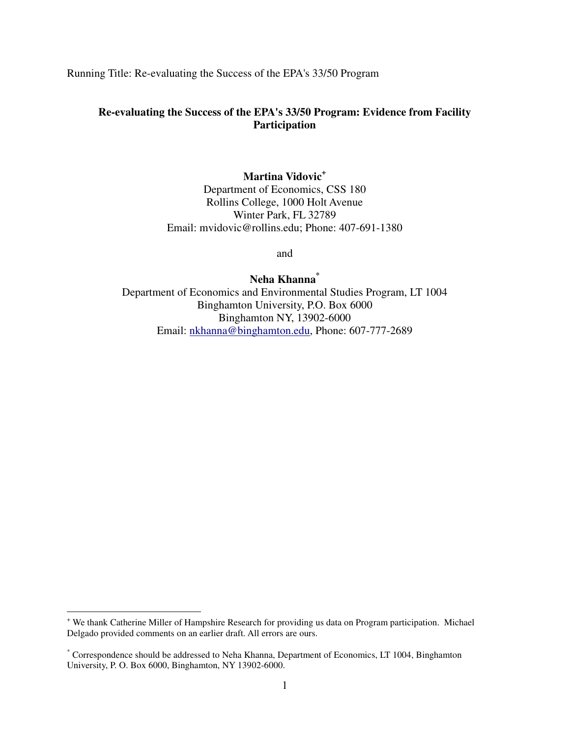Running Title: Re-evaluating the Success of the EPA's 33/50 Program

# Re-evaluating the Success of the EPA's 33/50 Program: Evidence from Facility Participation

**Martina Vidovic**[+]

Department of Economics, CSS 180
Rollins College, 1000 Holt Avenue
Winter Park, FL 32789
Email: mvidovic@rollins.edu; Phone: 407-691-1380

and

**Neha Khanna**[*]

Department of Economics and Environmental Studies Program, LT 1004
Binghamton University, P.O. Box 6000
Binghamton NY, 13902-6000
Email: nkhanna@binghamton.edu, Phone: 607-777-2689

---

[+] We thank Catherine Miller of Hampshire Research for providing us data on Program participation. Michael Delgado provided comments on an earlier draft. All errors are ours.

[*] Correspondence should be addressed to Neha Khanna, Department of Economics, LT 1004, Binghamton University, P. O. Box 6000, Binghamton, NY 13902-6000.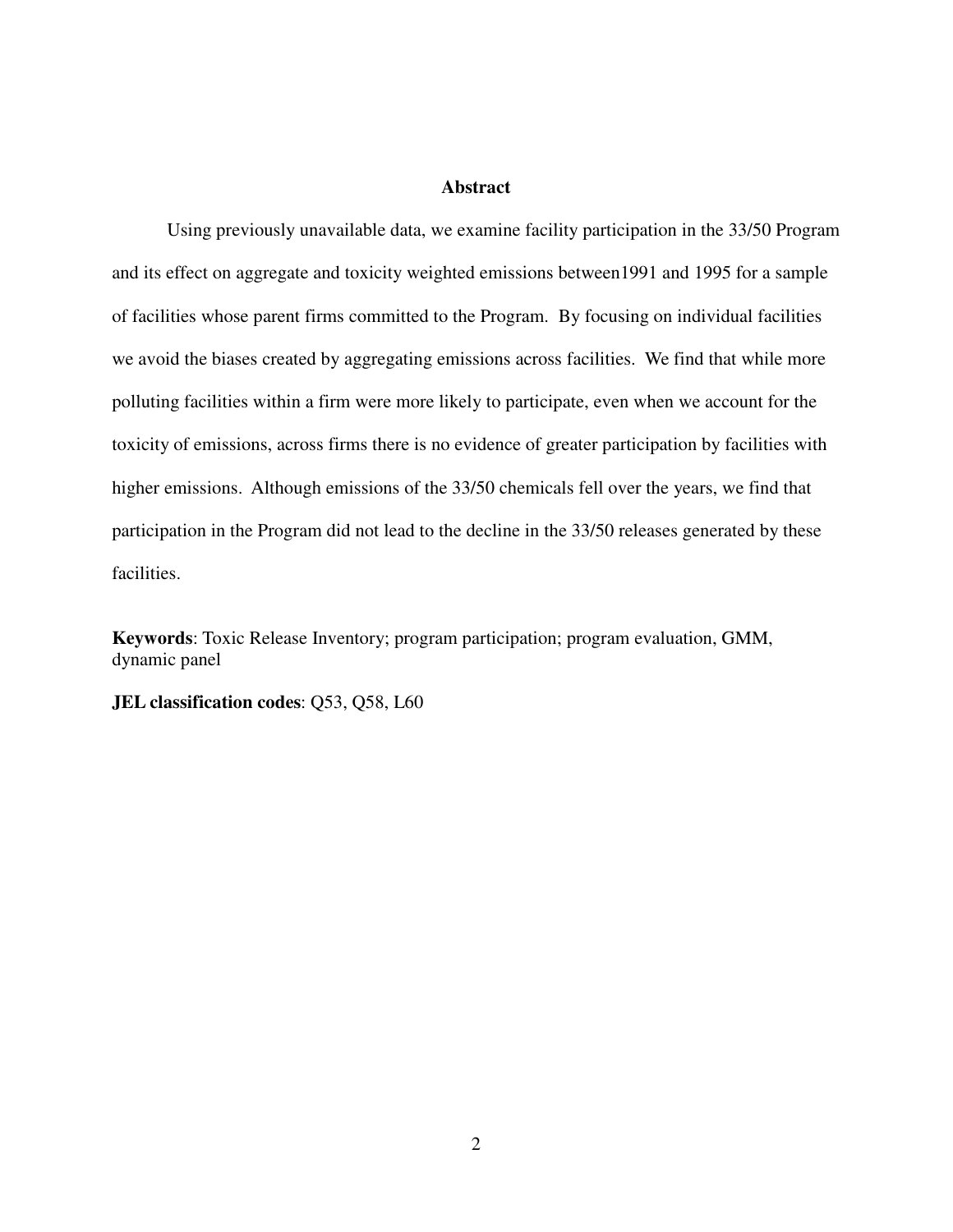## Abstract

Using previously unavailable data, we examine facility participation in the 33/50 Program and its effect on aggregate and toxicity weighted emissions between1991 and 1995 for a sample of facilities whose parent firms committed to the Program. By focusing on individual facilities we avoid the biases created by aggregating emissions across facilities. We find that while more polluting facilities within a firm were more likely to participate, even when we account for the toxicity of emissions, across firms there is no evidence of greater participation by facilities with higher emissions. Although emissions of the 33/50 chemicals fell over the years, we find that participation in the Program did not lead to the decline in the 33/50 releases generated by these facilities.

**Keywords**: Toxic Release Inventory; program participation; program evaluation, GMM, dynamic panel

**JEL classification codes**: Q53, Q58, L60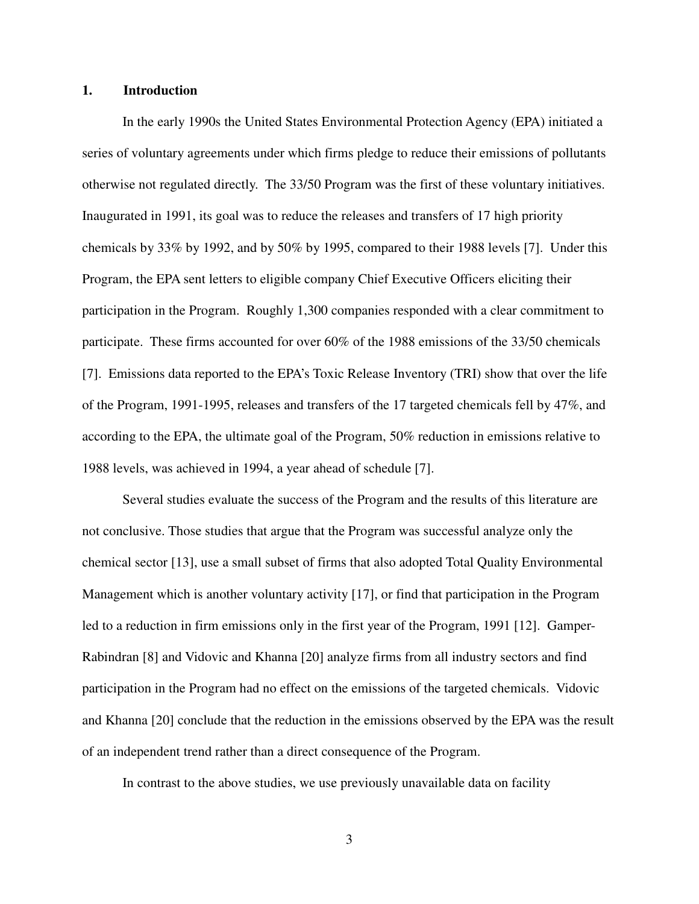## 1. Introduction

In the early 1990s the United States Environmental Protection Agency (EPA) initiated a series of voluntary agreements under which firms pledge to reduce their emissions of pollutants otherwise not regulated directly. The 33/50 Program was the first of these voluntary initiatives. Inaugurated in 1991, its goal was to reduce the releases and transfers of 17 high priority chemicals by 33% by 1992, and by 50% by 1995, compared to their 1988 levels [7]. Under this Program, the EPA sent letters to eligible company Chief Executive Officers eliciting their participation in the Program. Roughly 1,300 companies responded with a clear commitment to participate. These firms accounted for over 60% of the 1988 emissions of the 33/50 chemicals [7]. Emissions data reported to the EPA's Toxic Release Inventory (TRI) show that over the life of the Program, 1991-1995, releases and transfers of the 17 targeted chemicals fell by 47%, and according to the EPA, the ultimate goal of the Program, 50% reduction in emissions relative to 1988 levels, was achieved in 1994, a year ahead of schedule [7].

Several studies evaluate the success of the Program and the results of this literature are not conclusive. Those studies that argue that the Program was successful analyze only the chemical sector [13], use a small subset of firms that also adopted Total Quality Environmental Management which is another voluntary activity [17], or find that participation in the Program led to a reduction in firm emissions only in the first year of the Program, 1991 [12]. Gamper-Rabindran [8] and Vidovic and Khanna [20] analyze firms from all industry sectors and find participation in the Program had no effect on the emissions of the targeted chemicals. Vidovic and Khanna [20] conclude that the reduction in the emissions observed by the EPA was the result of an independent trend rather than a direct consequence of the Program.

In contrast to the above studies, we use previously unavailable data on facility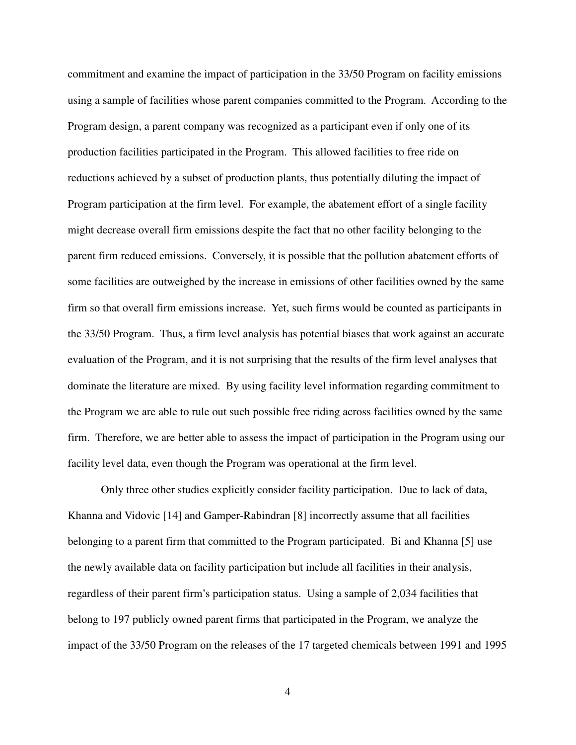commitment and examine the impact of participation in the 33/50 Program on facility emissions using a sample of facilities whose parent companies committed to the Program. According to the Program design, a parent company was recognized as a participant even if only one of its production facilities participated in the Program. This allowed facilities to free ride on reductions achieved by a subset of production plants, thus potentially diluting the impact of Program participation at the firm level. For example, the abatement effort of a single facility might decrease overall firm emissions despite the fact that no other facility belonging to the parent firm reduced emissions. Conversely, it is possible that the pollution abatement efforts of some facilities are outweighed by the increase in emissions of other facilities owned by the same firm so that overall firm emissions increase. Yet, such firms would be counted as participants in the 33/50 Program. Thus, a firm level analysis has potential biases that work against an accurate evaluation of the Program, and it is not surprising that the results of the firm level analyses that dominate the literature are mixed. By using facility level information regarding commitment to the Program we are able to rule out such possible free riding across facilities owned by the same firm. Therefore, we are better able to assess the impact of participation in the Program using our facility level data, even though the Program was operational at the firm level.

Only three other studies explicitly consider facility participation. Due to lack of data, Khanna and Vidovic [14] and Gamper-Rabindran [8] incorrectly assume that all facilities belonging to a parent firm that committed to the Program participated. Bi and Khanna [5] use the newly available data on facility participation but include all facilities in their analysis, regardless of their parent firm's participation status. Using a sample of 2,034 facilities that belong to 197 publicly owned parent firms that participated in the Program, we analyze the impact of the 33/50 Program on the releases of the 17 targeted chemicals between 1991 and 1995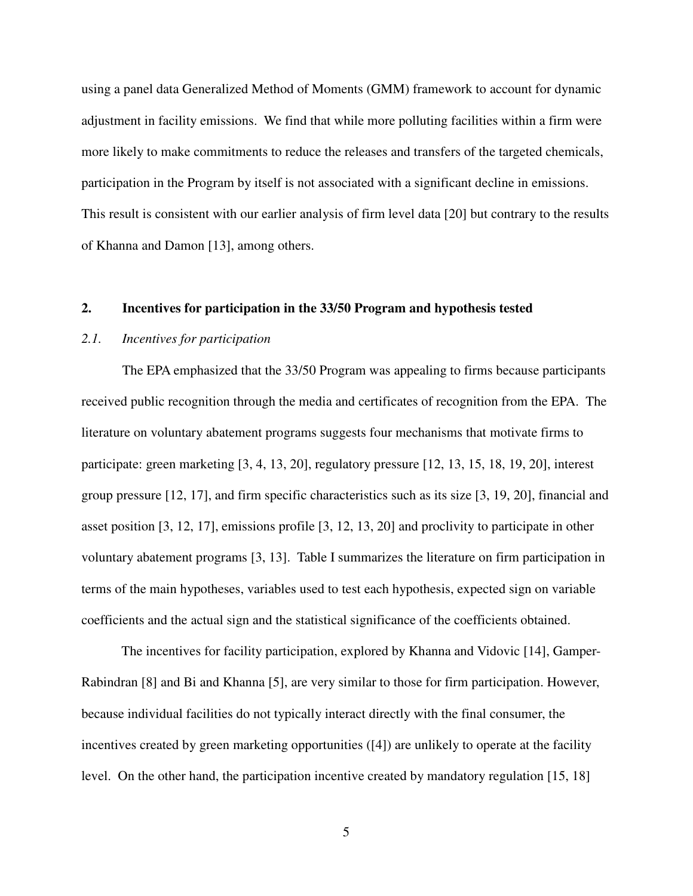using a panel data Generalized Method of Moments (GMM) framework to account for dynamic adjustment in facility emissions. We find that while more polluting facilities within a firm were more likely to make commitments to reduce the releases and transfers of the targeted chemicals, participation in the Program by itself is not associated with a significant decline in emissions. This result is consistent with our earlier analysis of firm level data [20] but contrary to the results of Khanna and Damon [13], among others.

## 2. Incentives for participation in the 33/50 Program and hypothesis tested

### *2.1. Incentives for participation*

The EPA emphasized that the 33/50 Program was appealing to firms because participants received public recognition through the media and certificates of recognition from the EPA. The literature on voluntary abatement programs suggests four mechanisms that motivate firms to participate: green marketing [3, 4, 13, 20], regulatory pressure [12, 13, 15, 18, 19, 20], interest group pressure [12, 17], and firm specific characteristics such as its size [3, 19, 20], financial and asset position [3, 12, 17], emissions profile [3, 12, 13, 20] and proclivity to participate in other voluntary abatement programs [3, 13]. Table I summarizes the literature on firm participation in terms of the main hypotheses, variables used to test each hypothesis, expected sign on variable coefficients and the actual sign and the statistical significance of the coefficients obtained.

The incentives for facility participation, explored by Khanna and Vidovic [14], Gamper-Rabindran [8] and Bi and Khanna [5], are very similar to those for firm participation. However, because individual facilities do not typically interact directly with the final consumer, the incentives created by green marketing opportunities ([4]) are unlikely to operate at the facility level. On the other hand, the participation incentive created by mandatory regulation [15, 18]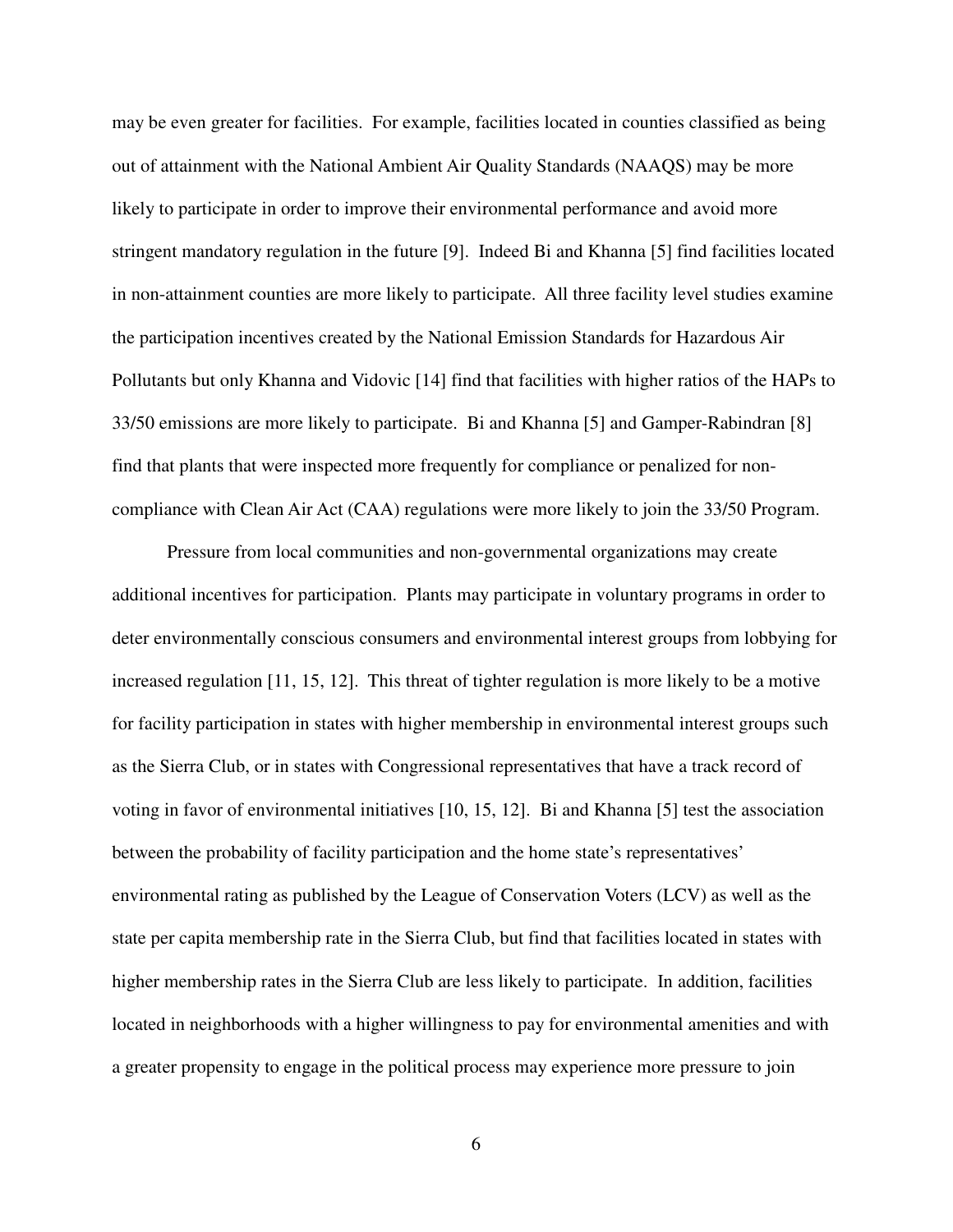may be even greater for facilities. For example, facilities located in counties classified as being out of attainment with the National Ambient Air Quality Standards (NAAQS) may be more likely to participate in order to improve their environmental performance and avoid more stringent mandatory regulation in the future [9]. Indeed Bi and Khanna [5] find facilities located in non-attainment counties are more likely to participate. All three facility level studies examine the participation incentives created by the National Emission Standards for Hazardous Air Pollutants but only Khanna and Vidovic [14] find that facilities with higher ratios of the HAPs to 33/50 emissions are more likely to participate. Bi and Khanna [5] and Gamper-Rabindran [8] find that plants that were inspected more frequently for compliance or penalized for non-compliance with Clean Air Act (CAA) regulations were more likely to join the 33/50 Program.

Pressure from local communities and non-governmental organizations may create additional incentives for participation. Plants may participate in voluntary programs in order to deter environmentally conscious consumers and environmental interest groups from lobbying for increased regulation [11, 15, 12]. This threat of tighter regulation is more likely to be a motive for facility participation in states with higher membership in environmental interest groups such as the Sierra Club, or in states with Congressional representatives that have a track record of voting in favor of environmental initiatives [10, 15, 12]. Bi and Khanna [5] test the association between the probability of facility participation and the home state's representatives' environmental rating as published by the League of Conservation Voters (LCV) as well as the state per capita membership rate in the Sierra Club, but find that facilities located in states with higher membership rates in the Sierra Club are less likely to participate. In addition, facilities located in neighborhoods with a higher willingness to pay for environmental amenities and with a greater propensity to engage in the political process may experience more pressure to join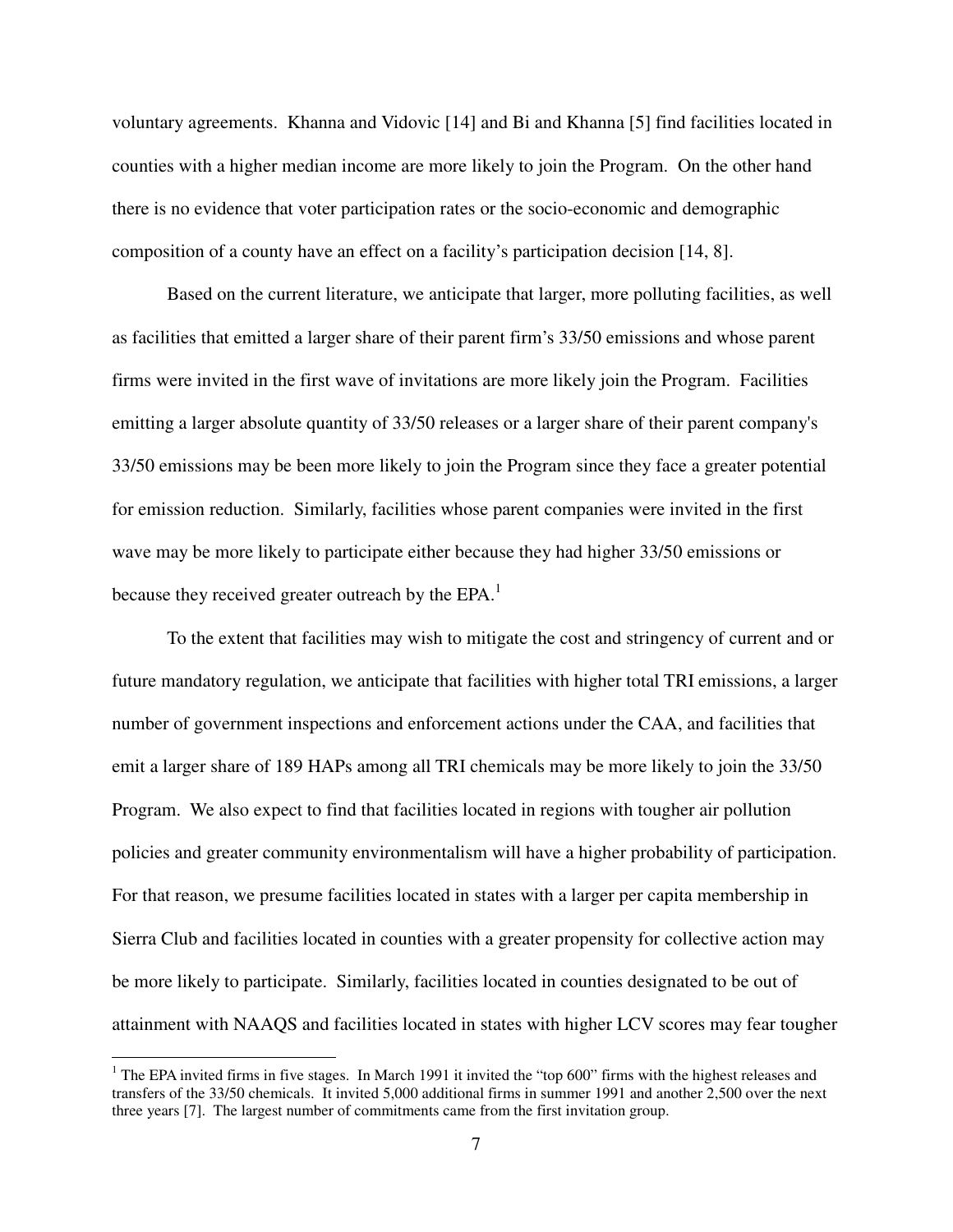voluntary agreements. Khanna and Vidovic [14] and Bi and Khanna [5] find facilities located in counties with a higher median income are more likely to join the Program. On the other hand there is no evidence that voter participation rates or the socio-economic and demographic composition of a county have an effect on a facility's participation decision [14, 8].

Based on the current literature, we anticipate that larger, more polluting facilities, as well as facilities that emitted a larger share of their parent firm's 33/50 emissions and whose parent firms were invited in the first wave of invitations are more likely join the Program. Facilities emitting a larger absolute quantity of 33/50 releases or a larger share of their parent company's 33/50 emissions may be been more likely to join the Program since they face a greater potential for emission reduction. Similarly, facilities whose parent companies were invited in the first wave may be more likely to participate either because they had higher 33/50 emissions or because they received greater outreach by the EPA.[1]

To the extent that facilities may wish to mitigate the cost and stringency of current and or future mandatory regulation, we anticipate that facilities with higher total TRI emissions, a larger number of government inspections and enforcement actions under the CAA, and facilities that emit a larger share of 189 HAPs among all TRI chemicals may be more likely to join the 33/50 Program. We also expect to find that facilities located in regions with tougher air pollution policies and greater community environmentalism will have a higher probability of participation. For that reason, we presume facilities located in states with a larger per capita membership in Sierra Club and facilities located in counties with a greater propensity for collective action may be more likely to participate. Similarly, facilities located in counties designated to be out of attainment with NAAQS and facilities located in states with higher LCV scores may fear tougher

[1] The EPA invited firms in five stages. In March 1991 it invited the "top 600" firms with the highest releases and transfers of the 33/50 chemicals. It invited 5,000 additional firms in summer 1991 and another 2,500 over the next three years [7]. The largest number of commitments came from the first invitation group.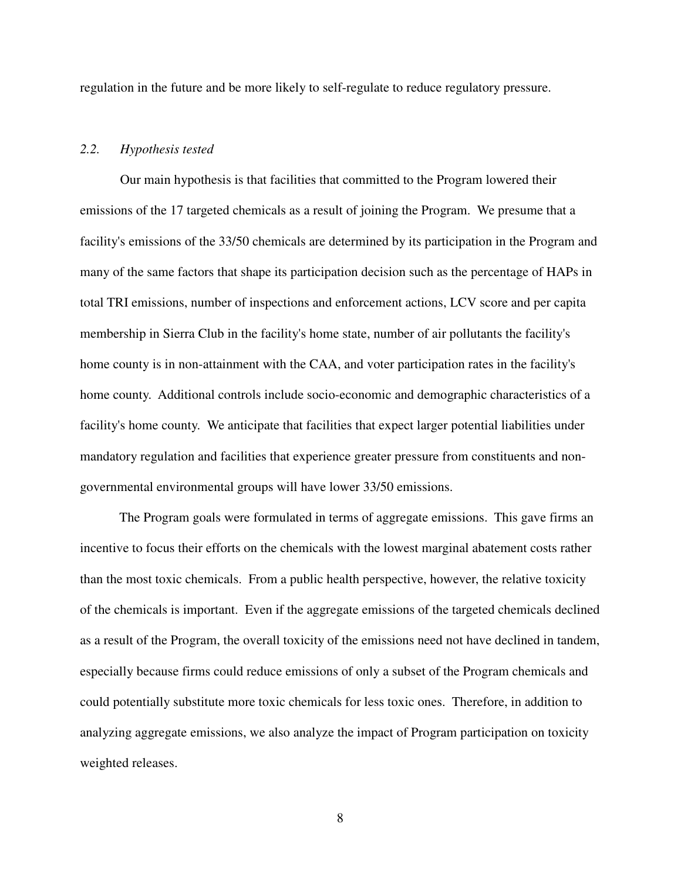regulation in the future and be more likely to self-regulate to reduce regulatory pressure.

### *2.2. Hypothesis tested*

Our main hypothesis is that facilities that committed to the Program lowered their emissions of the 17 targeted chemicals as a result of joining the Program. We presume that a facility's emissions of the 33/50 chemicals are determined by its participation in the Program and many of the same factors that shape its participation decision such as the percentage of HAPs in total TRI emissions, number of inspections and enforcement actions, LCV score and per capita membership in Sierra Club in the facility's home state, number of air pollutants the facility's home county is in non-attainment with the CAA, and voter participation rates in the facility's home county. Additional controls include socio-economic and demographic characteristics of a facility's home county. We anticipate that facilities that expect larger potential liabilities under mandatory regulation and facilities that experience greater pressure from constituents and non-governmental environmental groups will have lower 33/50 emissions.

The Program goals were formulated in terms of aggregate emissions. This gave firms an incentive to focus their efforts on the chemicals with the lowest marginal abatement costs rather than the most toxic chemicals. From a public health perspective, however, the relative toxicity of the chemicals is important. Even if the aggregate emissions of the targeted chemicals declined as a result of the Program, the overall toxicity of the emissions need not have declined in tandem, especially because firms could reduce emissions of only a subset of the Program chemicals and could potentially substitute more toxic chemicals for less toxic ones. Therefore, in addition to analyzing aggregate emissions, we also analyze the impact of Program participation on toxicity weighted releases.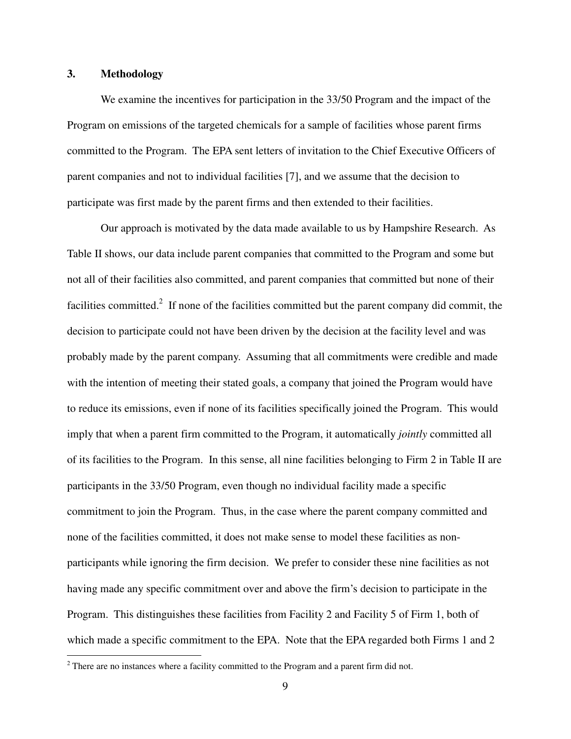## 3. Methodology

We examine the incentives for participation in the 33/50 Program and the impact of the Program on emissions of the targeted chemicals for a sample of facilities whose parent firms committed to the Program. The EPA sent letters of invitation to the Chief Executive Officers of parent companies and not to individual facilities [7], and we assume that the decision to participate was first made by the parent firms and then extended to their facilities.

Our approach is motivated by the data made available to us by Hampshire Research. As Table II shows, our data include parent companies that committed to the Program and some but not all of their facilities also committed, and parent companies that committed but none of their facilities committed.[2] If none of the facilities committed but the parent company did commit, the decision to participate could not have been driven by the decision at the facility level and was probably made by the parent company. Assuming that all commitments were credible and made with the intention of meeting their stated goals, a company that joined the Program would have to reduce its emissions, even if none of its facilities specifically joined the Program. This would imply that when a parent firm committed to the Program, it automatically *jointly* committed all of its facilities to the Program. In this sense, all nine facilities belonging to Firm 2 in Table II are participants in the 33/50 Program, even though no individual facility made a specific commitment to join the Program. Thus, in the case where the parent company committed and none of the facilities committed, it does not make sense to model these facilities as non-participants while ignoring the firm decision. We prefer to consider these nine facilities as not having made any specific commitment over and above the firm's decision to participate in the Program. This distinguishes these facilities from Facility 2 and Facility 5 of Firm 1, both of which made a specific commitment to the EPA. Note that the EPA regarded both Firms 1 and 2

[2] There are no instances where a facility committed to the Program and a parent firm did not.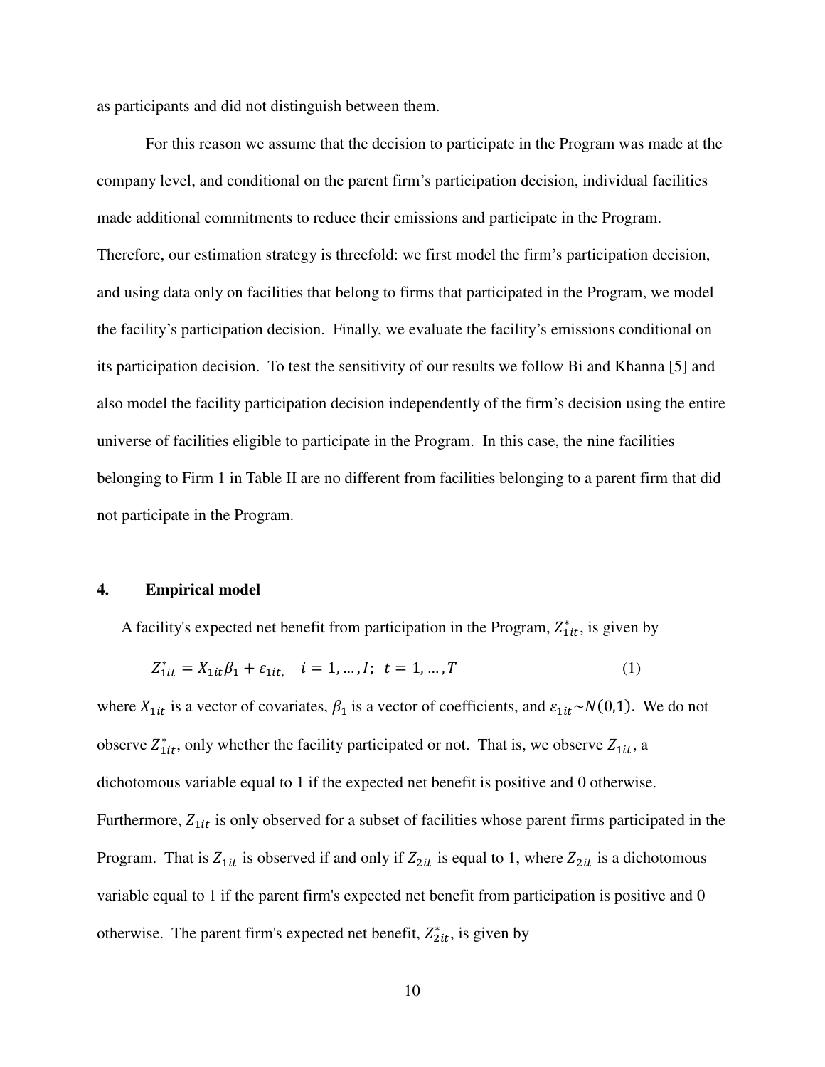as participants and did not distinguish between them.

For this reason we assume that the decision to participate in the Program was made at the company level, and conditional on the parent firm's participation decision, individual facilities made additional commitments to reduce their emissions and participate in the Program. Therefore, our estimation strategy is threefold: we first model the firm's participation decision, and using data only on facilities that belong to firms that participated in the Program, we model the facility's participation decision. Finally, we evaluate the facility's emissions conditional on its participation decision. To test the sensitivity of our results we follow Bi and Khanna [5] and also model the facility participation decision independently of the firm's decision using the entire universe of facilities eligible to participate in the Program. In this case, the nine facilities belonging to Firm 1 in Table II are no different from facilities belonging to a parent firm that did not participate in the Program.

## 4. Empirical model

A facility's expected net benefit from participation in the Program, $Z^*_{1it}$, is given by

$$Z^*_{1it} = X_{1it}\beta_1 + \varepsilon_{1it}, \quad i = 1, \ldots, I; \; t = 1, \ldots, T \qquad (1)$$

where $X_{1it}$ is a vector of covariates, $\beta_1$ is a vector of coefficients, and $\varepsilon_{1it} \sim N(0,1)$. We do not observe $Z^*_{1it}$, only whether the facility participated or not. That is, we observe $Z_{1it}$, a dichotomous variable equal to 1 if the expected net benefit is positive and 0 otherwise. Furthermore, $Z_{1it}$ is only observed for a subset of facilities whose parent firms participated in the Program. That is $Z_{1it}$ is observed if and only if $Z_{2it}$ is equal to 1, where $Z_{2it}$ is a dichotomous variable equal to 1 if the parent firm's expected net benefit from participation is positive and 0 otherwise. The parent firm's expected net benefit, $Z^*_{2it}$, is given by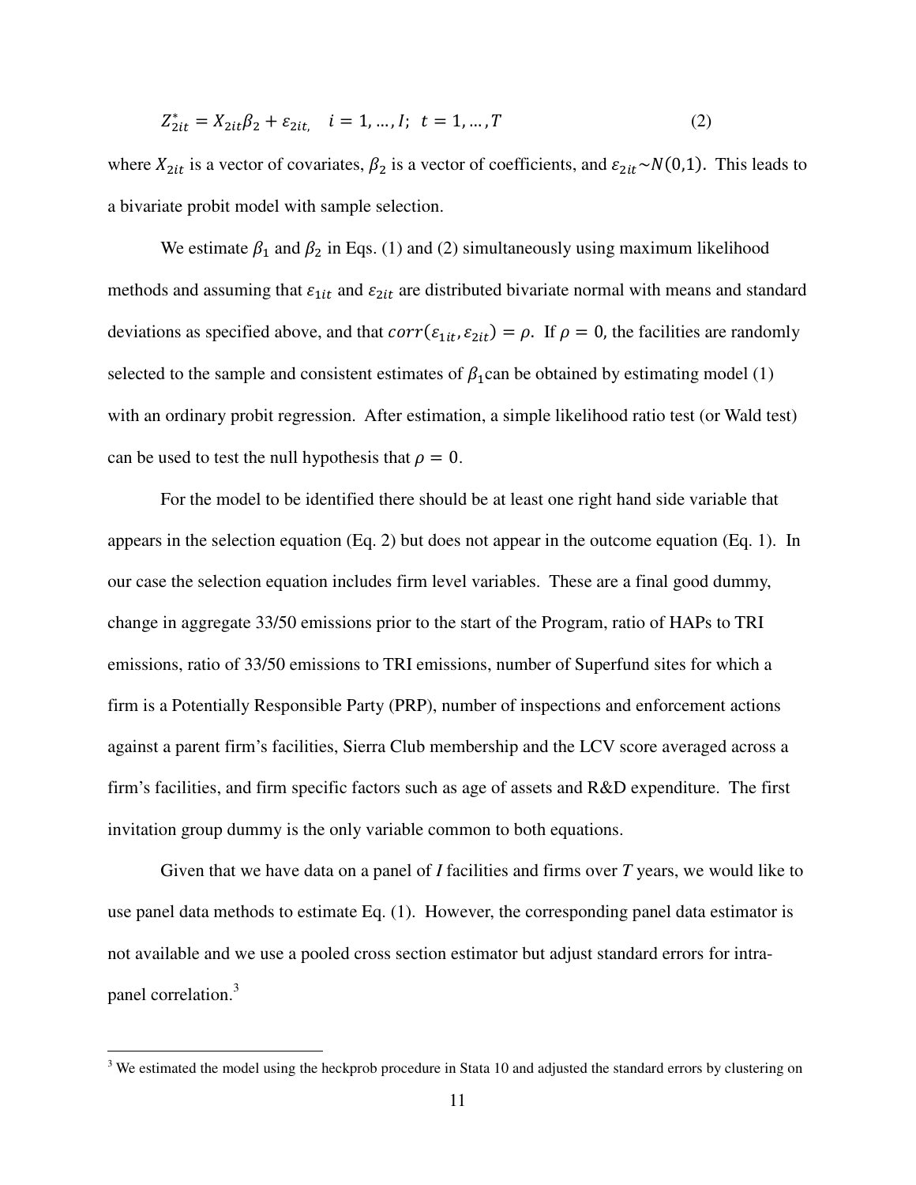$$Z^{*}_{2it} = X_{2it}\beta_2 + \varepsilon_{2it}, \quad i = 1, \ldots, I; \;\; t = 1, \ldots, T \tag{2}$$

where $X_{2it}$ is a vector of covariates, $\beta_2$ is a vector of coefficients, and $\varepsilon_{2it} \sim N(0,1)$. This leads to a bivariate probit model with sample selection.

We estimate $\beta_1$ and $\beta_2$ in Eqs. (1) and (2) simultaneously using maximum likelihood methods and assuming that $\varepsilon_{1it}$ and $\varepsilon_{2it}$ are distributed bivariate normal with means and standard deviations as specified above, and that $corr(\varepsilon_{1it}, \varepsilon_{2it}) = \rho$. If $\rho = 0$, the facilities are randomly selected to the sample and consistent estimates of $\beta_1$can be obtained by estimating model (1) with an ordinary probit regression. After estimation, a simple likelihood ratio test (or Wald test) can be used to test the null hypothesis that $\rho = 0$.

For the model to be identified there should be at least one right hand side variable that appears in the selection equation (Eq. 2) but does not appear in the outcome equation (Eq. 1). In our case the selection equation includes firm level variables. These are a final good dummy, change in aggregate 33/50 emissions prior to the start of the Program, ratio of HAPs to TRI emissions, ratio of 33/50 emissions to TRI emissions, number of Superfund sites for which a firm is a Potentially Responsible Party (PRP), number of inspections and enforcement actions against a parent firm's facilities, Sierra Club membership and the LCV score averaged across a firm's facilities, and firm specific factors such as age of assets and R&D expenditure. The first invitation group dummy is the only variable common to both equations.

Given that we have data on a panel of *I* facilities and firms over *T* years, we would like to use panel data methods to estimate Eq. (1). However, the corresponding panel data estimator is not available and we use a pooled cross section estimator but adjust standard errors for intra-panel correlation.[3]

[3] We estimated the model using the heckprob procedure in Stata 10 and adjusted the standard errors by clustering on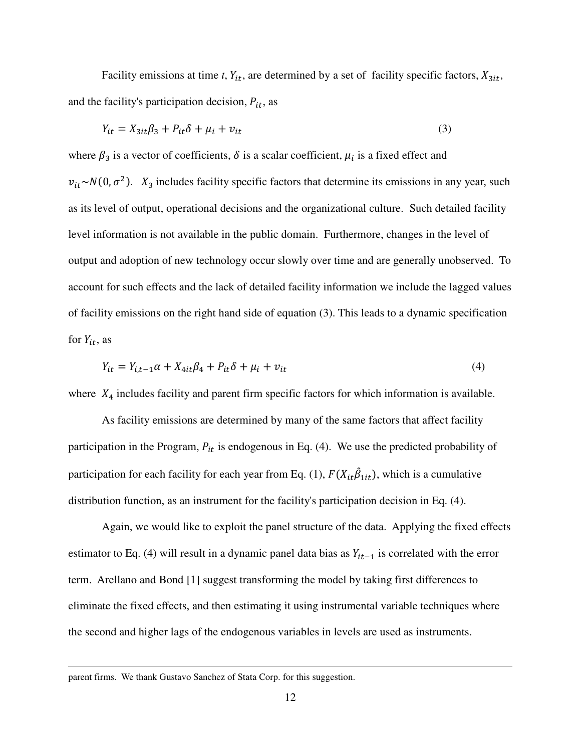Facility emissions at time *t*, $Y_{it}$, are determined by a set of facility specific factors, $X_{3it}$, and the facility's participation decision, $P_{it}$, as

$$Y_{it} = X_{3it}\beta_3 + P_{it}\delta + \mu_i + v_{it} \tag{3}$$

where $\beta_3$ is a vector of coefficients, $\delta$ is a scalar coefficient, $\mu_i$ is a fixed effect and $v_{it} \sim N(0, \sigma^2)$. $X_3$ includes facility specific factors that determine its emissions in any year, such as its level of output, operational decisions and the organizational culture. Such detailed facility level information is not available in the public domain. Furthermore, changes in the level of output and adoption of new technology occur slowly over time and are generally unobserved. To account for such effects and the lack of detailed facility information we include the lagged values of facility emissions on the right hand side of equation (3). This leads to a dynamic specification for $Y_{it}$, as

$$Y_{it} = Y_{i,t-1}\alpha + X_{4it}\beta_4 + P_{it}\delta + \mu_i + v_{it} \tag{4}$$

where $X_4$ includes facility and parent firm specific factors for which information is available.

As facility emissions are determined by many of the same factors that affect facility participation in the Program, $P_{it}$ is endogenous in Eq. (4). We use the predicted probability of participation for each facility for each year from Eq. (1), $F(X_{it}\hat{\beta}_{1it})$, which is a cumulative distribution function, as an instrument for the facility's participation decision in Eq. (4).

Again, we would like to exploit the panel structure of the data. Applying the fixed effects estimator to Eq. (4) will result in a dynamic panel data bias as $Y_{it-1}$ is correlated with the error term. Arellano and Bond [1] suggest transforming the model by taking first differences to eliminate the fixed effects, and then estimating it using instrumental variable techniques where the second and higher lags of the endogenous variables in levels are used as instruments.

---

parent firms. We thank Gustavo Sanchez of Stata Corp. for this suggestion.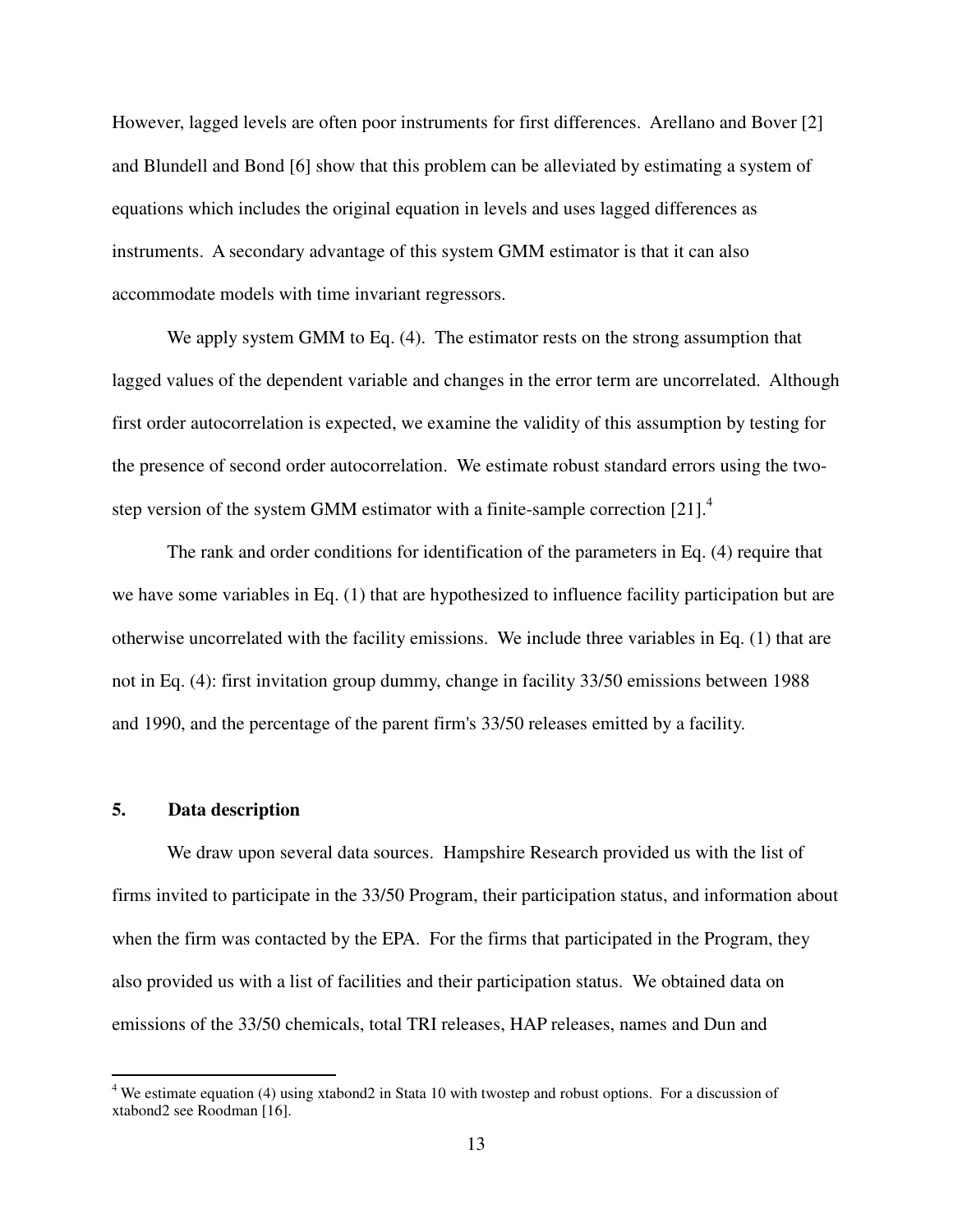However, lagged levels are often poor instruments for first differences. Arellano and Bover [2] and Blundell and Bond [6] show that this problem can be alleviated by estimating a system of equations which includes the original equation in levels and uses lagged differences as instruments. A secondary advantage of this system GMM estimator is that it can also accommodate models with time invariant regressors.

We apply system GMM to Eq. (4). The estimator rests on the strong assumption that lagged values of the dependent variable and changes in the error term are uncorrelated. Although first order autocorrelation is expected, we examine the validity of this assumption by testing for the presence of second order autocorrelation. We estimate robust standard errors using the two-step version of the system GMM estimator with a finite-sample correction [21].[4]

The rank and order conditions for identification of the parameters in Eq. (4) require that we have some variables in Eq. (1) that are hypothesized to influence facility participation but are otherwise uncorrelated with the facility emissions. We include three variables in Eq. (1) that are not in Eq. (4): first invitation group dummy, change in facility 33/50 emissions between 1988 and 1990, and the percentage of the parent firm's 33/50 releases emitted by a facility.

## 5. Data description

We draw upon several data sources. Hampshire Research provided us with the list of firms invited to participate in the 33/50 Program, their participation status, and information about when the firm was contacted by the EPA. For the firms that participated in the Program, they also provided us with a list of facilities and their participation status. We obtained data on emissions of the 33/50 chemicals, total TRI releases, HAP releases, names and Dun and

---

[4] We estimate equation (4) using xtabond2 in Stata 10 with twostep and robust options. For a discussion of xtabond2 see Roodman [16].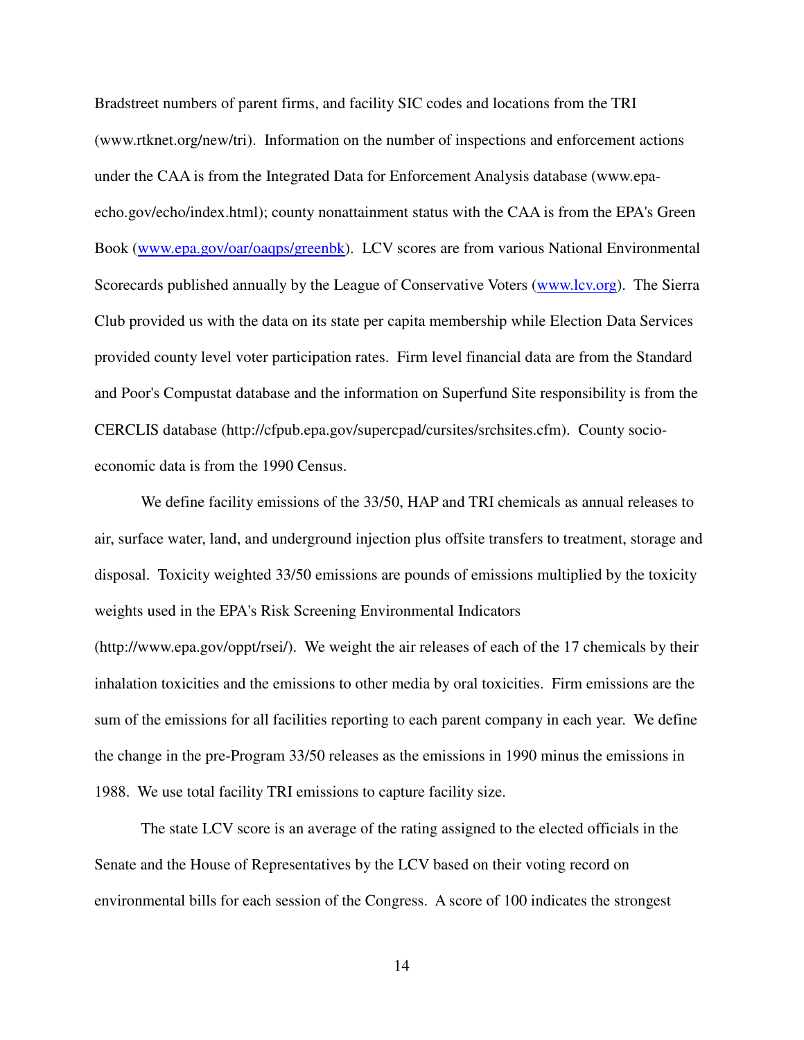Bradstreet numbers of parent firms, and facility SIC codes and locations from the TRI (www.rtknet.org/new/tri). Information on the number of inspections and enforcement actions under the CAA is from the Integrated Data for Enforcement Analysis database (www.epa-echo.gov/echo/index.html); county nonattainment status with the CAA is from the EPA's Green Book (www.epa.gov/oar/oaqps/greenbk). LCV scores are from various National Environmental Scorecards published annually by the League of Conservative Voters (www.lcv.org). The Sierra Club provided us with the data on its state per capita membership while Election Data Services provided county level voter participation rates. Firm level financial data are from the Standard and Poor's Compustat database and the information on Superfund Site responsibility is from the CERCLIS database (http://cfpub.epa.gov/supercpad/cursites/srchsites.cfm). County socio-economic data is from the 1990 Census.

We define facility emissions of the 33/50, HAP and TRI chemicals as annual releases to air, surface water, land, and underground injection plus offsite transfers to treatment, storage and disposal. Toxicity weighted 33/50 emissions are pounds of emissions multiplied by the toxicity weights used in the EPA's Risk Screening Environmental Indicators (http://www.epa.gov/oppt/rsei/). We weight the air releases of each of the 17 chemicals by their inhalation toxicities and the emissions to other media by oral toxicities. Firm emissions are the sum of the emissions for all facilities reporting to each parent company in each year. We define the change in the pre-Program 33/50 releases as the emissions in 1990 minus the emissions in 1988. We use total facility TRI emissions to capture facility size.

The state LCV score is an average of the rating assigned to the elected officials in the Senate and the House of Representatives by the LCV based on their voting record on environmental bills for each session of the Congress. A score of 100 indicates the strongest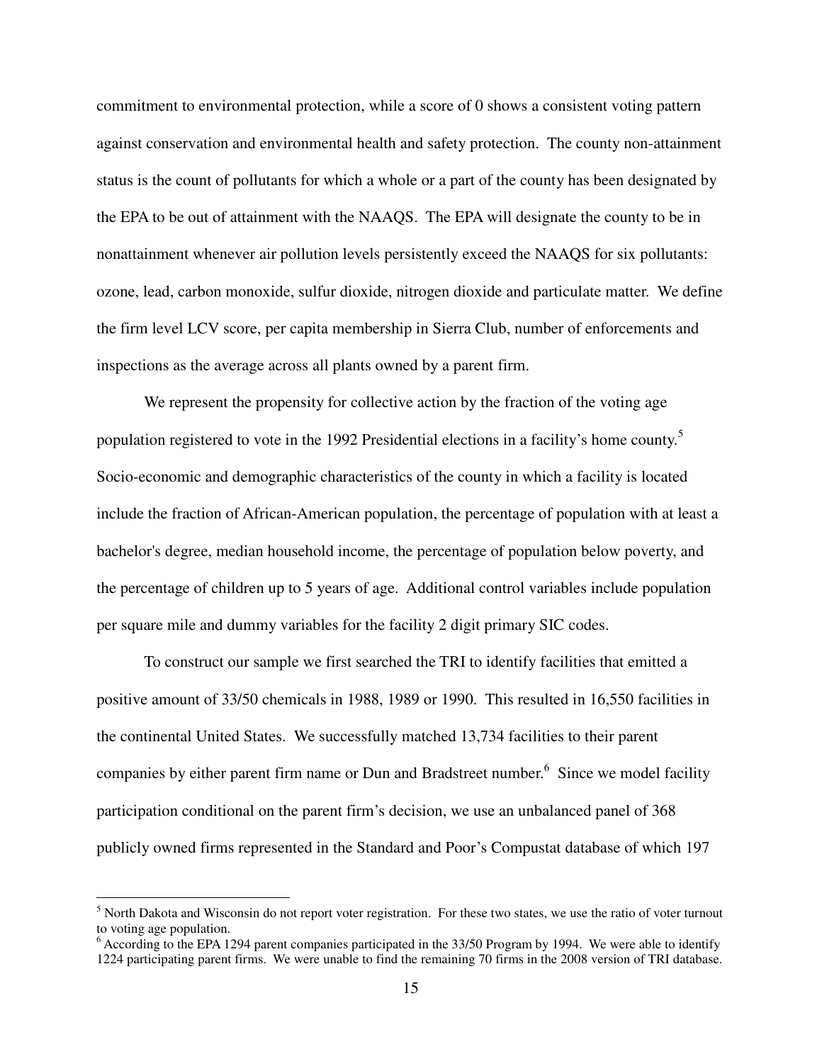commitment to environmental protection, while a score of 0 shows a consistent voting pattern against conservation and environmental health and safety protection. The county non-attainment status is the count of pollutants for which a whole or a part of the county has been designated by the EPA to be out of attainment with the NAAQS. The EPA will designate the county to be in nonattainment whenever air pollution levels persistently exceed the NAAQS for six pollutants: ozone, lead, carbon monoxide, sulfur dioxide, nitrogen dioxide and particulate matter. We define the firm level LCV score, per capita membership in Sierra Club, number of enforcements and inspections as the average across all plants owned by a parent firm.

We represent the propensity for collective action by the fraction of the voting age population registered to vote in the 1992 Presidential elections in a facility's home county.[5] Socio-economic and demographic characteristics of the county in which a facility is located include the fraction of African-American population, the percentage of population with at least a bachelor's degree, median household income, the percentage of population below poverty, and the percentage of children up to 5 years of age. Additional control variables include population per square mile and dummy variables for the facility 2 digit primary SIC codes.

To construct our sample we first searched the TRI to identify facilities that emitted a positive amount of 33/50 chemicals in 1988, 1989 or 1990. This resulted in 16,550 facilities in the continental United States. We successfully matched 13,734 facilities to their parent companies by either parent firm name or Dun and Bradstreet number.[6] Since we model facility participation conditional on the parent firm's decision, we use an unbalanced panel of 368 publicly owned firms represented in the Standard and Poor's Compustat database of which 197

---

[5] North Dakota and Wisconsin do not report voter registration. For these two states, we use the ratio of voter turnout to voting age population.

[6] According to the EPA 1294 parent companies participated in the 33/50 Program by 1994. We were able to identify 1224 participating parent firms. We were unable to find the remaining 70 firms in the 2008 version of TRI database.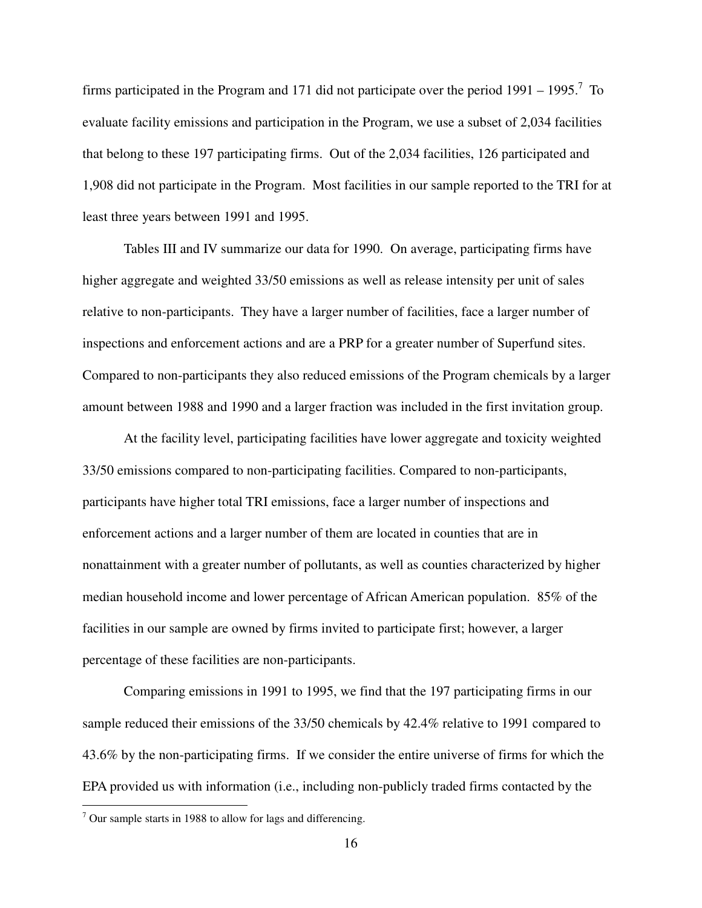firms participated in the Program and 171 did not participate over the period 1991 – 1995.[7] To evaluate facility emissions and participation in the Program, we use a subset of 2,034 facilities that belong to these 197 participating firms. Out of the 2,034 facilities, 126 participated and 1,908 did not participate in the Program. Most facilities in our sample reported to the TRI for at least three years between 1991 and 1995.

Tables III and IV summarize our data for 1990. On average, participating firms have higher aggregate and weighted 33/50 emissions as well as release intensity per unit of sales relative to non-participants. They have a larger number of facilities, face a larger number of inspections and enforcement actions and are a PRP for a greater number of Superfund sites. Compared to non-participants they also reduced emissions of the Program chemicals by a larger amount between 1988 and 1990 and a larger fraction was included in the first invitation group.

At the facility level, participating facilities have lower aggregate and toxicity weighted 33/50 emissions compared to non-participating facilities. Compared to non-participants, participants have higher total TRI emissions, face a larger number of inspections and enforcement actions and a larger number of them are located in counties that are in nonattainment with a greater number of pollutants, as well as counties characterized by higher median household income and lower percentage of African American population. 85% of the facilities in our sample are owned by firms invited to participate first; however, a larger percentage of these facilities are non-participants.

Comparing emissions in 1991 to 1995, we find that the 197 participating firms in our sample reduced their emissions of the 33/50 chemicals by 42.4% relative to 1991 compared to 43.6% by the non-participating firms. If we consider the entire universe of firms for which the EPA provided us with information (i.e., including non-publicly traded firms contacted by the

[7] Our sample starts in 1988 to allow for lags and differencing.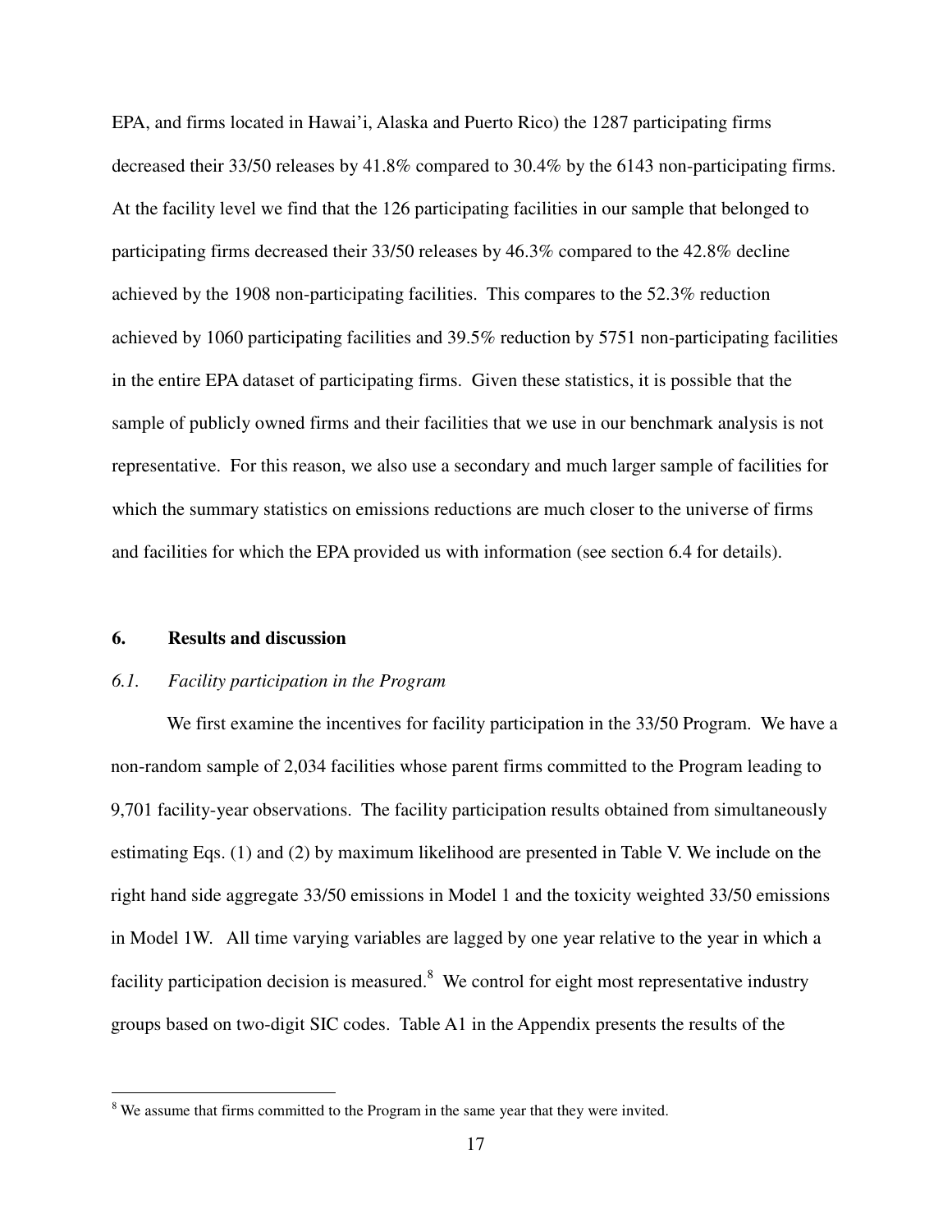EPA, and firms located in Hawai'i, Alaska and Puerto Rico) the 1287 participating firms decreased their 33/50 releases by 41.8% compared to 30.4% by the 6143 non-participating firms. At the facility level we find that the 126 participating facilities in our sample that belonged to participating firms decreased their 33/50 releases by 46.3% compared to the 42.8% decline achieved by the 1908 non-participating facilities. This compares to the 52.3% reduction achieved by 1060 participating facilities and 39.5% reduction by 5751 non-participating facilities in the entire EPA dataset of participating firms. Given these statistics, it is possible that the sample of publicly owned firms and their facilities that we use in our benchmark analysis is not representative. For this reason, we also use a secondary and much larger sample of facilities for which the summary statistics on emissions reductions are much closer to the universe of firms and facilities for which the EPA provided us with information (see section 6.4 for details).

## 6. Results and discussion

### *6.1. Facility participation in the Program*

We first examine the incentives for facility participation in the 33/50 Program. We have a non-random sample of 2,034 facilities whose parent firms committed to the Program leading to 9,701 facility-year observations. The facility participation results obtained from simultaneously estimating Eqs. (1) and (2) by maximum likelihood are presented in Table V. We include on the right hand side aggregate 33/50 emissions in Model 1 and the toxicity weighted 33/50 emissions in Model 1W. All time varying variables are lagged by one year relative to the year in which a facility participation decision is measured.[8] We control for eight most representative industry groups based on two-digit SIC codes. Table A1 in the Appendix presents the results of the

[8] We assume that firms committed to the Program in the same year that they were invited.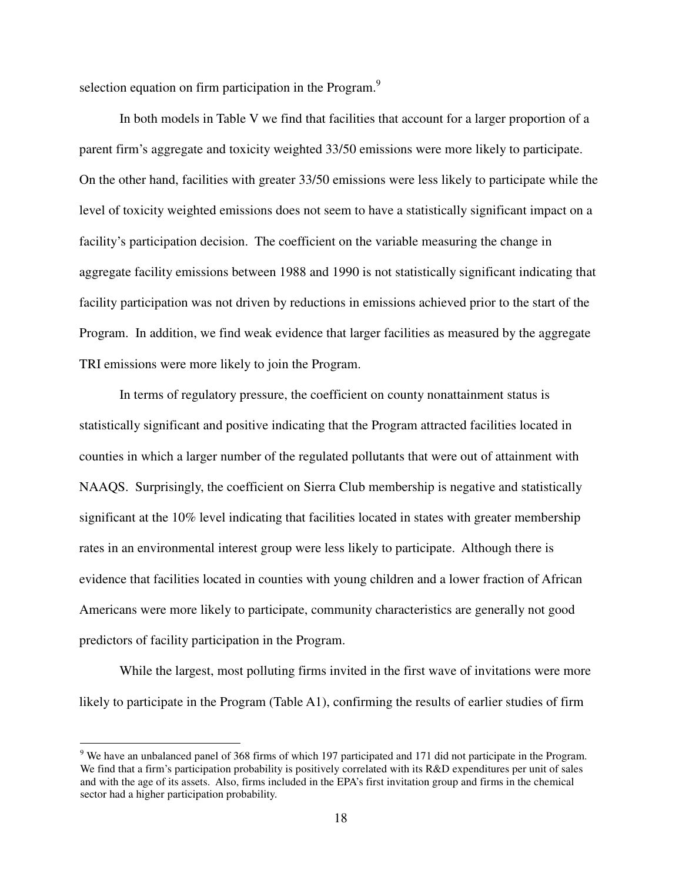selection equation on firm participation in the Program.[9]

In both models in Table V we find that facilities that account for a larger proportion of a parent firm's aggregate and toxicity weighted 33/50 emissions were more likely to participate. On the other hand, facilities with greater 33/50 emissions were less likely to participate while the level of toxicity weighted emissions does not seem to have a statistically significant impact on a facility's participation decision. The coefficient on the variable measuring the change in aggregate facility emissions between 1988 and 1990 is not statistically significant indicating that facility participation was not driven by reductions in emissions achieved prior to the start of the Program. In addition, we find weak evidence that larger facilities as measured by the aggregate TRI emissions were more likely to join the Program.

In terms of regulatory pressure, the coefficient on county nonattainment status is statistically significant and positive indicating that the Program attracted facilities located in counties in which a larger number of the regulated pollutants that were out of attainment with NAAQS. Surprisingly, the coefficient on Sierra Club membership is negative and statistically significant at the 10% level indicating that facilities located in states with greater membership rates in an environmental interest group were less likely to participate. Although there is evidence that facilities located in counties with young children and a lower fraction of African Americans were more likely to participate, community characteristics are generally not good predictors of facility participation in the Program.

While the largest, most polluting firms invited in the first wave of invitations were more likely to participate in the Program (Table A1), confirming the results of earlier studies of firm

[9] We have an unbalanced panel of 368 firms of which 197 participated and 171 did not participate in the Program. We find that a firm's participation probability is positively correlated with its R&D expenditures per unit of sales and with the age of its assets. Also, firms included in the EPA's first invitation group and firms in the chemical sector had a higher participation probability.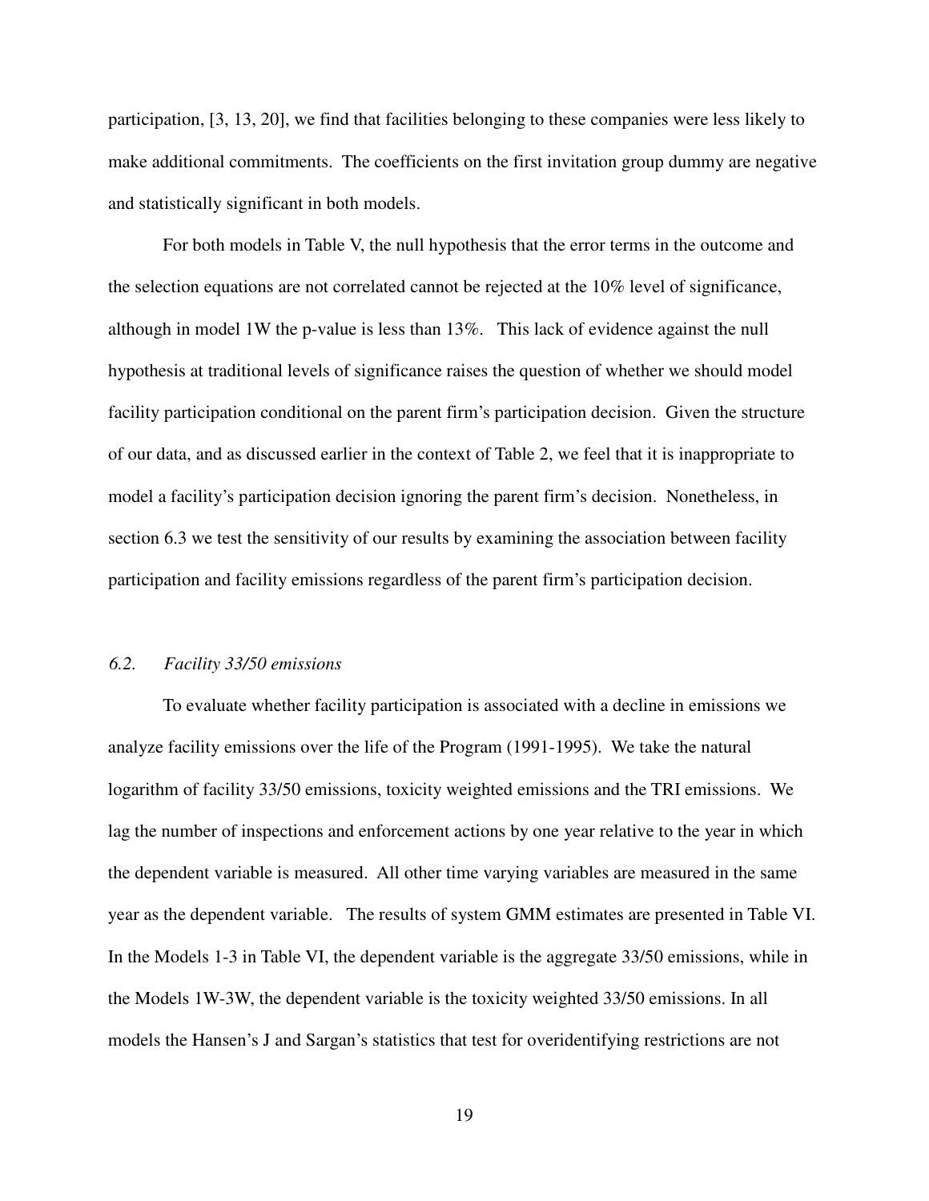participation, [3, 13, 20], we find that facilities belonging to these companies were less likely to make additional commitments. The coefficients on the first invitation group dummy are negative and statistically significant in both models.

For both models in Table V, the null hypothesis that the error terms in the outcome and the selection equations are not correlated cannot be rejected at the 10% level of significance, although in model 1W the p-value is less than 13%. This lack of evidence against the null hypothesis at traditional levels of significance raises the question of whether we should model facility participation conditional on the parent firm's participation decision. Given the structure of our data, and as discussed earlier in the context of Table 2, we feel that it is inappropriate to model a facility's participation decision ignoring the parent firm's decision. Nonetheless, in section 6.3 we test the sensitivity of our results by examining the association between facility participation and facility emissions regardless of the parent firm's participation decision.

### *6.2. Facility 33/50 emissions*

To evaluate whether facility participation is associated with a decline in emissions we analyze facility emissions over the life of the Program (1991-1995). We take the natural logarithm of facility 33/50 emissions, toxicity weighted emissions and the TRI emissions. We lag the number of inspections and enforcement actions by one year relative to the year in which the dependent variable is measured. All other time varying variables are measured in the same year as the dependent variable. The results of system GMM estimates are presented in Table VI. In the Models 1-3 in Table VI, the dependent variable is the aggregate 33/50 emissions, while in the Models 1W-3W, the dependent variable is the toxicity weighted 33/50 emissions. In all models the Hansen's J and Sargan's statistics that test for overidentifying restrictions are not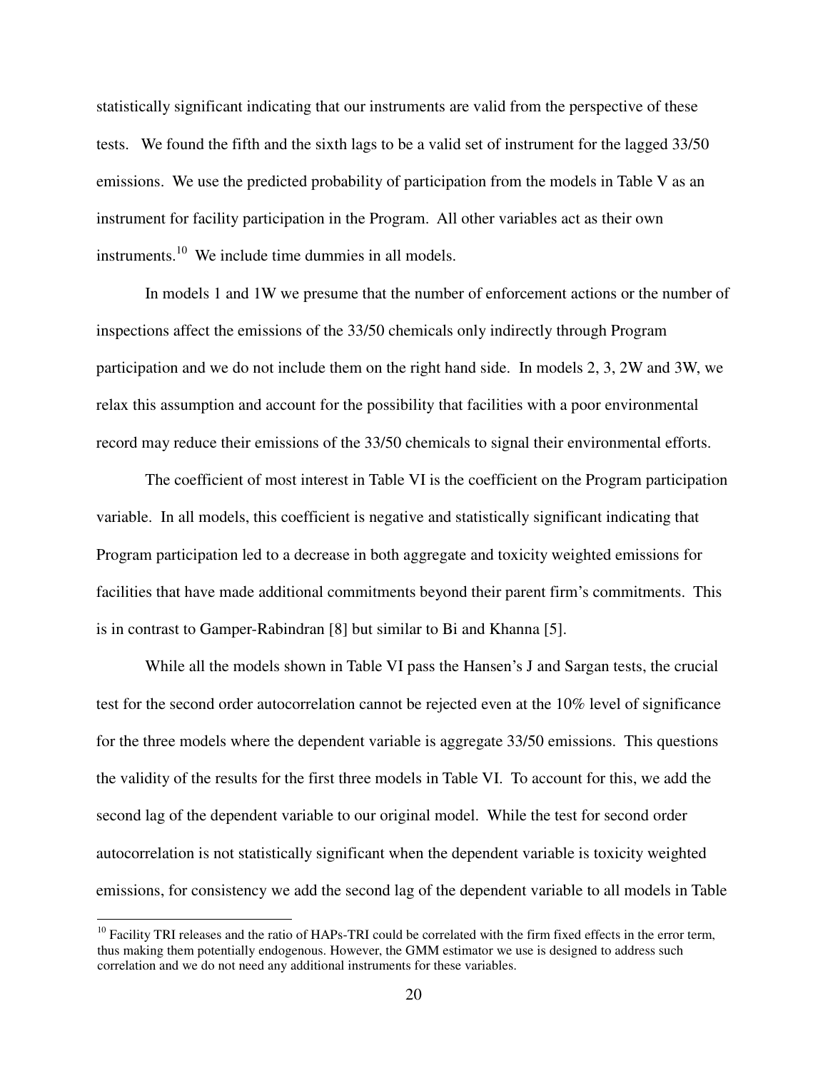statistically significant indicating that our instruments are valid from the perspective of these tests. We found the fifth and the sixth lags to be a valid set of instrument for the lagged 33/50 emissions. We use the predicted probability of participation from the models in Table V as an instrument for facility participation in the Program. All other variables act as their own instruments.[10] We include time dummies in all models.

In models 1 and 1W we presume that the number of enforcement actions or the number of inspections affect the emissions of the 33/50 chemicals only indirectly through Program participation and we do not include them on the right hand side. In models 2, 3, 2W and 3W, we relax this assumption and account for the possibility that facilities with a poor environmental record may reduce their emissions of the 33/50 chemicals to signal their environmental efforts.

The coefficient of most interest in Table VI is the coefficient on the Program participation variable. In all models, this coefficient is negative and statistically significant indicating that Program participation led to a decrease in both aggregate and toxicity weighted emissions for facilities that have made additional commitments beyond their parent firm's commitments. This is in contrast to Gamper-Rabindran [8] but similar to Bi and Khanna [5].

While all the models shown in Table VI pass the Hansen's J and Sargan tests, the crucial test for the second order autocorrelation cannot be rejected even at the 10% level of significance for the three models where the dependent variable is aggregate 33/50 emissions. This questions the validity of the results for the first three models in Table VI. To account for this, we add the second lag of the dependent variable to our original model. While the test for second order autocorrelation is not statistically significant when the dependent variable is toxicity weighted emissions, for consistency we add the second lag of the dependent variable to all models in Table

[10] Facility TRI releases and the ratio of HAPs-TRI could be correlated with the firm fixed effects in the error term, thus making them potentially endogenous. However, the GMM estimator we use is designed to address such correlation and we do not need any additional instruments for these variables.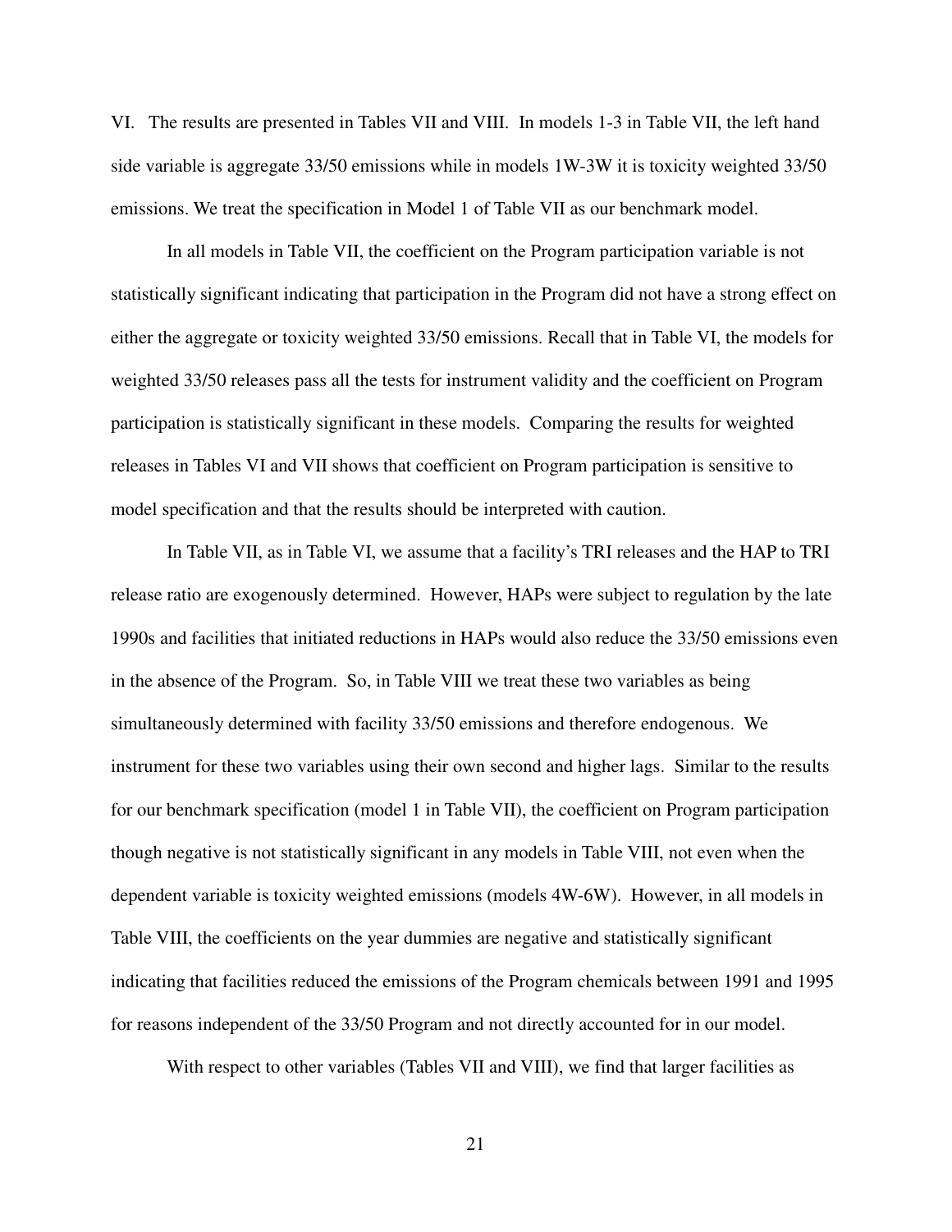VI. The results are presented in Tables VII and VIII. In models 1-3 in Table VII, the left hand side variable is aggregate 33/50 emissions while in models 1W-3W it is toxicity weighted 33/50 emissions. We treat the specification in Model 1 of Table VII as our benchmark model.

In all models in Table VII, the coefficient on the Program participation variable is not statistically significant indicating that participation in the Program did not have a strong effect on either the aggregate or toxicity weighted 33/50 emissions. Recall that in Table VI, the models for weighted 33/50 releases pass all the tests for instrument validity and the coefficient on Program participation is statistically significant in these models. Comparing the results for weighted releases in Tables VI and VII shows that coefficient on Program participation is sensitive to model specification and that the results should be interpreted with caution.

In Table VII, as in Table VI, we assume that a facility's TRI releases and the HAP to TRI release ratio are exogenously determined. However, HAPs were subject to regulation by the late 1990s and facilities that initiated reductions in HAPs would also reduce the 33/50 emissions even in the absence of the Program. So, in Table VIII we treat these two variables as being simultaneously determined with facility 33/50 emissions and therefore endogenous. We instrument for these two variables using their own second and higher lags. Similar to the results for our benchmark specification (model 1 in Table VII), the coefficient on Program participation though negative is not statistically significant in any models in Table VIII, not even when the dependent variable is toxicity weighted emissions (models 4W-6W). However, in all models in Table VIII, the coefficients on the year dummies are negative and statistically significant indicating that facilities reduced the emissions of the Program chemicals between 1991 and 1995 for reasons independent of the 33/50 Program and not directly accounted for in our model.

With respect to other variables (Tables VII and VIII), we find that larger facilities as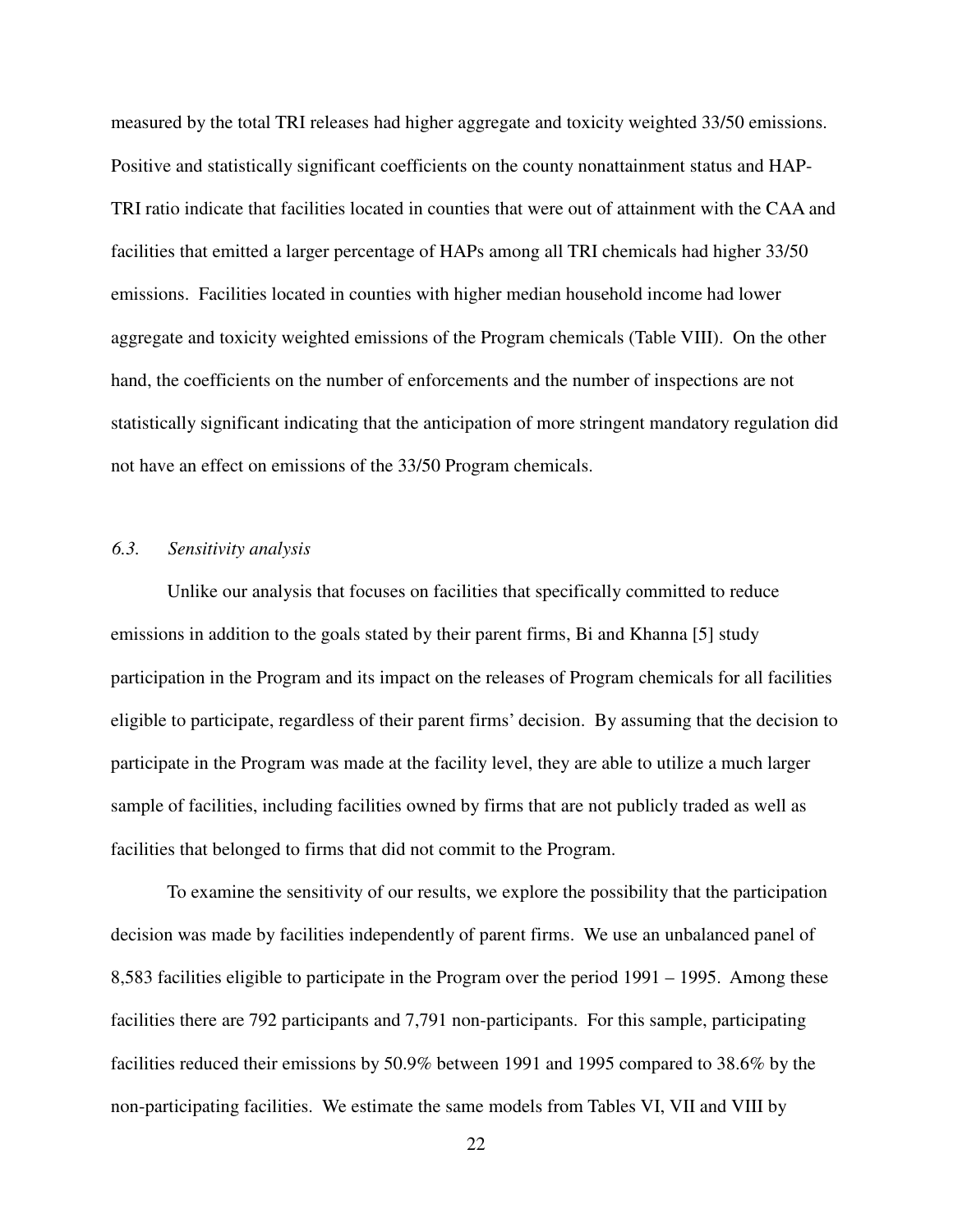measured by the total TRI releases had higher aggregate and toxicity weighted 33/50 emissions. Positive and statistically significant coefficients on the county nonattainment status and HAP-TRI ratio indicate that facilities located in counties that were out of attainment with the CAA and facilities that emitted a larger percentage of HAPs among all TRI chemicals had higher 33/50 emissions. Facilities located in counties with higher median household income had lower aggregate and toxicity weighted emissions of the Program chemicals (Table VIII). On the other hand, the coefficients on the number of enforcements and the number of inspections are not statistically significant indicating that the anticipation of more stringent mandatory regulation did not have an effect on emissions of the 33/50 Program chemicals.

### *6.3. Sensitivity analysis*

Unlike our analysis that focuses on facilities that specifically committed to reduce emissions in addition to the goals stated by their parent firms, Bi and Khanna [5] study participation in the Program and its impact on the releases of Program chemicals for all facilities eligible to participate, regardless of their parent firms' decision. By assuming that the decision to participate in the Program was made at the facility level, they are able to utilize a much larger sample of facilities, including facilities owned by firms that are not publicly traded as well as facilities that belonged to firms that did not commit to the Program.

To examine the sensitivity of our results, we explore the possibility that the participation decision was made by facilities independently of parent firms. We use an unbalanced panel of 8,583 facilities eligible to participate in the Program over the period 1991 – 1995. Among these facilities there are 792 participants and 7,791 non-participants. For this sample, participating facilities reduced their emissions by 50.9% between 1991 and 1995 compared to 38.6% by the non-participating facilities. We estimate the same models from Tables VI, VII and VIII by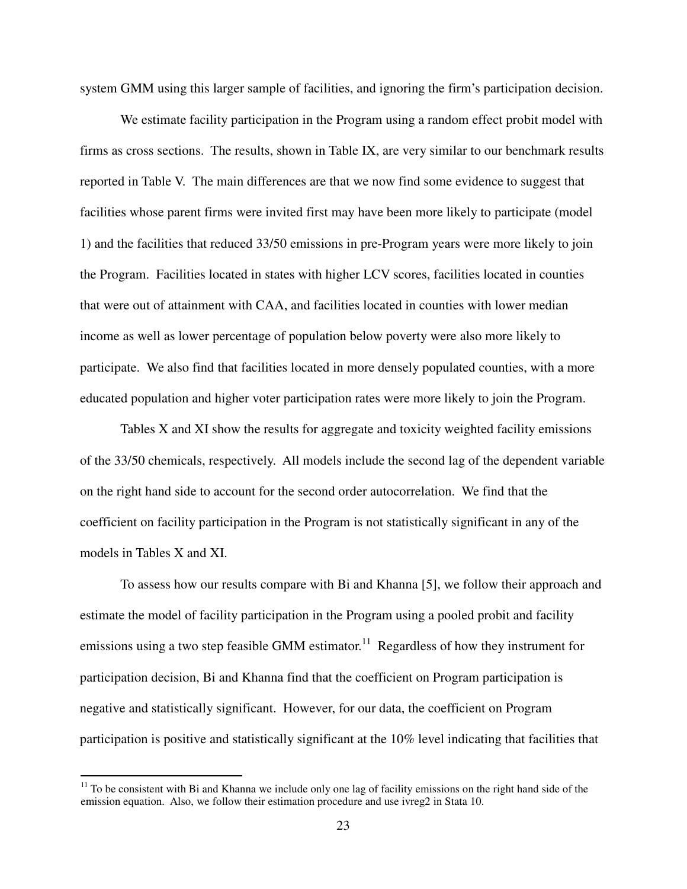system GMM using this larger sample of facilities, and ignoring the firm's participation decision.

We estimate facility participation in the Program using a random effect probit model with firms as cross sections. The results, shown in Table IX, are very similar to our benchmark results reported in Table V. The main differences are that we now find some evidence to suggest that facilities whose parent firms were invited first may have been more likely to participate (model 1) and the facilities that reduced 33/50 emissions in pre-Program years were more likely to join the Program. Facilities located in states with higher LCV scores, facilities located in counties that were out of attainment with CAA, and facilities located in counties with lower median income as well as lower percentage of population below poverty were also more likely to participate. We also find that facilities located in more densely populated counties, with a more educated population and higher voter participation rates were more likely to join the Program.

Tables X and XI show the results for aggregate and toxicity weighted facility emissions of the 33/50 chemicals, respectively. All models include the second lag of the dependent variable on the right hand side to account for the second order autocorrelation. We find that the coefficient on facility participation in the Program is not statistically significant in any of the models in Tables X and XI.

To assess how our results compare with Bi and Khanna [5], we follow their approach and estimate the model of facility participation in the Program using a pooled probit and facility emissions using a two step feasible GMM estimator.[11] Regardless of how they instrument for participation decision, Bi and Khanna find that the coefficient on Program participation is negative and statistically significant. However, for our data, the coefficient on Program participation is positive and statistically significant at the 10% level indicating that facilities that

[11] To be consistent with Bi and Khanna we include only one lag of facility emissions on the right hand side of the emission equation. Also, we follow their estimation procedure and use ivreg2 in Stata 10.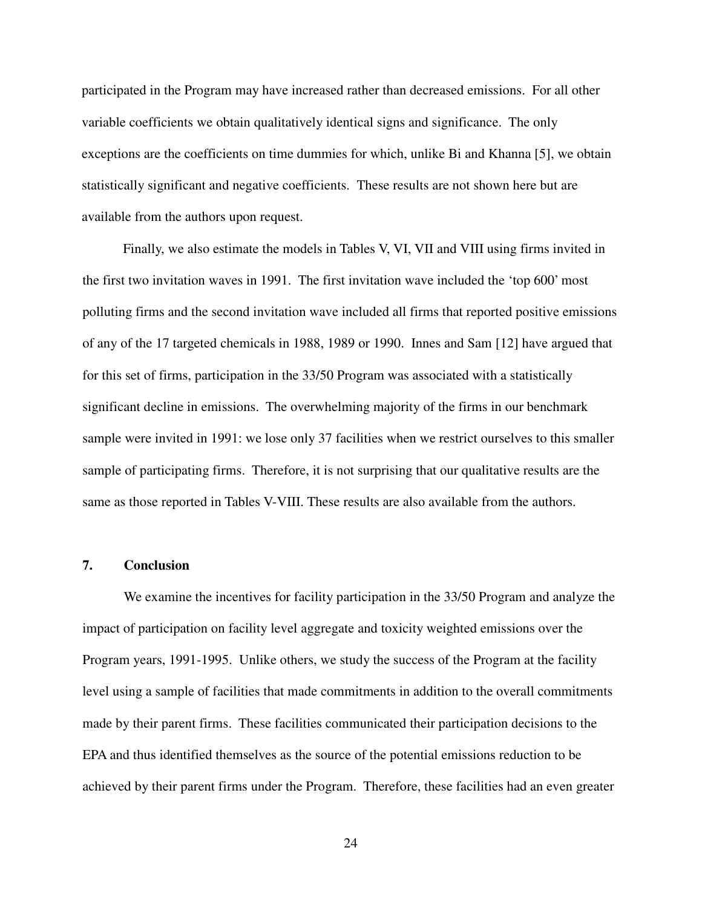participated in the Program may have increased rather than decreased emissions. For all other variable coefficients we obtain qualitatively identical signs and significance. The only exceptions are the coefficients on time dummies for which, unlike Bi and Khanna [5], we obtain statistically significant and negative coefficients. These results are not shown here but are available from the authors upon request.

Finally, we also estimate the models in Tables V, VI, VII and VIII using firms invited in the first two invitation waves in 1991. The first invitation wave included the 'top 600' most polluting firms and the second invitation wave included all firms that reported positive emissions of any of the 17 targeted chemicals in 1988, 1989 or 1990. Innes and Sam [12] have argued that for this set of firms, participation in the 33/50 Program was associated with a statistically significant decline in emissions. The overwhelming majority of the firms in our benchmark sample were invited in 1991: we lose only 37 facilities when we restrict ourselves to this smaller sample of participating firms. Therefore, it is not surprising that our qualitative results are the same as those reported in Tables V-VIII. These results are also available from the authors.

## 7. Conclusion

We examine the incentives for facility participation in the 33/50 Program and analyze the impact of participation on facility level aggregate and toxicity weighted emissions over the Program years, 1991-1995. Unlike others, we study the success of the Program at the facility level using a sample of facilities that made commitments in addition to the overall commitments made by their parent firms. These facilities communicated their participation decisions to the EPA and thus identified themselves as the source of the potential emissions reduction to be achieved by their parent firms under the Program. Therefore, these facilities had an even greater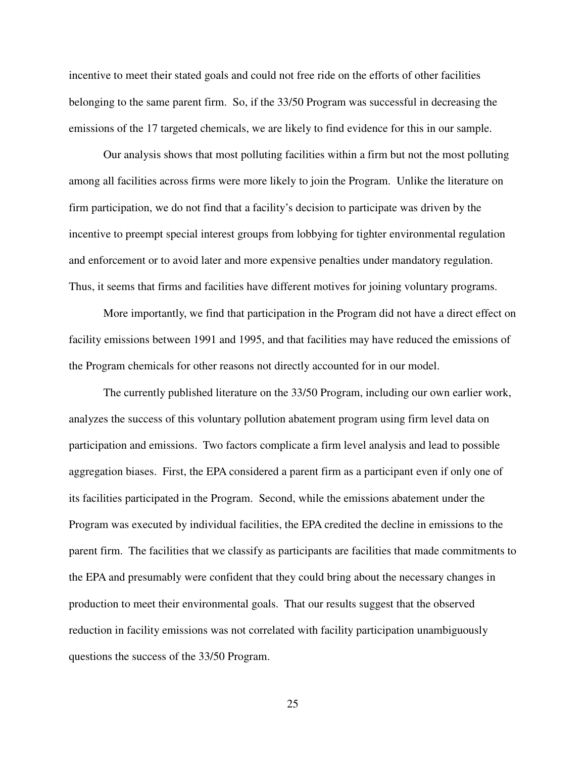incentive to meet their stated goals and could not free ride on the efforts of other facilities belonging to the same parent firm. So, if the 33/50 Program was successful in decreasing the emissions of the 17 targeted chemicals, we are likely to find evidence for this in our sample.

Our analysis shows that most polluting facilities within a firm but not the most polluting among all facilities across firms were more likely to join the Program. Unlike the literature on firm participation, we do not find that a facility's decision to participate was driven by the incentive to preempt special interest groups from lobbying for tighter environmental regulation and enforcement or to avoid later and more expensive penalties under mandatory regulation. Thus, it seems that firms and facilities have different motives for joining voluntary programs.

More importantly, we find that participation in the Program did not have a direct effect on facility emissions between 1991 and 1995, and that facilities may have reduced the emissions of the Program chemicals for other reasons not directly accounted for in our model.

The currently published literature on the 33/50 Program, including our own earlier work, analyzes the success of this voluntary pollution abatement program using firm level data on participation and emissions. Two factors complicate a firm level analysis and lead to possible aggregation biases. First, the EPA considered a parent firm as a participant even if only one of its facilities participated in the Program. Second, while the emissions abatement under the Program was executed by individual facilities, the EPA credited the decline in emissions to the parent firm. The facilities that we classify as participants are facilities that made commitments to the EPA and presumably were confident that they could bring about the necessary changes in production to meet their environmental goals. That our results suggest that the observed reduction in facility emissions was not correlated with facility participation unambiguously questions the success of the 33/50 Program.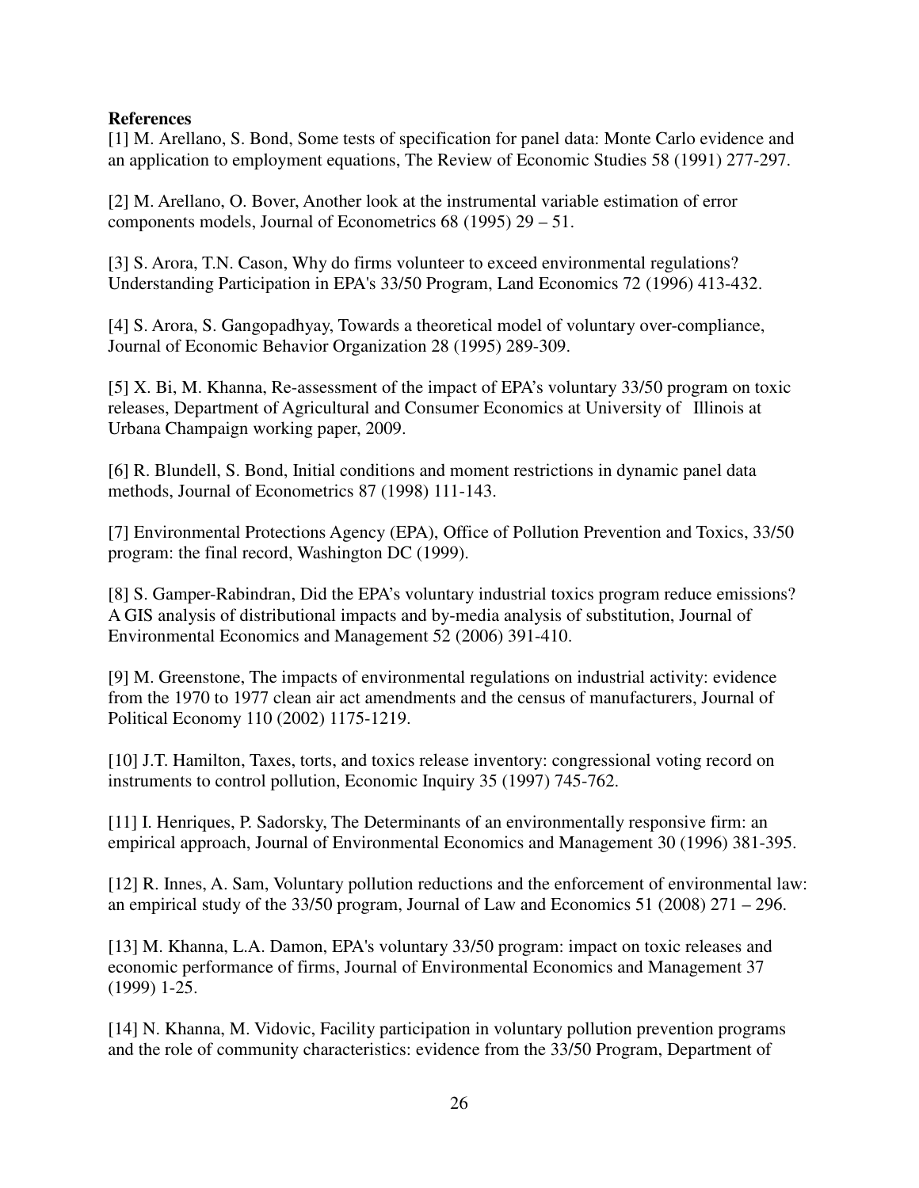**References**

[1] M. Arellano, S. Bond, Some tests of specification for panel data: Monte Carlo evidence and an application to employment equations, The Review of Economic Studies 58 (1991) 277-297.

[2] M. Arellano, O. Bover, Another look at the instrumental variable estimation of error components models, Journal of Econometrics 68 (1995) 29 – 51.

[3] S. Arora, T.N. Cason, Why do firms volunteer to exceed environmental regulations? Understanding Participation in EPA's 33/50 Program, Land Economics 72 (1996) 413-432.

[4] S. Arora, S. Gangopadhyay, Towards a theoretical model of voluntary over-compliance, Journal of Economic Behavior Organization 28 (1995) 289-309.

[5] X. Bi, M. Khanna, Re-assessment of the impact of EPA's voluntary 33/50 program on toxic releases, Department of Agricultural and Consumer Economics at University of Illinois at Urbana Champaign working paper, 2009.

[6] R. Blundell, S. Bond, Initial conditions and moment restrictions in dynamic panel data methods, Journal of Econometrics 87 (1998) 111-143.

[7] Environmental Protections Agency (EPA), Office of Pollution Prevention and Toxics, 33/50 program: the final record, Washington DC (1999).

[8] S. Gamper-Rabindran, Did the EPA's voluntary industrial toxics program reduce emissions? A GIS analysis of distributional impacts and by-media analysis of substitution, Journal of Environmental Economics and Management 52 (2006) 391-410.

[9] M. Greenstone, The impacts of environmental regulations on industrial activity: evidence from the 1970 to 1977 clean air act amendments and the census of manufacturers, Journal of Political Economy 110 (2002) 1175-1219.

[10] J.T. Hamilton, Taxes, torts, and toxics release inventory: congressional voting record on instruments to control pollution, Economic Inquiry 35 (1997) 745-762.

[11] I. Henriques, P. Sadorsky, The Determinants of an environmentally responsive firm: an empirical approach, Journal of Environmental Economics and Management 30 (1996) 381-395.

[12] R. Innes, A. Sam, Voluntary pollution reductions and the enforcement of environmental law: an empirical study of the 33/50 program, Journal of Law and Economics 51 (2008) 271 – 296.

[13] M. Khanna, L.A. Damon, EPA's voluntary 33/50 program: impact on toxic releases and economic performance of firms, Journal of Environmental Economics and Management 37 (1999) 1-25.

[14] N. Khanna, M. Vidovic, Facility participation in voluntary pollution prevention programs and the role of community characteristics: evidence from the 33/50 Program, Department of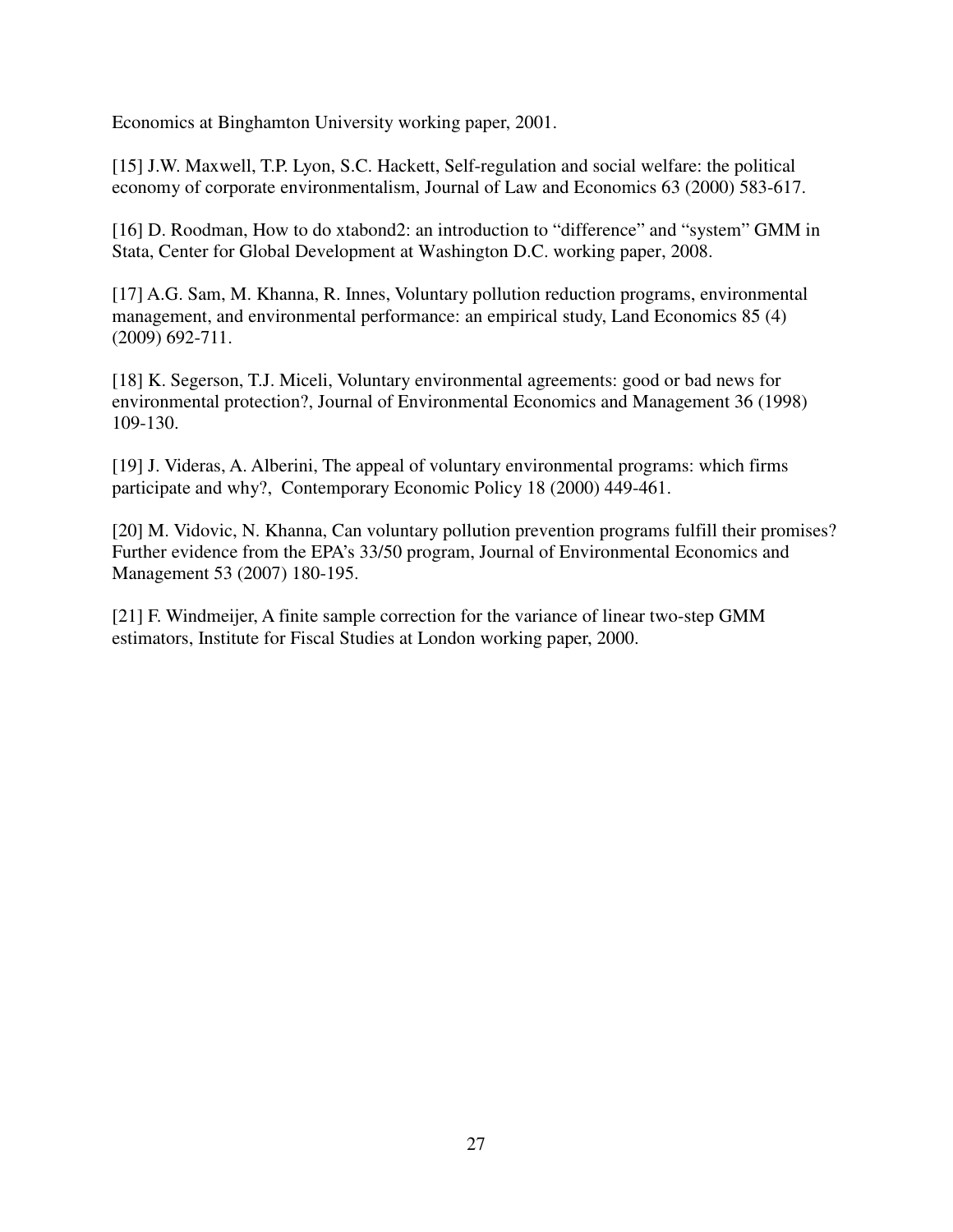Economics at Binghamton University working paper, 2001.

[15] J.W. Maxwell, T.P. Lyon, S.C. Hackett, Self-regulation and social welfare: the political economy of corporate environmentalism, Journal of Law and Economics 63 (2000) 583-617.

[16] D. Roodman, How to do xtabond2: an introduction to "difference" and "system" GMM in Stata, Center for Global Development at Washington D.C. working paper, 2008.

[17] A.G. Sam, M. Khanna, R. Innes, Voluntary pollution reduction programs, environmental management, and environmental performance: an empirical study, Land Economics 85 (4) (2009) 692-711.

[18] K. Segerson, T.J. Miceli, Voluntary environmental agreements: good or bad news for environmental protection?, Journal of Environmental Economics and Management 36 (1998) 109-130.

[19] J. Videras, A. Alberini, The appeal of voluntary environmental programs: which firms participate and why?, Contemporary Economic Policy 18 (2000) 449-461.

[20] M. Vidovic, N. Khanna, Can voluntary pollution prevention programs fulfill their promises? Further evidence from the EPA's 33/50 program, Journal of Environmental Economics and Management 53 (2007) 180-195.

[21] F. Windmeijer, A finite sample correction for the variance of linear two-step GMM estimators, Institute for Fiscal Studies at London working paper, 2000.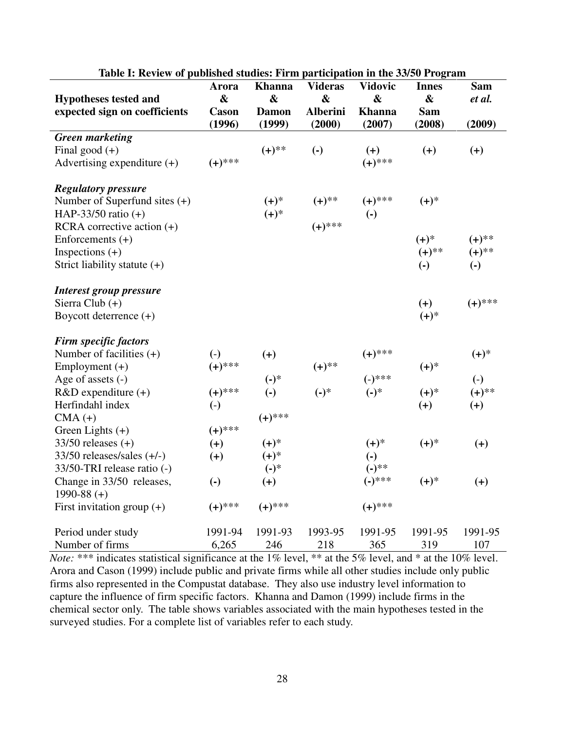**Table I: Review of published studies: Firm participation in the 33/50 Program**

| Hypotheses tested and expected sign on coefficients | Arora & Cason (1996) | Khanna & Damon (1999) | Videras & Alberini (2000) | Vidovic & Khanna (2007) | Innes & Sam (2008) | Sam *et al.* (2009) |
|---|---|---|---|---|---|---|
| ***Green marketing*** | | | | | | |
| Final good (+) | | (+)** | (-) | (+) | (+) | (+) |
| Advertising expenditure (+) | (+)*** | | | (+)*** | | |
| ***Regulatory pressure*** | | | | | | |
| Number of Superfund sites (+) | | (+)* | (+)** | (+)*** | (+)* | |
| HAP-33/50 ratio (+) | | (+)* | | (-) | | |
| RCRA corrective action (+) | | | (+)*** | | | |
| Enforcements (+) | | | | | (+)* | (+)** |
| Inspections (+) | | | | | (+)** | (+)** |
| Strict liability statute (+) | | | | | (-) | (-) |
| ***Interest group pressure*** | | | | | | |
| Sierra Club (+) | | | | | (+) | (+)*** |
| Boycott deterrence (+) | | | | | (+)* | |
| ***Firm specific factors*** | | | | | | |
| Number of facilities (+) | (-) | (+) | | (+)*** | | (+)* |
| Employment (+) | (+)*** | | (+)** | | (+)* | |
| Age of assets (-) | | (-)* | | (-)*** | | (-) |
| R&D expenditure (+) | (+)*** | (-) | (-)* | (-)* | (+)* | (+)** |
| Herfindahl index | (-) | | | | (+) | (+) |
| CMA (+) | | (+)*** | | | | |
| Green Lights (+) | (+)*** | | | | | |
| 33/50 releases (+) | (+) | (+)* | | (+)* | (+)* | (+) |
| 33/50 releases/sales (+/-) | (+) | (+)* | | (-) | | |
| 33/50-TRI release ratio (-) | | (-)* | | (-)** | | |
| Change in 33/50 releases, 1990-88 (+) | (-) | (+) | | (-)*** | (+)* | (+) |
| First invitation group (+) | (+)*** | (+)*** | | (+)*** | | |
| Period under study | 1991-94 | 1991-93 | 1993-95 | 1991-95 | 1991-95 | 1991-95 |
| Number of firms | 6,265 | 246 | 218 | 365 | 319 | 107 |

*Note:* *** indicates statistical significance at the 1% level, ** at the 5% level, and * at the 10% level. Arora and Cason (1999) include public and private firms while all other studies include only public firms also represented in the Compustat database. They also use industry level information to capture the influence of firm specific factors. Khanna and Damon (1999) include firms in the chemical sector only. The table shows variables associated with the main hypotheses tested in the surveyed studies. For a complete list of variables refer to each study.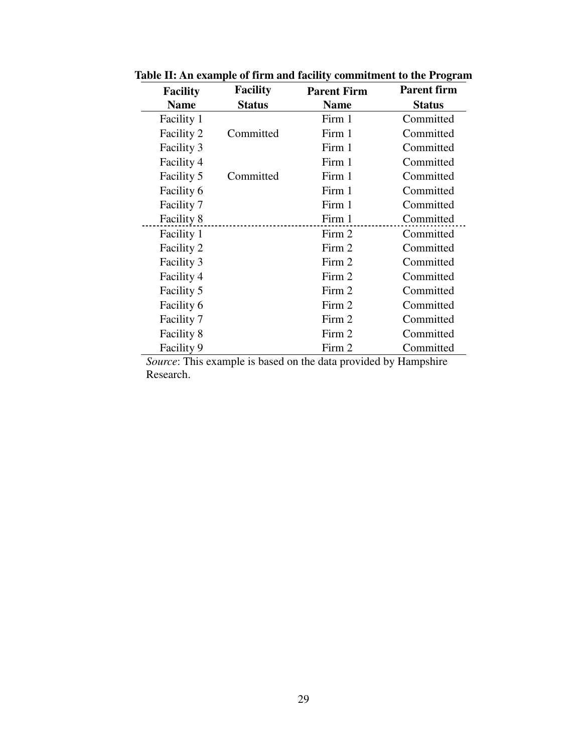**Table II: An example of firm and facility commitment to the Program**

| Facility Name | Facility Status | Parent Firm Name | Parent firm Status |
|---|---|---|---|
| Facility 1 | | Firm 1 | Committed |
| Facility 2 | Committed | Firm 1 | Committed |
| Facility 3 | | Firm 1 | Committed |
| Facility 4 | | Firm 1 | Committed |
| Facility 5 | Committed | Firm 1 | Committed |
| Facility 6 | | Firm 1 | Committed |
| Facility 7 | | Firm 1 | Committed |
| Facility 8 | | Firm 1 | Committed |
| Facility 1 | | Firm 2 | Committed |
| Facility 2 | | Firm 2 | Committed |
| Facility 3 | | Firm 2 | Committed |
| Facility 4 | | Firm 2 | Committed |
| Facility 5 | | Firm 2 | Committed |
| Facility 6 | | Firm 2 | Committed |
| Facility 7 | | Firm 2 | Committed |
| Facility 8 | | Firm 2 | Committed |
| Facility 9 | | Firm 2 | Committed |

*Source*: This example is based on the data provided by Hampshire Research.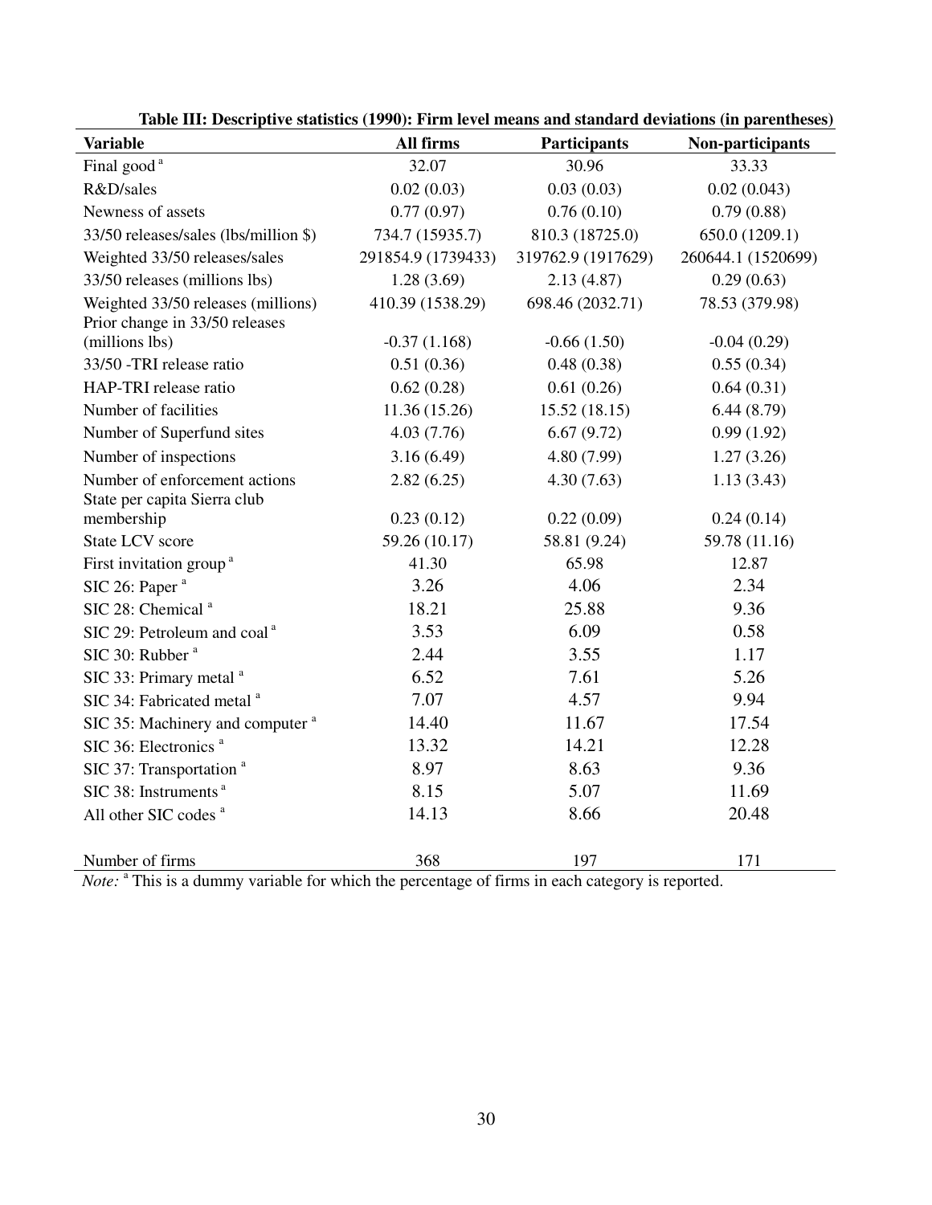**Table III: Descriptive statistics (1990): Firm level means and standard deviations (in parentheses)**

| Variable | All firms | Participants | Non-participants |
|---|---|---|---|
| Final good [a] | 32.07 | 30.96 | 33.33 |
| R&D/sales | 0.02 (0.03) | 0.03 (0.03) | 0.02 (0.043) |
| Newness of assets | 0.77 (0.97) | 0.76 (0.10) | 0.79 (0.88) |
| 33/50 releases/sales (lbs/million $) | 734.7 (15935.7) | 810.3 (18725.0) | 650.0 (1209.1) |
| Weighted 33/50 releases/sales | 291854.9 (1739433) | 319762.9 (1917629) | 260644.1 (1520699) |
| 33/50 releases (millions lbs) | 1.28 (3.69) | 2.13 (4.87) | 0.29 (0.63) |
| Weighted 33/50 releases (millions) | 410.39 (1538.29) | 698.46 (2032.71) | 78.53 (379.98) |
| Prior change in 33/50 releases (millions lbs) | -0.37 (1.168) | -0.66 (1.50) | -0.04 (0.29) |
| 33/50 -TRI release ratio | 0.51 (0.36) | 0.48 (0.38) | 0.55 (0.34) |
| HAP-TRI release ratio | 0.62 (0.28) | 0.61 (0.26) | 0.64 (0.31) |
| Number of facilities | 11.36 (15.26) | 15.52 (18.15) | 6.44 (8.79) |
| Number of Superfund sites | 4.03 (7.76) | 6.67 (9.72) | 0.99 (1.92) |
| Number of inspections | 3.16 (6.49) | 4.80 (7.99) | 1.27 (3.26) |
| Number of enforcement actions | 2.82 (6.25) | 4.30 (7.63) | 1.13 (3.43) |
| State per capita Sierra club membership | 0.23 (0.12) | 0.22 (0.09) | 0.24 (0.14) |
| State LCV score | 59.26 (10.17) | 58.81 (9.24) | 59.78 (11.16) |
| First invitation group [a] | 41.30 | 65.98 | 12.87 |
| SIC 26: Paper [a] | 3.26 | 4.06 | 2.34 |
| SIC 28: Chemical [a] | 18.21 | 25.88 | 9.36 |
| SIC 29: Petroleum and coal [a] | 3.53 | 6.09 | 0.58 |
| SIC 30: Rubber [a] | 2.44 | 3.55 | 1.17 |
| SIC 33: Primary metal [a] | 6.52 | 7.61 | 5.26 |
| SIC 34: Fabricated metal [a] | 7.07 | 4.57 | 9.94 |
| SIC 35: Machinery and computer [a] | 14.40 | 11.67 | 17.54 |
| SIC 36: Electronics [a] | 13.32 | 14.21 | 12.28 |
| SIC 37: Transportation [a] | 8.97 | 8.63 | 9.36 |
| SIC 38: Instruments [a] | 8.15 | 5.07 | 11.69 |
| All other SIC codes [a] | 14.13 | 8.66 | 20.48 |
| Number of firms | 368 | 197 | 171 |

*Note:* [a] This is a dummy variable for which the percentage of firms in each category is reported.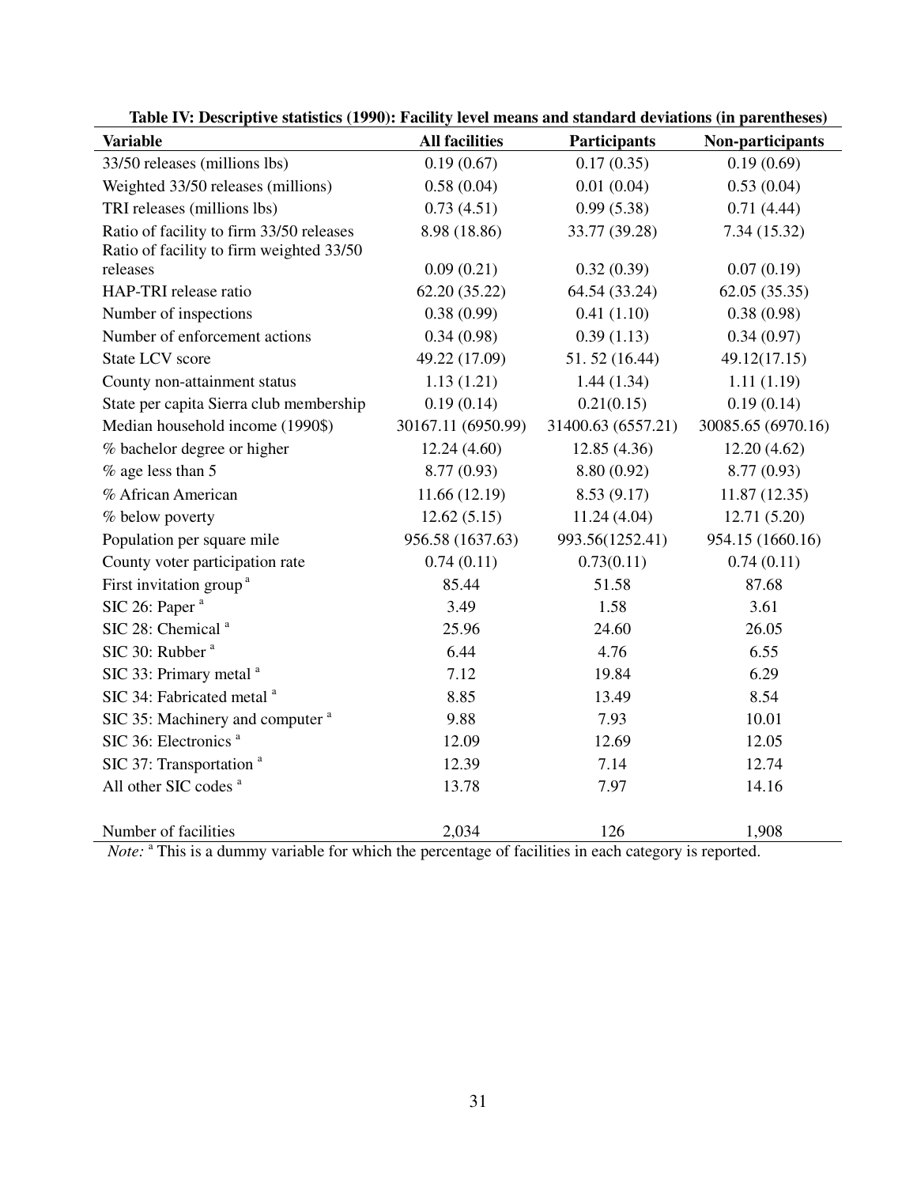**Table IV: Descriptive statistics (1990): Facility level means and standard deviations (in parentheses)**

| Variable | All facilities | Participants | Non-participants |
|---|---|---|---|
| 33/50 releases (millions lbs) | 0.19 (0.67) | 0.17 (0.35) | 0.19 (0.69) |
| Weighted 33/50 releases (millions) | 0.58 (0.04) | 0.01 (0.04) | 0.53 (0.04) |
| TRI releases (millions lbs) | 0.73 (4.51) | 0.99 (5.38) | 0.71 (4.44) |
| Ratio of facility to firm 33/50 releases | 8.98 (18.86) | 33.77 (39.28) | 7.34 (15.32) |
| Ratio of facility to firm weighted 33/50 releases | 0.09 (0.21) | 0.32 (0.39) | 0.07 (0.19) |
| HAP-TRI release ratio | 62.20 (35.22) | 64.54 (33.24) | 62.05 (35.35) |
| Number of inspections | 0.38 (0.99) | 0.41 (1.10) | 0.38 (0.98) |
| Number of enforcement actions | 0.34 (0.98) | 0.39 (1.13) | 0.34 (0.97) |
| State LCV score | 49.22 (17.09) | 51. 52 (16.44) | 49.12(17.15) |
| County non-attainment status | 1.13 (1.21) | 1.44 (1.34) | 1.11 (1.19) |
| State per capita Sierra club membership | 0.19 (0.14) | 0.21(0.15) | 0.19 (0.14) |
| Median household income (1990$) | 30167.11 (6950.99) | 31400.63 (6557.21) | 30085.65 (6970.16) |
| % bachelor degree or higher | 12.24 (4.60) | 12.85 (4.36) | 12.20 (4.62) |
| % age less than 5 | 8.77 (0.93) | 8.80 (0.92) | 8.77 (0.93) |
| % African American | 11.66 (12.19) | 8.53 (9.17) | 11.87 (12.35) |
| % below poverty | 12.62 (5.15) | 11.24 (4.04) | 12.71 (5.20) |
| Population per square mile | 956.58 (1637.63) | 993.56(1252.41) | 954.15 (1660.16) |
| County voter participation rate | 0.74 (0.11) | 0.73(0.11) | 0.74 (0.11) |
| First invitation group [a] | 85.44 | 51.58 | 87.68 |
| SIC 26: Paper [a] | 3.49 | 1.58 | 3.61 |
| SIC 28: Chemical [a] | 25.96 | 24.60 | 26.05 |
| SIC 30: Rubber [a] | 6.44 | 4.76 | 6.55 |
| SIC 33: Primary metal [a] | 7.12 | 19.84 | 6.29 |
| SIC 34: Fabricated metal [a] | 8.85 | 13.49 | 8.54 |
| SIC 35: Machinery and computer [a] | 9.88 | 7.93 | 10.01 |
| SIC 36: Electronics [a] | 12.09 | 12.69 | 12.05 |
| SIC 37: Transportation [a] | 12.39 | 7.14 | 12.74 |
| All other SIC codes [a] | 13.78 | 7.97 | 14.16 |
| Number of facilities | 2,034 | 126 | 1,908 |

*Note:* [a] This is a dummy variable for which the percentage of facilities in each category is reported.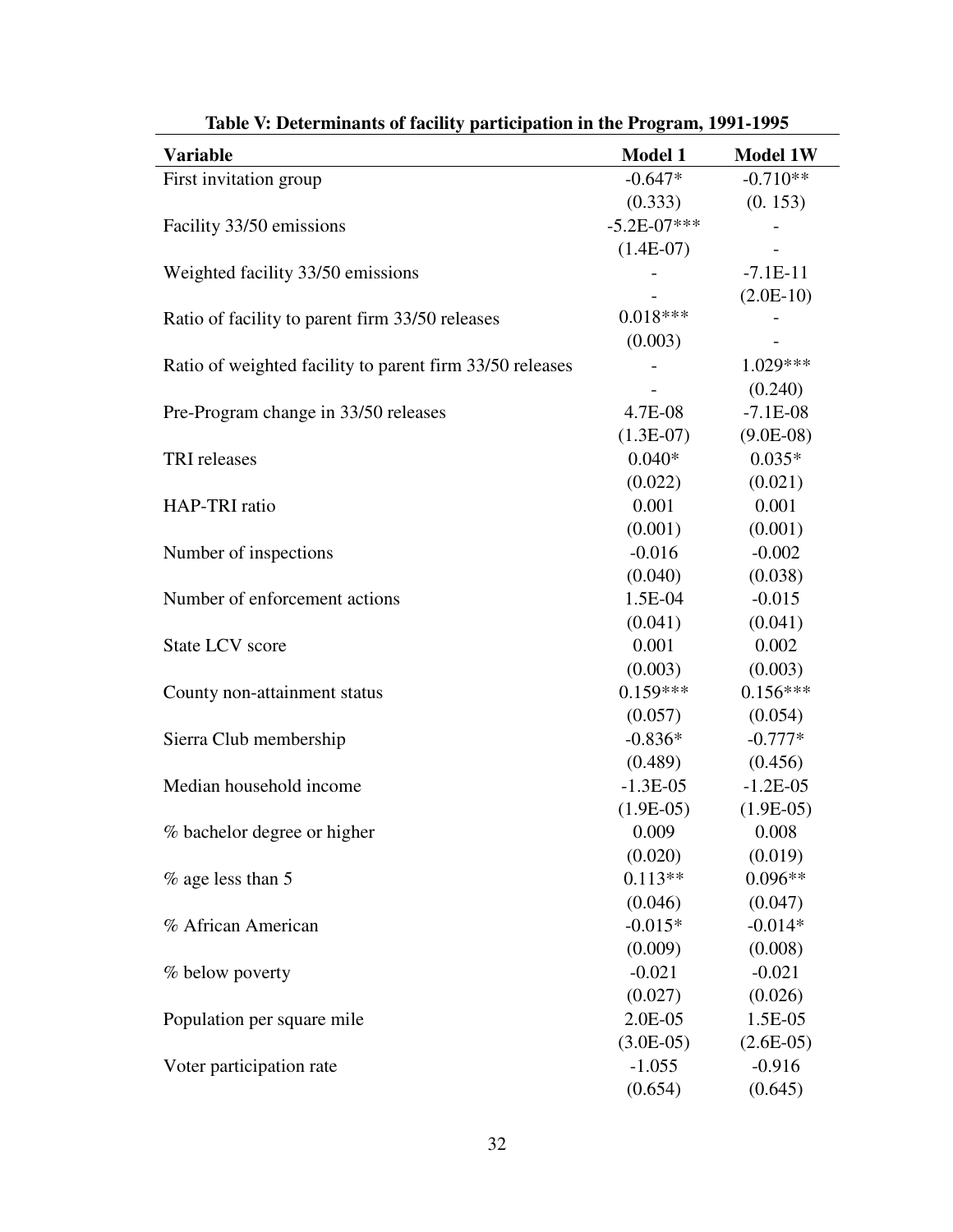**Table V: Determinants of facility participation in the Program, 1991-1995**

| Variable | Model 1 | Model 1W |
|---|---|---|
| First invitation group | -0.647* | -0.710** |
| | (0.333) | (0. 153) |
| Facility 33/50 emissions | -5.2E-07*** | - |
| | (1.4E-07) | - |
| Weighted facility 33/50 emissions | - | -7.1E-11 |
| | - | (2.0E-10) |
| Ratio of facility to parent firm 33/50 releases | 0.018*** | - |
| | (0.003) | - |
| Ratio of weighted facility to parent firm 33/50 releases | - | 1.029*** |
| | - | (0.240) |
| Pre-Program change in 33/50 releases | 4.7E-08 | -7.1E-08 |
| | (1.3E-07) | (9.0E-08) |
| TRI releases | 0.040* | 0.035* |
| | (0.022) | (0.021) |
| HAP-TRI ratio | 0.001 | 0.001 |
| | (0.001) | (0.001) |
| Number of inspections | -0.016 | -0.002 |
| | (0.040) | (0.038) |
| Number of enforcement actions | 1.5E-04 | -0.015 |
| | (0.041) | (0.041) |
| State LCV score | 0.001 | 0.002 |
| | (0.003) | (0.003) |
| County non-attainment status | 0.159*** | 0.156*** |
| | (0.057) | (0.054) |
| Sierra Club membership | -0.836* | -0.777* |
| | (0.489) | (0.456) |
| Median household income | -1.3E-05 | -1.2E-05 |
| | (1.9E-05) | (1.9E-05) |
| % bachelor degree or higher | 0.009 | 0.008 |
| | (0.020) | (0.019) |
| % age less than 5 | 0.113** | 0.096** |
| | (0.046) | (0.047) |
| % African American | -0.015* | -0.014* |
| | (0.009) | (0.008) |
| % below poverty | -0.021 | -0.021 |
| | (0.027) | (0.026) |
| Population per square mile | 2.0E-05 | 1.5E-05 |
| | (3.0E-05) | (2.6E-05) |
| Voter participation rate | -1.055 | -0.916 |
| | (0.654) | (0.645) |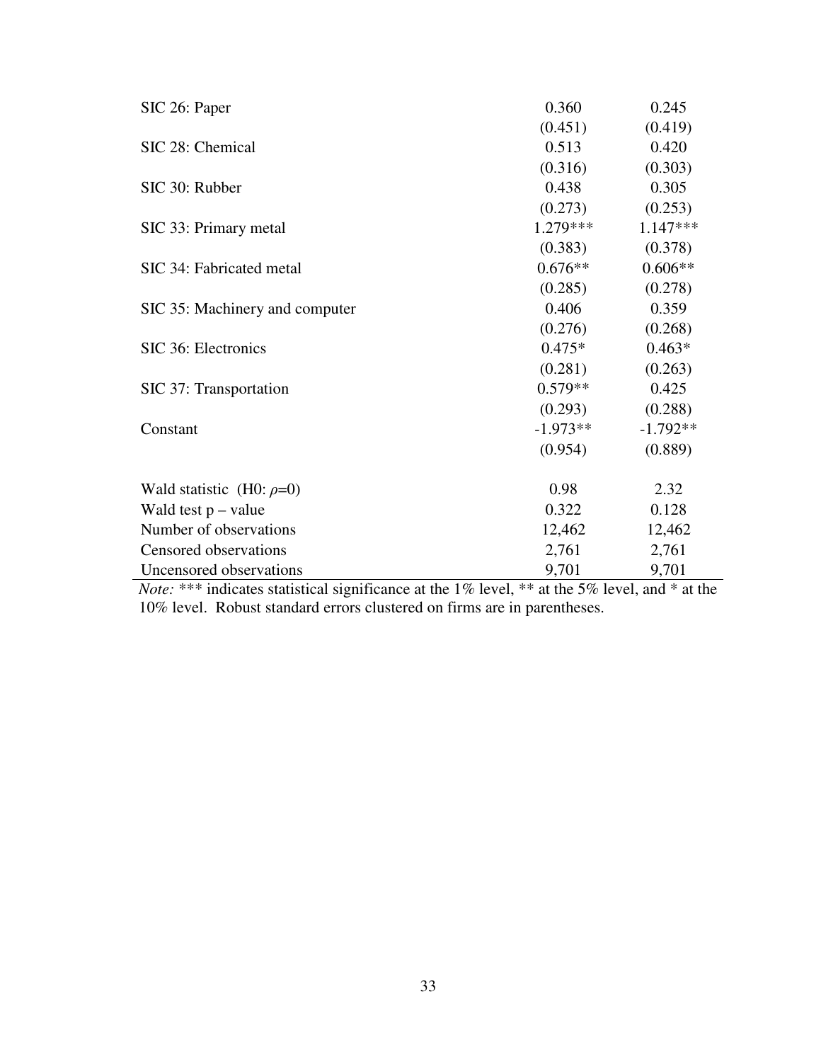| | | |
|---|---|---|
| SIC 26: Paper | 0.360 | 0.245 |
| | (0.451) | (0.419) |
| SIC 28: Chemical | 0.513 | 0.420 |
| | (0.316) | (0.303) |
| SIC 30: Rubber | 0.438 | 0.305 |
| | (0.273) | (0.253) |
| SIC 33: Primary metal | 1.279*** | 1.147*** |
| | (0.383) | (0.378) |
| SIC 34: Fabricated metal | 0.676** | 0.606** |
| | (0.285) | (0.278) |
| SIC 35: Machinery and computer | 0.406 | 0.359 |
| | (0.276) | (0.268) |
| SIC 36: Electronics | 0.475* | 0.463* |
| | (0.281) | (0.263) |
| SIC 37: Transportation | 0.579** | 0.425 |
| | (0.293) | (0.288) |
| Constant | -1.973** | -1.792** |
| | (0.954) | (0.889) |
| | | |
| Wald statistic (H0: $\rho$=0) | 0.98 | 2.32 |
| Wald test p – value | 0.322 | 0.128 |
| Number of observations | 12,462 | 12,462 |
| Censored observations | 2,761 | 2,761 |
| Uncensored observations | 9,701 | 9,701 |

*Note:* *** indicates statistical significance at the 1% level, ** at the 5% level, and * at the 10% level. Robust standard errors clustered on firms are in parentheses.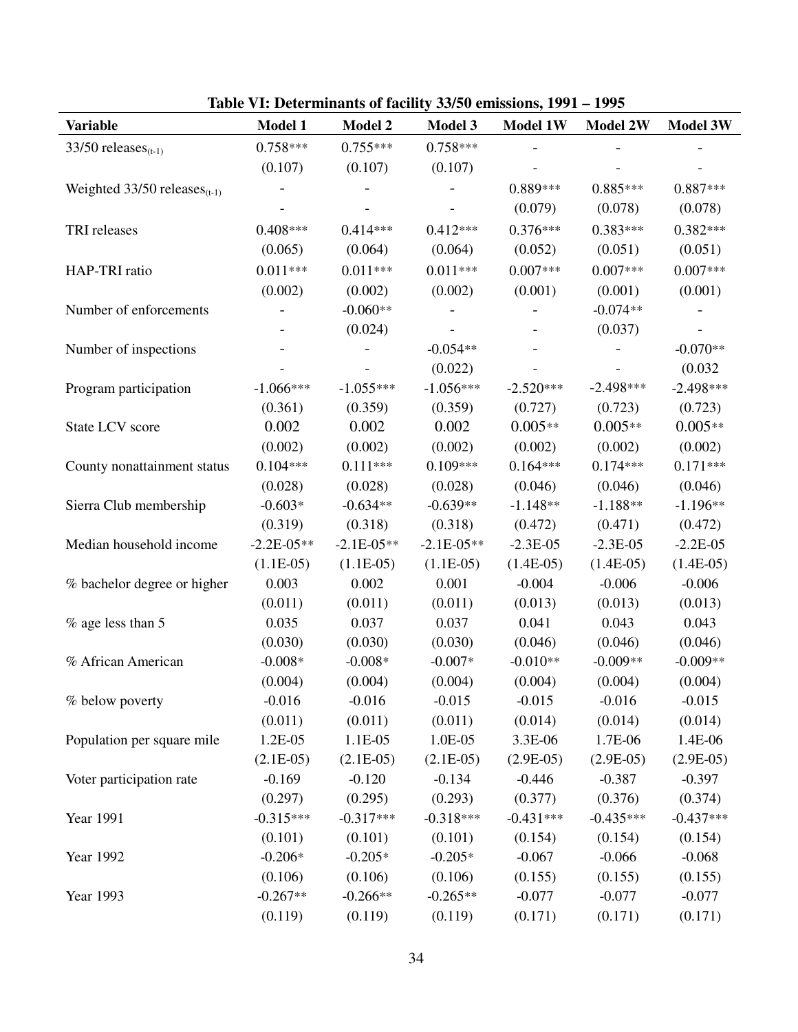**Table VI: Determinants of facility 33/50 emissions, 1991 – 1995**

| Variable | Model 1 | Model 2 | Model 3 | Model 1W | Model 2W | Model 3W |
|---|---|---|---|---|---|---|
| 33/50 releases$_{(t-1)}$ | 0.758*** | 0.755*** | 0.758*** | - | - | - |
| | (0.107) | (0.107) | (0.107) | - | - | - |
| Weighted 33/50 releases$_{(t-1)}$ | - | - | - | 0.889*** | 0.885*** | 0.887*** |
| | - | - | - | (0.079) | (0.078) | (0.078) |
| TRI releases | 0.408*** | 0.414*** | 0.412*** | 0.376*** | 0.383*** | 0.382*** |
| | (0.065) | (0.064) | (0.064) | (0.052) | (0.051) | (0.051) |
| HAP-TRI ratio | 0.011*** | 0.011*** | 0.011*** | 0.007*** | 0.007*** | 0.007*** |
| | (0.002) | (0.002) | (0.002) | (0.001) | (0.001) | (0.001) |
| Number of enforcements | - | -0.060** | - | - | -0.074** | - |
| | - | (0.024) | - | - | (0.037) | - |
| Number of inspections | - | - | -0.054** | - | - | -0.070** |
| | - | - | (0.022) | - | - | (0.032 |
| Program participation | -1.066*** | -1.055*** | -1.056*** | -2.520*** | -2.498*** | -2.498*** |
| | (0.361) | (0.359) | (0.359) | (0.727) | (0.723) | (0.723) |
| State LCV score | 0.002 | 0.002 | 0.002 | 0.005** | 0.005** | 0.005** |
| | (0.002) | (0.002) | (0.002) | (0.002) | (0.002) | (0.002) |
| County nonattainment status | 0.104*** | 0.111*** | 0.109*** | 0.164*** | 0.174*** | 0.171*** |
| | (0.028) | (0.028) | (0.028) | (0.046) | (0.046) | (0.046) |
| Sierra Club membership | -0.603* | -0.634** | -0.639** | -1.148** | -1.188** | -1.196** |
| | (0.319) | (0.318) | (0.318) | (0.472) | (0.471) | (0.472) |
| Median household income | -2.2E-05** | -2.1E-05** | -2.1E-05** | -2.3E-05 | -2.3E-05 | -2.2E-05 |
| | (1.1E-05) | (1.1E-05) | (1.1E-05) | (1.4E-05) | (1.4E-05) | (1.4E-05) |
| % bachelor degree or higher | 0.003 | 0.002 | 0.001 | -0.004 | -0.006 | -0.006 |
| | (0.011) | (0.011) | (0.011) | (0.013) | (0.013) | (0.013) |
| % age less than 5 | 0.035 | 0.037 | 0.037 | 0.041 | 0.043 | 0.043 |
| | (0.030) | (0.030) | (0.030) | (0.046) | (0.046) | (0.046) |
| % African American | -0.008* | -0.008* | -0.007* | -0.010** | -0.009** | -0.009** |
| | (0.004) | (0.004) | (0.004) | (0.004) | (0.004) | (0.004) |
| % below poverty | -0.016 | -0.016 | -0.015 | -0.015 | -0.016 | -0.015 |
| | (0.011) | (0.011) | (0.011) | (0.014) | (0.014) | (0.014) |
| Population per square mile | 1.2E-05 | 1.1E-05 | 1.0E-05 | 3.3E-06 | 1.7E-06 | 1.4E-06 |
| | (2.1E-05) | (2.1E-05) | (2.1E-05) | (2.9E-05) | (2.9E-05) | (2.9E-05) |
| Voter participation rate | -0.169 | -0.120 | -0.134 | -0.446 | -0.387 | -0.397 |
| | (0.297) | (0.295) | (0.293) | (0.377) | (0.376) | (0.374) |
| Year 1991 | -0.315*** | -0.317*** | -0.318*** | -0.431*** | -0.435*** | -0.437*** |
| | (0.101) | (0.101) | (0.101) | (0.154) | (0.154) | (0.154) |
| Year 1992 | -0.206* | -0.205* | -0.205* | -0.067 | -0.066 | -0.068 |
| | (0.106) | (0.106) | (0.106) | (0.155) | (0.155) | (0.155) |
| Year 1993 | -0.267** | -0.266** | -0.265** | -0.077 | -0.077 | -0.077 |
| | (0.119) | (0.119) | (0.119) | (0.171) | (0.171) | (0.171) |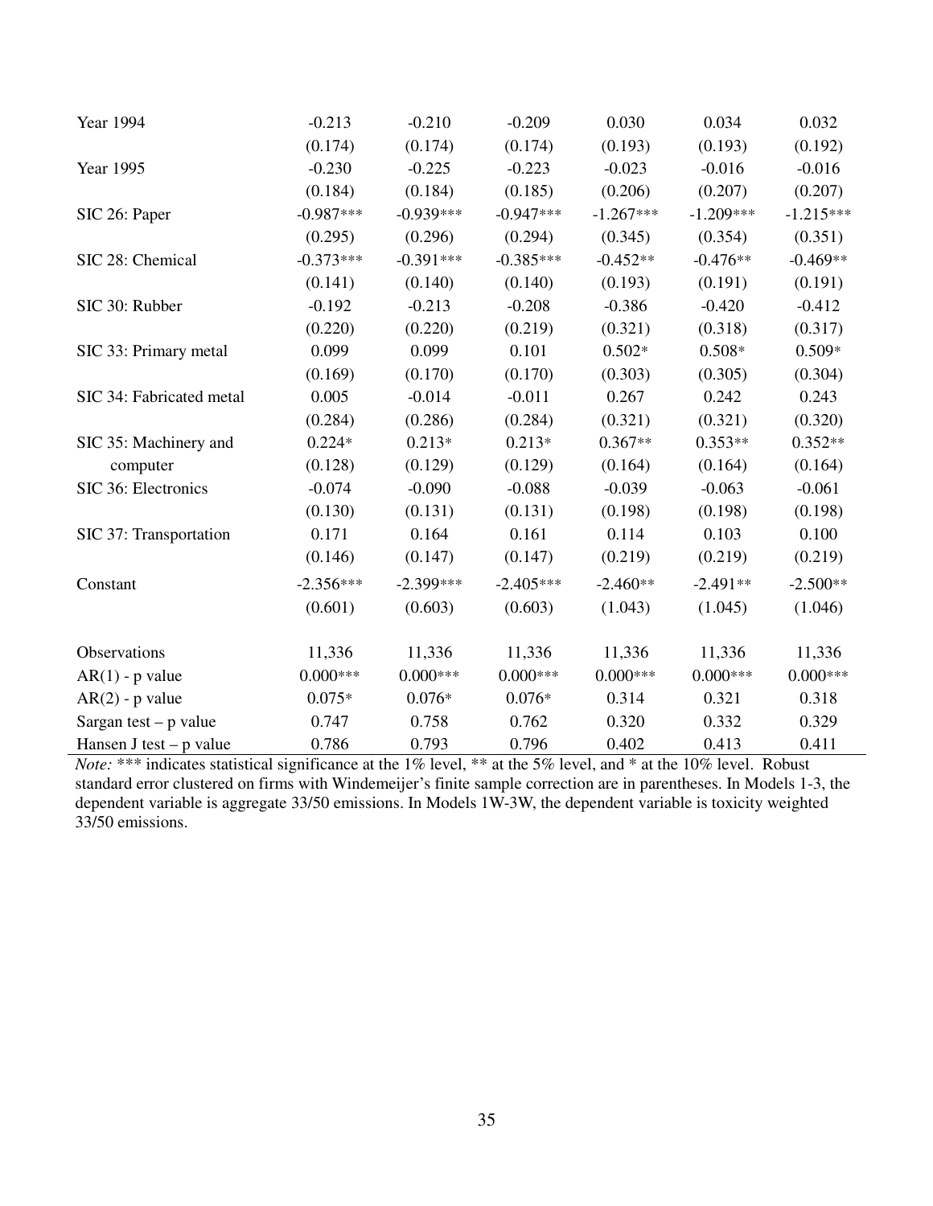| | | | | | | |
|---|---|---|---|---|---|---|
| Year 1994 | -0.213 | -0.210 | -0.209 | 0.030 | 0.034 | 0.032 |
| | (0.174) | (0.174) | (0.174) | (0.193) | (0.193) | (0.192) |
| Year 1995 | -0.230 | -0.225 | -0.223 | -0.023 | -0.016 | -0.016 |
| | (0.184) | (0.184) | (0.185) | (0.206) | (0.207) | (0.207) |
| SIC 26: Paper | -0.987*** | -0.939*** | -0.947*** | -1.267*** | -1.209*** | -1.215*** |
| | (0.295) | (0.296) | (0.294) | (0.345) | (0.354) | (0.351) |
| SIC 28: Chemical | -0.373*** | -0.391*** | -0.385*** | -0.452** | -0.476** | -0.469** |
| | (0.141) | (0.140) | (0.140) | (0.193) | (0.191) | (0.191) |
| SIC 30: Rubber | -0.192 | -0.213 | -0.208 | -0.386 | -0.420 | -0.412 |
| | (0.220) | (0.220) | (0.219) | (0.321) | (0.318) | (0.317) |
| SIC 33: Primary metal | 0.099 | 0.099 | 0.101 | 0.502* | 0.508* | 0.509* |
| | (0.169) | (0.170) | (0.170) | (0.303) | (0.305) | (0.304) |
| SIC 34: Fabricated metal | 0.005 | -0.014 | -0.011 | 0.267 | 0.242 | 0.243 |
| | (0.284) | (0.286) | (0.284) | (0.321) | (0.321) | (0.320) |
| SIC 35: Machinery and computer | 0.224* | 0.213* | 0.213* | 0.367** | 0.353** | 0.352** |
| | (0.128) | (0.129) | (0.129) | (0.164) | (0.164) | (0.164) |
| SIC 36: Electronics | -0.074 | -0.090 | -0.088 | -0.039 | -0.063 | -0.061 |
| | (0.130) | (0.131) | (0.131) | (0.198) | (0.198) | (0.198) |
| SIC 37: Transportation | 0.171 | 0.164 | 0.161 | 0.114 | 0.103 | 0.100 |
| | (0.146) | (0.147) | (0.147) | (0.219) | (0.219) | (0.219) |
| Constant | -2.356*** | -2.399*** | -2.405*** | -2.460** | -2.491** | -2.500** |
| | (0.601) | (0.603) | (0.603) | (1.043) | (1.045) | (1.046) |
| Observations | 11,336 | 11,336 | 11,336 | 11,336 | 11,336 | 11,336 |
| AR(1) - p value | 0.000*** | 0.000*** | 0.000*** | 0.000*** | 0.000*** | 0.000*** |
| AR(2) - p value | 0.075* | 0.076* | 0.076* | 0.314 | 0.321 | 0.318 |
| Sargan test – p value | 0.747 | 0.758 | 0.762 | 0.320 | 0.332 | 0.329 |
| Hansen J test – p value | 0.786 | 0.793 | 0.796 | 0.402 | 0.413 | 0.411 |

*Note:* *** indicates statistical significance at the 1% level, ** at the 5% level, and * at the 10% level. Robust standard error clustered on firms with Windemeijer's finite sample correction are in parentheses. In Models 1-3, the dependent variable is aggregate 33/50 emissions. In Models 1W-3W, the dependent variable is toxicity weighted 33/50 emissions.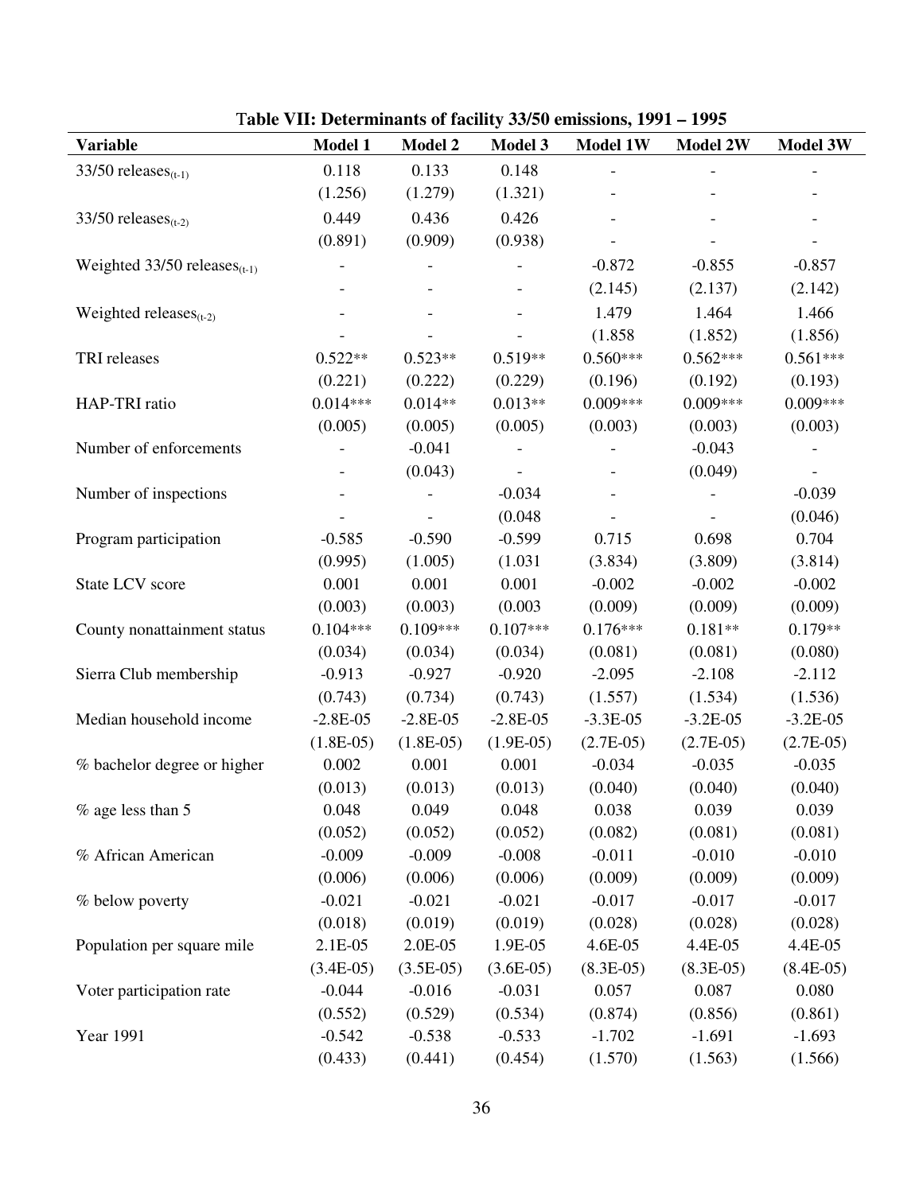**Table VII: Determinants of facility 33/50 emissions, 1991 – 1995**

| Variable | Model 1 | Model 2 | Model 3 | Model 1W | Model 2W | Model 3W |
|---|---|---|---|---|---|---|
| 33/50 releases$_{(t-1)}$ | 0.118 | 0.133 | 0.148 | - | - | - |
| | (1.256) | (1.279) | (1.321) | - | - | - |
| 33/50 releases$_{(t-2)}$ | 0.449 | 0.436 | 0.426 | - | - | - |
| | (0.891) | (0.909) | (0.938) | - | - | - |
| Weighted 33/50 releases$_{(t-1)}$ | - | - | - | -0.872 | -0.855 | -0.857 |
| | - | - | - | (2.145) | (2.137) | (2.142) |
| Weighted releases$_{(t-2)}$ | - | - | - | 1.479 | 1.464 | 1.466 |
| | - | - | - | (1.858 | (1.852) | (1.856) |
| TRI releases | 0.522** | 0.523** | 0.519** | 0.560*** | 0.562*** | 0.561*** |
| | (0.221) | (0.222) | (0.229) | (0.196) | (0.192) | (0.193) |
| HAP-TRI ratio | 0.014*** | 0.014** | 0.013** | 0.009*** | 0.009*** | 0.009*** |
| | (0.005) | (0.005) | (0.005) | (0.003) | (0.003) | (0.003) |
| Number of enforcements | - | -0.041 | - | - | -0.043 | - |
| | - | (0.043) | - | - | (0.049) | - |
| Number of inspections | - | - | -0.034 | - | - | -0.039 |
| | - | - | (0.048 | - | - | (0.046) |
| Program participation | -0.585 | -0.590 | -0.599 | 0.715 | 0.698 | 0.704 |
| | (0.995) | (1.005) | (1.031 | (3.834) | (3.809) | (3.814) |
| State LCV score | 0.001 | 0.001 | 0.001 | -0.002 | -0.002 | -0.002 |
| | (0.003) | (0.003) | (0.003 | (0.009) | (0.009) | (0.009) |
| County nonattainment status | 0.104*** | 0.109*** | 0.107*** | 0.176*** | 0.181** | 0.179** |
| | (0.034) | (0.034) | (0.034) | (0.081) | (0.081) | (0.080) |
| Sierra Club membership | -0.913 | -0.927 | -0.920 | -2.095 | -2.108 | -2.112 |
| | (0.743) | (0.734) | (0.743) | (1.557) | (1.534) | (1.536) |
| Median household income | -2.8E-05 | -2.8E-05 | -2.8E-05 | -3.3E-05 | -3.2E-05 | -3.2E-05 |
| | (1.8E-05) | (1.8E-05) | (1.9E-05) | (2.7E-05) | (2.7E-05) | (2.7E-05) |
| % bachelor degree or higher | 0.002 | 0.001 | 0.001 | -0.034 | -0.035 | -0.035 |
| | (0.013) | (0.013) | (0.013) | (0.040) | (0.040) | (0.040) |
| % age less than 5 | 0.048 | 0.049 | 0.048 | 0.038 | 0.039 | 0.039 |
| | (0.052) | (0.052) | (0.052) | (0.082) | (0.081) | (0.081) |
| % African American | -0.009 | -0.009 | -0.008 | -0.011 | -0.010 | -0.010 |
| | (0.006) | (0.006) | (0.006) | (0.009) | (0.009) | (0.009) |
| % below poverty | -0.021 | -0.021 | -0.021 | -0.017 | -0.017 | -0.017 |
| | (0.018) | (0.019) | (0.019) | (0.028) | (0.028) | (0.028) |
| Population per square mile | 2.1E-05 | 2.0E-05 | 1.9E-05 | 4.6E-05 | 4.4E-05 | 4.4E-05 |
| | (3.4E-05) | (3.5E-05) | (3.6E-05) | (8.3E-05) | (8.3E-05) | (8.4E-05) |
| Voter participation rate | -0.044 | -0.016 | -0.031 | 0.057 | 0.087 | 0.080 |
| | (0.552) | (0.529) | (0.534) | (0.874) | (0.856) | (0.861) |
| Year 1991 | -0.542 | -0.538 | -0.533 | -1.702 | -1.691 | -1.693 |
| | (0.433) | (0.441) | (0.454) | (1.570) | (1.563) | (1.566) |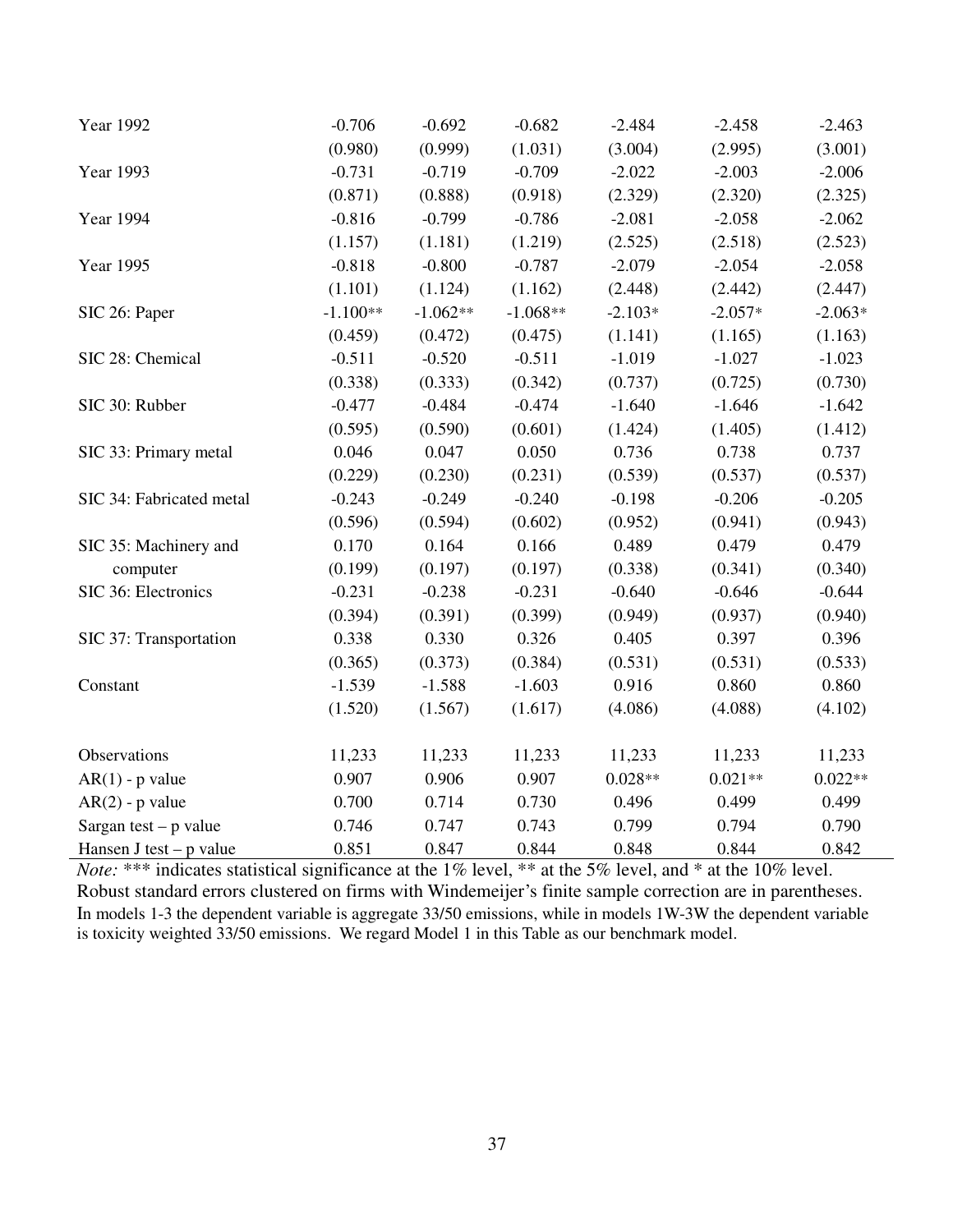| | | | | | | |
|---|---|---|---|---|---|---|
| Year 1992 | -0.706 | -0.692 | -0.682 | -2.484 | -2.458 | -2.463 |
| | (0.980) | (0.999) | (1.031) | (3.004) | (2.995) | (3.001) |
| Year 1993 | -0.731 | -0.719 | -0.709 | -2.022 | -2.003 | -2.006 |
| | (0.871) | (0.888) | (0.918) | (2.329) | (2.320) | (2.325) |
| Year 1994 | -0.816 | -0.799 | -0.786 | -2.081 | -2.058 | -2.062 |
| | (1.157) | (1.181) | (1.219) | (2.525) | (2.518) | (2.523) |
| Year 1995 | -0.818 | -0.800 | -0.787 | -2.079 | -2.054 | -2.058 |
| | (1.101) | (1.124) | (1.162) | (2.448) | (2.442) | (2.447) |
| SIC 26: Paper | -1.100** | -1.062** | -1.068** | -2.103* | -2.057* | -2.063* |
| | (0.459) | (0.472) | (0.475) | (1.141) | (1.165) | (1.163) |
| SIC 28: Chemical | -0.511 | -0.520 | -0.511 | -1.019 | -1.027 | -1.023 |
| | (0.338) | (0.333) | (0.342) | (0.737) | (0.725) | (0.730) |
| SIC 30: Rubber | -0.477 | -0.484 | -0.474 | -1.640 | -1.646 | -1.642 |
| | (0.595) | (0.590) | (0.601) | (1.424) | (1.405) | (1.412) |
| SIC 33: Primary metal | 0.046 | 0.047 | 0.050 | 0.736 | 0.738 | 0.737 |
| | (0.229) | (0.230) | (0.231) | (0.539) | (0.537) | (0.537) |
| SIC 34: Fabricated metal | -0.243 | -0.249 | -0.240 | -0.198 | -0.206 | -0.205 |
| | (0.596) | (0.594) | (0.602) | (0.952) | (0.941) | (0.943) |
| SIC 35: Machinery and computer | 0.170 | 0.164 | 0.166 | 0.489 | 0.479 | 0.479 |
| | (0.199) | (0.197) | (0.197) | (0.338) | (0.341) | (0.340) |
| SIC 36: Electronics | -0.231 | -0.238 | -0.231 | -0.640 | -0.646 | -0.644 |
| | (0.394) | (0.391) | (0.399) | (0.949) | (0.937) | (0.940) |
| SIC 37: Transportation | 0.338 | 0.330 | 0.326 | 0.405 | 0.397 | 0.396 |
| | (0.365) | (0.373) | (0.384) | (0.531) | (0.531) | (0.533) |
| Constant | -1.539 | -1.588 | -1.603 | 0.916 | 0.860 | 0.860 |
| | (1.520) | (1.567) | (1.617) | (4.086) | (4.088) | (4.102) |
| Observations | 11,233 | 11,233 | 11,233 | 11,233 | 11,233 | 11,233 |
| AR(1) - p value | 0.907 | 0.906 | 0.907 | 0.028** | 0.021** | 0.022** |
| AR(2) - p value | 0.700 | 0.714 | 0.730 | 0.496 | 0.499 | 0.499 |
| Sargan test – p value | 0.746 | 0.747 | 0.743 | 0.799 | 0.794 | 0.790 |
| Hansen J test – p value | 0.851 | 0.847 | 0.844 | 0.848 | 0.844 | 0.842 |

*Note:* *** indicates statistical significance at the 1% level, ** at the 5% level, and * at the 10% level. Robust standard errors clustered on firms with Windemeijer's finite sample correction are in parentheses. In models 1-3 the dependent variable is aggregate 33/50 emissions, while in models 1W-3W the dependent variable is toxicity weighted 33/50 emissions. We regard Model 1 in this Table as our benchmark model.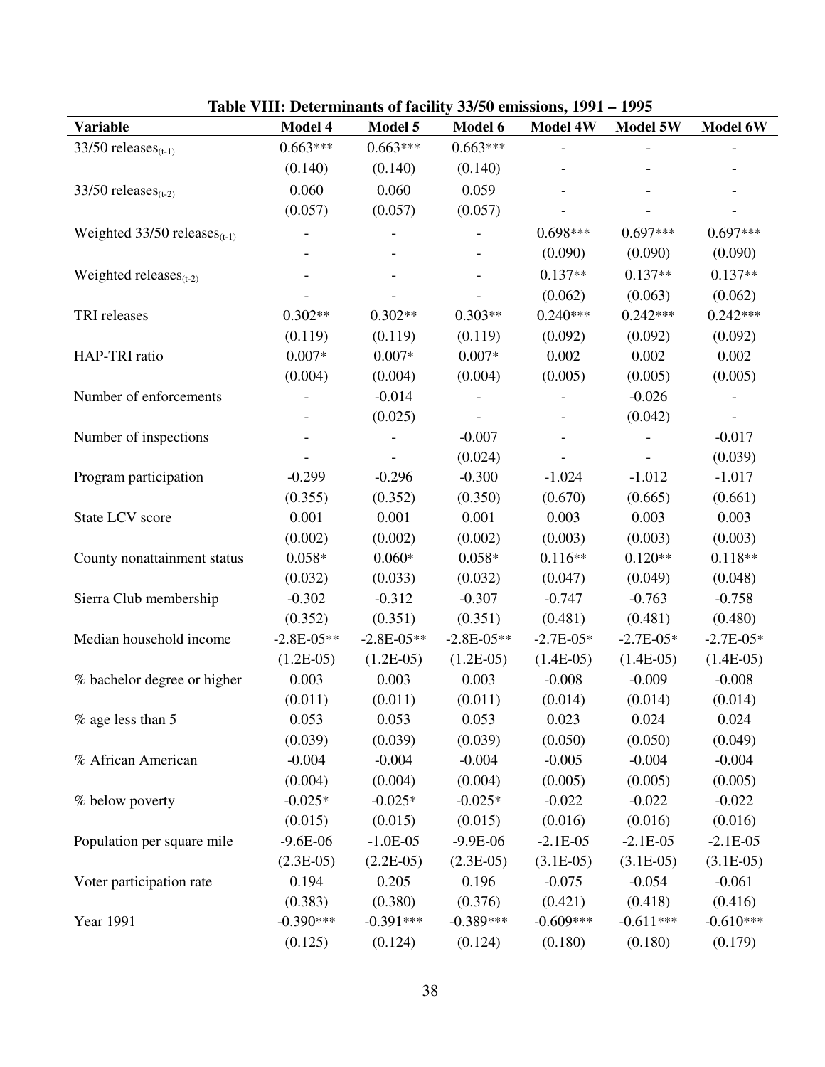**Table VIII: Determinants of facility 33/50 emissions, 1991 – 1995**

| Variable | Model 4 | Model 5 | Model 6 | Model 4W | Model 5W | Model 6W |
|---|---|---|---|---|---|---|
| 33/50 releases$_{(t-1)}$ | 0.663*** | 0.663*** | 0.663*** | - | - | - |
| | (0.140) | (0.140) | (0.140) | - | - | - |
| 33/50 releases$_{(t-2)}$ | 0.060 | 0.060 | 0.059 | - | - | - |
| | (0.057) | (0.057) | (0.057) | - | - | - |
| Weighted 33/50 releases$_{(t-1)}$ | - | - | - | 0.698*** | 0.697*** | 0.697*** |
| | - | - | - | (0.090) | (0.090) | (0.090) |
| Weighted releases$_{(t-2)}$ | - | - | - | 0.137** | 0.137** | 0.137** |
| | - | - | - | (0.062) | (0.063) | (0.062) |
| TRI releases | 0.302** | 0.302** | 0.303** | 0.240*** | 0.242*** | 0.242*** |
| | (0.119) | (0.119) | (0.119) | (0.092) | (0.092) | (0.092) |
| HAP-TRI ratio | 0.007* | 0.007* | 0.007* | 0.002 | 0.002 | 0.002 |
| | (0.004) | (0.004) | (0.004) | (0.005) | (0.005) | (0.005) |
| Number of enforcements | - | -0.014 | - | - | -0.026 | - |
| | - | (0.025) | - | - | (0.042) | - |
| Number of inspections | - | - | -0.007 | - | - | -0.017 |
| | - | - | (0.024) | - | - | (0.039) |
| Program participation | -0.299 | -0.296 | -0.300 | -1.024 | -1.012 | -1.017 |
| | (0.355) | (0.352) | (0.350) | (0.670) | (0.665) | (0.661) |
| State LCV score | 0.001 | 0.001 | 0.001 | 0.003 | 0.003 | 0.003 |
| | (0.002) | (0.002) | (0.002) | (0.003) | (0.003) | (0.003) |
| County nonattainment status | 0.058* | 0.060* | 0.058* | 0.116** | 0.120** | 0.118** |
| | (0.032) | (0.033) | (0.032) | (0.047) | (0.049) | (0.048) |
| Sierra Club membership | -0.302 | -0.312 | -0.307 | -0.747 | -0.763 | -0.758 |
| | (0.352) | (0.351) | (0.351) | (0.481) | (0.481) | (0.480) |
| Median household income | -2.8E-05** | -2.8E-05** | -2.8E-05** | -2.7E-05* | -2.7E-05* | -2.7E-05* |
| | (1.2E-05) | (1.2E-05) | (1.2E-05) | (1.4E-05) | (1.4E-05) | (1.4E-05) |
| % bachelor degree or higher | 0.003 | 0.003 | 0.003 | -0.008 | -0.009 | -0.008 |
| | (0.011) | (0.011) | (0.011) | (0.014) | (0.014) | (0.014) |
| % age less than 5 | 0.053 | 0.053 | 0.053 | 0.023 | 0.024 | 0.024 |
| | (0.039) | (0.039) | (0.039) | (0.050) | (0.050) | (0.049) |
| % African American | -0.004 | -0.004 | -0.004 | -0.005 | -0.004 | -0.004 |
| | (0.004) | (0.004) | (0.004) | (0.005) | (0.005) | (0.005) |
| % below poverty | -0.025* | -0.025* | -0.025* | -0.022 | -0.022 | -0.022 |
| | (0.015) | (0.015) | (0.015) | (0.016) | (0.016) | (0.016) |
| Population per square mile | -9.6E-06 | -1.0E-05 | -9.9E-06 | -2.1E-05 | -2.1E-05 | -2.1E-05 |
| | (2.3E-05) | (2.2E-05) | (2.3E-05) | (3.1E-05) | (3.1E-05) | (3.1E-05) |
| Voter participation rate | 0.194 | 0.205 | 0.196 | -0.075 | -0.054 | -0.061 |
| | (0.383) | (0.380) | (0.376) | (0.421) | (0.418) | (0.416) |
| Year 1991 | -0.390*** | -0.391*** | -0.389*** | -0.609*** | -0.611*** | -0.610*** |
| | (0.125) | (0.124) | (0.124) | (0.180) | (0.180) | (0.179) |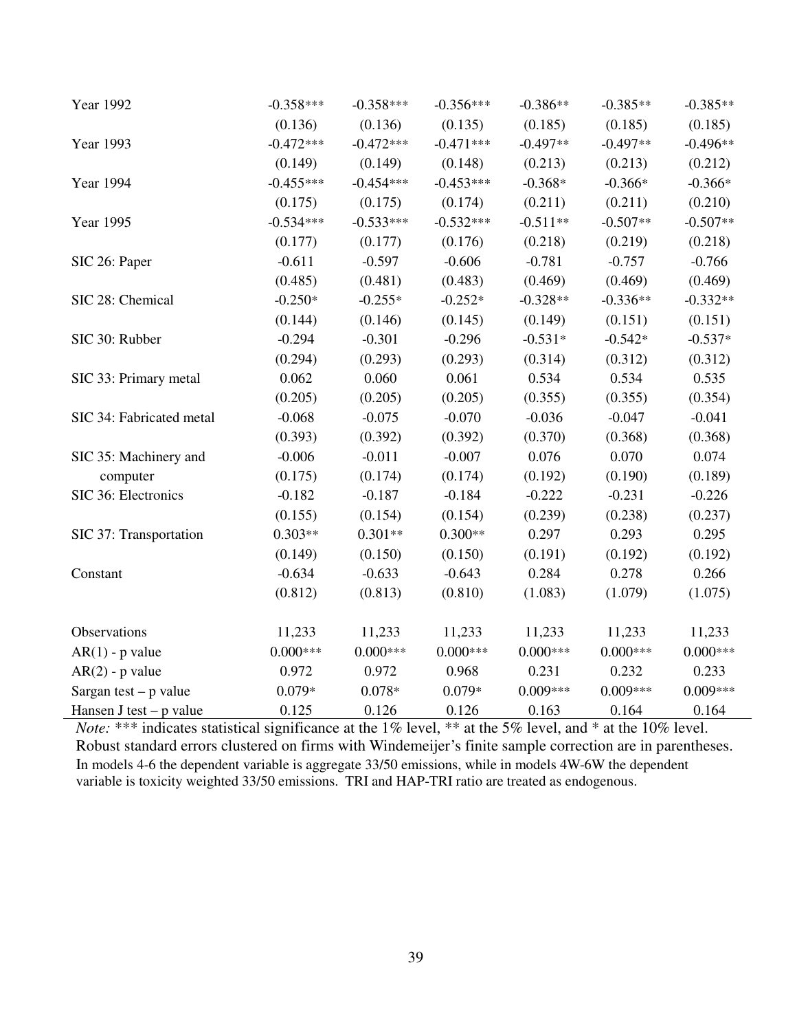| | | | | | | |
|---|---|---|---|---|---|---|
| Year 1992 | -0.358*** | -0.358*** | -0.356*** | -0.386** | -0.385** | -0.385** |
| | (0.136) | (0.136) | (0.135) | (0.185) | (0.185) | (0.185) |
| Year 1993 | -0.472*** | -0.472*** | -0.471*** | -0.497** | -0.497** | -0.496** |
| | (0.149) | (0.149) | (0.148) | (0.213) | (0.213) | (0.212) |
| Year 1994 | -0.455*** | -0.454*** | -0.453*** | -0.368* | -0.366* | -0.366* |
| | (0.175) | (0.175) | (0.174) | (0.211) | (0.211) | (0.210) |
| Year 1995 | -0.534*** | -0.533*** | -0.532*** | -0.511** | -0.507** | -0.507** |
| | (0.177) | (0.177) | (0.176) | (0.218) | (0.219) | (0.218) |
| SIC 26: Paper | -0.611 | -0.597 | -0.606 | -0.781 | -0.757 | -0.766 |
| | (0.485) | (0.481) | (0.483) | (0.469) | (0.469) | (0.469) |
| SIC 28: Chemical | -0.250* | -0.255* | -0.252* | -0.328** | -0.336** | -0.332** |
| | (0.144) | (0.146) | (0.145) | (0.149) | (0.151) | (0.151) |
| SIC 30: Rubber | -0.294 | -0.301 | -0.296 | -0.531* | -0.542* | -0.537* |
| | (0.294) | (0.293) | (0.293) | (0.314) | (0.312) | (0.312) |
| SIC 33: Primary metal | 0.062 | 0.060 | 0.061 | 0.534 | 0.534 | 0.535 |
| | (0.205) | (0.205) | (0.205) | (0.355) | (0.355) | (0.354) |
| SIC 34: Fabricated metal | -0.068 | -0.075 | -0.070 | -0.036 | -0.047 | -0.041 |
| | (0.393) | (0.392) | (0.392) | (0.370) | (0.368) | (0.368) |
| SIC 35: Machinery and computer | -0.006 | -0.011 | -0.007 | 0.076 | 0.070 | 0.074 |
| | (0.175) | (0.174) | (0.174) | (0.192) | (0.190) | (0.189) |
| SIC 36: Electronics | -0.182 | -0.187 | -0.184 | -0.222 | -0.231 | -0.226 |
| | (0.155) | (0.154) | (0.154) | (0.239) | (0.238) | (0.237) |
| SIC 37: Transportation | 0.303** | 0.301** | 0.300** | 0.297 | 0.293 | 0.295 |
| | (0.149) | (0.150) | (0.150) | (0.191) | (0.192) | (0.192) |
| Constant | -0.634 | -0.633 | -0.643 | 0.284 | 0.278 | 0.266 |
| | (0.812) | (0.813) | (0.810) | (1.083) | (1.079) | (1.075) |
| Observations | 11,233 | 11,233 | 11,233 | 11,233 | 11,233 | 11,233 |
| AR(1) - p value | 0.000*** | 0.000*** | 0.000*** | 0.000*** | 0.000*** | 0.000*** |
| AR(2) - p value | 0.972 | 0.972 | 0.968 | 0.231 | 0.232 | 0.233 |
| Sargan test – p value | 0.079* | 0.078* | 0.079* | 0.009*** | 0.009*** | 0.009*** |
| Hansen J test – p value | 0.125 | 0.126 | 0.126 | 0.163 | 0.164 | 0.164 |

*Note:* *** indicates statistical significance at the 1% level, ** at the 5% level, and * at the 10% level. Robust standard errors clustered on firms with Windemeijer's finite sample correction are in parentheses. In models 4-6 the dependent variable is aggregate 33/50 emissions, while in models 4W-6W the dependent variable is toxicity weighted 33/50 emissions. TRI and HAP-TRI ratio are treated as endogenous.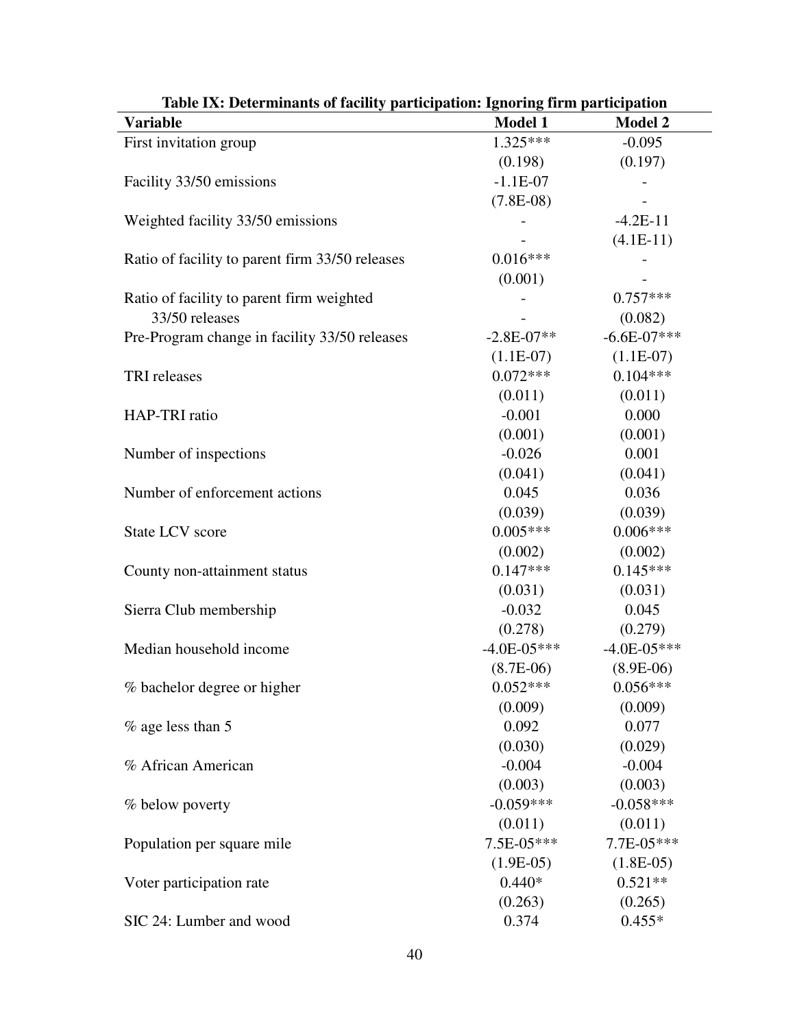**Table IX: Determinants of facility participation: Ignoring firm participation**

| Variable | Model 1 | Model 2 |
|---|---|---|
| First invitation group | 1.325*** | -0.095 |
| | (0.198) | (0.197) |
| Facility 33/50 emissions | -1.1E-07 | - |
| | (7.8E-08) | - |
| Weighted facility 33/50 emissions | - | -4.2E-11 |
| | - | (4.1E-11) |
| Ratio of facility to parent firm 33/50 releases | 0.016*** | - |
| | (0.001) | - |
| Ratio of facility to parent firm weighted 33/50 releases | - | 0.757*** |
| | - | (0.082) |
| Pre-Program change in facility 33/50 releases | -2.8E-07** | -6.6E-07*** |
| | (1.1E-07) | (1.1E-07) |
| TRI releases | 0.072*** | 0.104*** |
| | (0.011) | (0.011) |
| HAP-TRI ratio | -0.001 | 0.000 |
| | (0.001) | (0.001) |
| Number of inspections | -0.026 | 0.001 |
| | (0.041) | (0.041) |
| Number of enforcement actions | 0.045 | 0.036 |
| | (0.039) | (0.039) |
| State LCV score | 0.005*** | 0.006*** |
| | (0.002) | (0.002) |
| County non-attainment status | 0.147*** | 0.145*** |
| | (0.031) | (0.031) |
| Sierra Club membership | -0.032 | 0.045 |
| | (0.278) | (0.279) |
| Median household income | -4.0E-05*** | -4.0E-05*** |
| | (8.7E-06) | (8.9E-06) |
| % bachelor degree or higher | 0.052*** | 0.056*** |
| | (0.009) | (0.009) |
| % age less than 5 | 0.092 | 0.077 |
| | (0.030) | (0.029) |
| % African American | -0.004 | -0.004 |
| | (0.003) | (0.003) |
| % below poverty | -0.059*** | -0.058*** |
| | (0.011) | (0.011) |
| Population per square mile | 7.5E-05*** | 7.7E-05*** |
| | (1.9E-05) | (1.8E-05) |
| Voter participation rate | 0.440* | 0.521** |
| | (0.263) | (0.265) |
| SIC 24: Lumber and wood | 0.374 | 0.455* |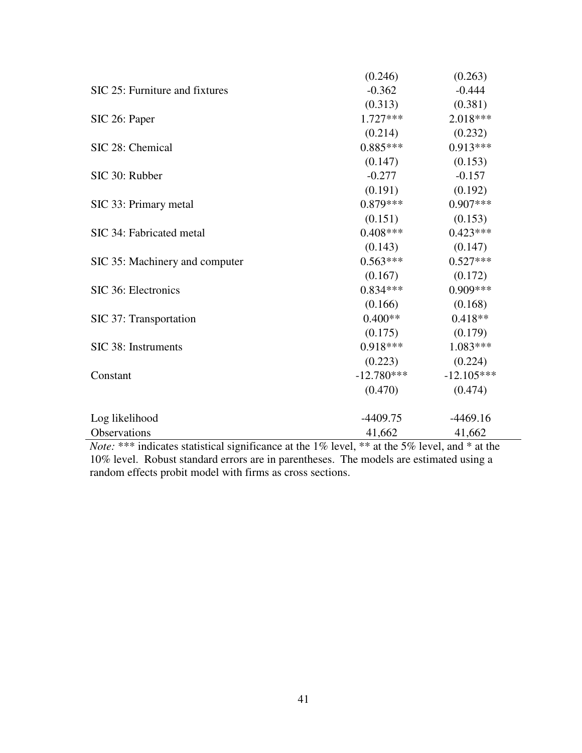| | | |
|---|---|---|
| | (0.246) | (0.263) |
| SIC 25: Furniture and fixtures | -0.362 | -0.444 |
| | (0.313) | (0.381) |
| SIC 26: Paper | 1.727*** | 2.018*** |
| | (0.214) | (0.232) |
| SIC 28: Chemical | 0.885*** | 0.913*** |
| | (0.147) | (0.153) |
| SIC 30: Rubber | -0.277 | -0.157 |
| | (0.191) | (0.192) |
| SIC 33: Primary metal | 0.879*** | 0.907*** |
| | (0.151) | (0.153) |
| SIC 34: Fabricated metal | 0.408*** | 0.423*** |
| | (0.143) | (0.147) |
| SIC 35: Machinery and computer | 0.563*** | 0.527*** |
| | (0.167) | (0.172) |
| SIC 36: Electronics | 0.834*** | 0.909*** |
| | (0.166) | (0.168) |
| SIC 37: Transportation | 0.400** | 0.418** |
| | (0.175) | (0.179) |
| SIC 38: Instruments | 0.918*** | 1.083*** |
| | (0.223) | (0.224) |
| Constant | -12.780*** | -12.105*** |
| | (0.470) | (0.474) |
| | | |
| Log likelihood | -4409.75 | -4469.16 |
| Observations | 41,662 | 41,662 |

*Note:* *** indicates statistical significance at the 1% level, ** at the 5% level, and * at the 10% level. Robust standard errors are in parentheses. The models are estimated using a random effects probit model with firms as cross sections.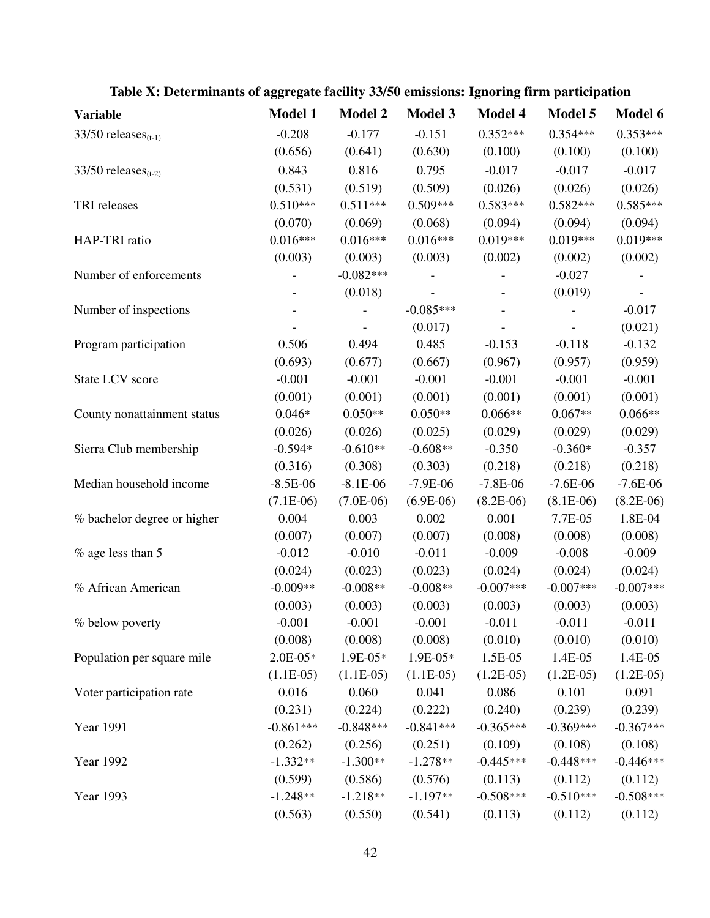**Table X: Determinants of aggregate facility 33/50 emissions: Ignoring firm participation**

| Variable | Model 1 | Model 2 | Model 3 | Model 4 | Model 5 | Model 6 |
|---|---|---|---|---|---|---|
| 33/50 releases$_{(t-1)}$ | -0.208 | -0.177 | -0.151 | 0.352*** | 0.354*** | 0.353*** |
| | (0.656) | (0.641) | (0.630) | (0.100) | (0.100) | (0.100) |
| 33/50 releases$_{(t-2)}$ | 0.843 | 0.816 | 0.795 | -0.017 | -0.017 | -0.017 |
| | (0.531) | (0.519) | (0.509) | (0.026) | (0.026) | (0.026) |
| TRI releases | 0.510*** | 0.511*** | 0.509*** | 0.583*** | 0.582*** | 0.585*** |
| | (0.070) | (0.069) | (0.068) | (0.094) | (0.094) | (0.094) |
| HAP-TRI ratio | 0.016*** | 0.016*** | 0.016*** | 0.019*** | 0.019*** | 0.019*** |
| | (0.003) | (0.003) | (0.003) | (0.002) | (0.002) | (0.002) |
| Number of enforcements | - | -0.082*** | - | - | -0.027 | - |
| | - | (0.018) | - | - | (0.019) | - |
| Number of inspections | - | - | -0.085*** | - | - | -0.017 |
| | - | - | (0.017) | - | - | (0.021) |
| Program participation | 0.506 | 0.494 | 0.485 | -0.153 | -0.118 | -0.132 |
| | (0.693) | (0.677) | (0.667) | (0.967) | (0.957) | (0.959) |
| State LCV score | -0.001 | -0.001 | -0.001 | -0.001 | -0.001 | -0.001 |
| | (0.001) | (0.001) | (0.001) | (0.001) | (0.001) | (0.001) |
| County nonattainment status | 0.046* | 0.050** | 0.050** | 0.066** | 0.067** | 0.066** |
| | (0.026) | (0.026) | (0.025) | (0.029) | (0.029) | (0.029) |
| Sierra Club membership | -0.594* | -0.610** | -0.608** | -0.350 | -0.360* | -0.357 |
| | (0.316) | (0.308) | (0.303) | (0.218) | (0.218) | (0.218) |
| Median household income | -8.5E-06 | -8.1E-06 | -7.9E-06 | -7.8E-06 | -7.6E-06 | -7.6E-06 |
| | (7.1E-06) | (7.0E-06) | (6.9E-06) | (8.2E-06) | (8.1E-06) | (8.2E-06) |
| % bachelor degree or higher | 0.004 | 0.003 | 0.002 | 0.001 | 7.7E-05 | 1.8E-04 |
| | (0.007) | (0.007) | (0.007) | (0.008) | (0.008) | (0.008) |
| % age less than 5 | -0.012 | -0.010 | -0.011 | -0.009 | -0.008 | -0.009 |
| | (0.024) | (0.023) | (0.023) | (0.024) | (0.024) | (0.024) |
| % African American | -0.009** | -0.008** | -0.008** | -0.007*** | -0.007*** | -0.007*** |
| | (0.003) | (0.003) | (0.003) | (0.003) | (0.003) | (0.003) |
| % below poverty | -0.001 | -0.001 | -0.001 | -0.011 | -0.011 | -0.011 |
| | (0.008) | (0.008) | (0.008) | (0.010) | (0.010) | (0.010) |
| Population per square mile | 2.0E-05* | 1.9E-05* | 1.9E-05* | 1.5E-05 | 1.4E-05 | 1.4E-05 |
| | (1.1E-05) | (1.1E-05) | (1.1E-05) | (1.2E-05) | (1.2E-05) | (1.2E-05) |
| Voter participation rate | 0.016 | 0.060 | 0.041 | 0.086 | 0.101 | 0.091 |
| | (0.231) | (0.224) | (0.222) | (0.240) | (0.239) | (0.239) |
| Year 1991 | -0.861*** | -0.848*** | -0.841*** | -0.365*** | -0.369*** | -0.367*** |
| | (0.262) | (0.256) | (0.251) | (0.109) | (0.108) | (0.108) |
| Year 1992 | -1.332** | -1.300** | -1.278** | -0.445*** | -0.448*** | -0.446*** |
| | (0.599) | (0.586) | (0.576) | (0.113) | (0.112) | (0.112) |
| Year 1993 | -1.248** | -1.218** | -1.197** | -0.508*** | -0.510*** | -0.508*** |
| | (0.563) | (0.550) | (0.541) | (0.113) | (0.112) | (0.112) |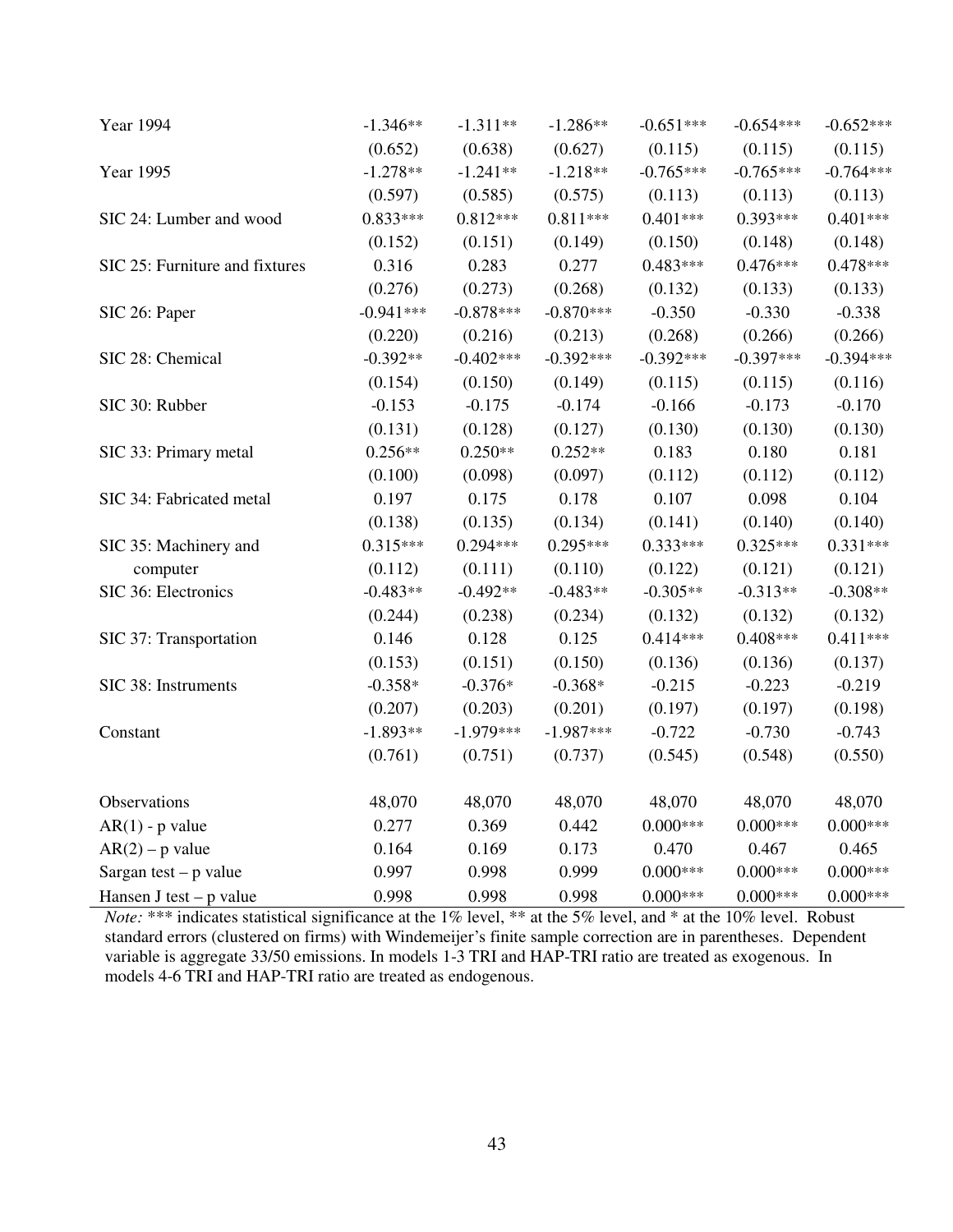| | | | | | | |
|---|---|---|---|---|---|---|
| Year 1994 | -1.346** | -1.311** | -1.286** | -0.651*** | -0.654*** | -0.652*** |
| | (0.652) | (0.638) | (0.627) | (0.115) | (0.115) | (0.115) |
| Year 1995 | -1.278** | -1.241** | -1.218** | -0.765*** | -0.765*** | -0.764*** |
| | (0.597) | (0.585) | (0.575) | (0.113) | (0.113) | (0.113) |
| SIC 24: Lumber and wood | 0.833*** | 0.812*** | 0.811*** | 0.401*** | 0.393*** | 0.401*** |
| | (0.152) | (0.151) | (0.149) | (0.150) | (0.148) | (0.148) |
| SIC 25: Furniture and fixtures | 0.316 | 0.283 | 0.277 | 0.483*** | 0.476*** | 0.478*** |
| | (0.276) | (0.273) | (0.268) | (0.132) | (0.133) | (0.133) |
| SIC 26: Paper | -0.941*** | -0.878*** | -0.870*** | -0.350 | -0.330 | -0.338 |
| | (0.220) | (0.216) | (0.213) | (0.268) | (0.266) | (0.266) |
| SIC 28: Chemical | -0.392** | -0.402*** | -0.392*** | -0.392*** | -0.397*** | -0.394*** |
| | (0.154) | (0.150) | (0.149) | (0.115) | (0.115) | (0.116) |
| SIC 30: Rubber | -0.153 | -0.175 | -0.174 | -0.166 | -0.173 | -0.170 |
| | (0.131) | (0.128) | (0.127) | (0.130) | (0.130) | (0.130) |
| SIC 33: Primary metal | 0.256** | 0.250** | 0.252** | 0.183 | 0.180 | 0.181 |
| | (0.100) | (0.098) | (0.097) | (0.112) | (0.112) | (0.112) |
| SIC 34: Fabricated metal | 0.197 | 0.175 | 0.178 | 0.107 | 0.098 | 0.104 |
| | (0.138) | (0.135) | (0.134) | (0.141) | (0.140) | (0.140) |
| SIC 35: Machinery and computer | 0.315*** | 0.294*** | 0.295*** | 0.333*** | 0.325*** | 0.331*** |
| | (0.112) | (0.111) | (0.110) | (0.122) | (0.121) | (0.121) |
| SIC 36: Electronics | -0.483** | -0.492** | -0.483** | -0.305** | -0.313** | -0.308** |
| | (0.244) | (0.238) | (0.234) | (0.132) | (0.132) | (0.132) |
| SIC 37: Transportation | 0.146 | 0.128 | 0.125 | 0.414*** | 0.408*** | 0.411*** |
| | (0.153) | (0.151) | (0.150) | (0.136) | (0.136) | (0.137) |
| SIC 38: Instruments | -0.358* | -0.376* | -0.368* | -0.215 | -0.223 | -0.219 |
| | (0.207) | (0.203) | (0.201) | (0.197) | (0.197) | (0.198) |
| Constant | -1.893** | -1.979*** | -1.987*** | -0.722 | -0.730 | -0.743 |
| | (0.761) | (0.751) | (0.737) | (0.545) | (0.548) | (0.550) |
| Observations | 48,070 | 48,070 | 48,070 | 48,070 | 48,070 | 48,070 |
| AR(1) - p value | 0.277 | 0.369 | 0.442 | 0.000*** | 0.000*** | 0.000*** |
| AR(2) – p value | 0.164 | 0.169 | 0.173 | 0.470 | 0.467 | 0.465 |
| Sargan test – p value | 0.997 | 0.998 | 0.999 | 0.000*** | 0.000*** | 0.000*** |
| Hansen J test – p value | 0.998 | 0.998 | 0.998 | 0.000*** | 0.000*** | 0.000*** |

*Note:* *** indicates statistical significance at the 1% level, ** at the 5% level, and * at the 10% level. Robust standard errors (clustered on firms) with Windemeijer's finite sample correction are in parentheses. Dependent variable is aggregate 33/50 emissions. In models 1-3 TRI and HAP-TRI ratio are treated as exogenous. In models 4-6 TRI and HAP-TRI ratio are treated as endogenous.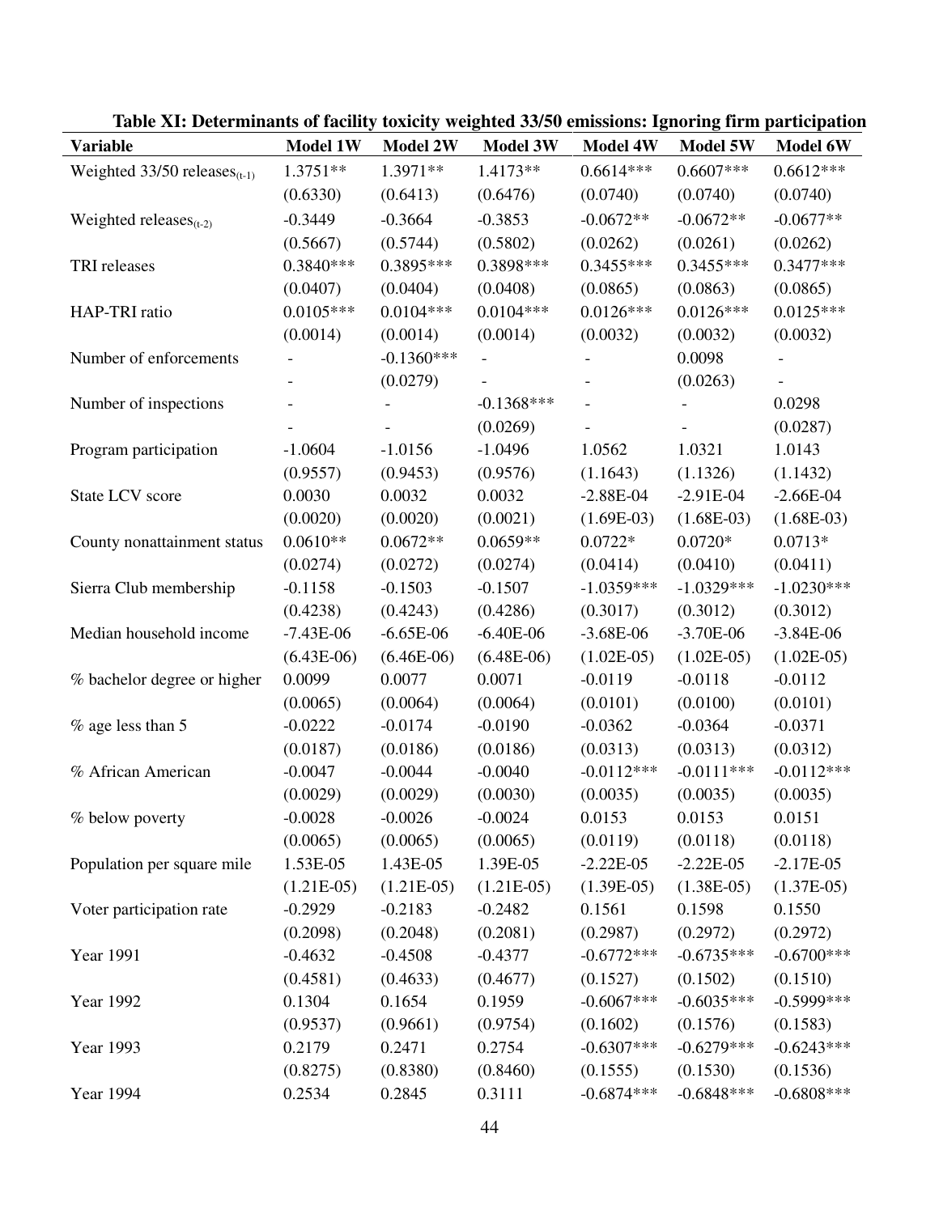**Table XI: Determinants of facility toxicity weighted 33/50 emissions: Ignoring firm participation**

| Variable | Model 1W | Model 2W | Model 3W | Model 4W | Model 5W | Model 6W |
|---|---|---|---|---|---|---|
| Weighted 33/50 releases$_{(t-1)}$ | 1.3751** | 1.3971** | 1.4173** | 0.6614*** | 0.6607*** | 0.6612*** |
| | (0.6330) | (0.6413) | (0.6476) | (0.0740) | (0.0740) | (0.0740) |
| Weighted releases$_{(t-2)}$ | -0.3449 | -0.3664 | -0.3853 | -0.0672** | -0.0672** | -0.0677** |
| | (0.5667) | (0.5744) | (0.5802) | (0.0262) | (0.0261) | (0.0262) |
| TRI releases | 0.3840*** | 0.3895*** | 0.3898*** | 0.3455*** | 0.3455*** | 0.3477*** |
| | (0.0407) | (0.0404) | (0.0408) | (0.0865) | (0.0863) | (0.0865) |
| HAP-TRI ratio | 0.0105*** | 0.0104*** | 0.0104*** | 0.0126*** | 0.0126*** | 0.0125*** |
| | (0.0014) | (0.0014) | (0.0014) | (0.0032) | (0.0032) | (0.0032) |
| Number of enforcements | - | -0.1360*** | - | - | 0.0098 | - |
| | - | (0.0279) | - | - | (0.0263) | - |
| Number of inspections | - | - | -0.1368*** | - | - | 0.0298 |
| | - | - | (0.0269) | - | - | (0.0287) |
| Program participation | -1.0604 | -1.0156 | -1.0496 | 1.0562 | 1.0321 | 1.0143 |
| | (0.9557) | (0.9453) | (0.9576) | (1.1643) | (1.1326) | (1.1432) |
| State LCV score | 0.0030 | 0.0032 | 0.0032 | -2.88E-04 | -2.91E-04 | -2.66E-04 |
| | (0.0020) | (0.0020) | (0.0021) | (1.69E-03) | (1.68E-03) | (1.68E-03) |
| County nonattainment status | 0.0610** | 0.0672** | 0.0659** | 0.0722* | 0.0720* | 0.0713* |
| | (0.0274) | (0.0272) | (0.0274) | (0.0414) | (0.0410) | (0.0411) |
| Sierra Club membership | -0.1158 | -0.1503 | -0.1507 | -1.0359*** | -1.0329*** | -1.0230*** |
| | (0.4238) | (0.4243) | (0.4286) | (0.3017) | (0.3012) | (0.3012) |
| Median household income | -7.43E-06 | -6.65E-06 | -6.40E-06 | -3.68E-06 | -3.70E-06 | -3.84E-06 |
| | (6.43E-06) | (6.46E-06) | (6.48E-06) | (1.02E-05) | (1.02E-05) | (1.02E-05) |
| % bachelor degree or higher | 0.0099 | 0.0077 | 0.0071 | -0.0119 | -0.0118 | -0.0112 |
| | (0.0065) | (0.0064) | (0.0064) | (0.0101) | (0.0100) | (0.0101) |
| % age less than 5 | -0.0222 | -0.0174 | -0.0190 | -0.0362 | -0.0364 | -0.0371 |
| | (0.0187) | (0.0186) | (0.0186) | (0.0313) | (0.0313) | (0.0312) |
| % African American | -0.0047 | -0.0044 | -0.0040 | -0.0112*** | -0.0111*** | -0.0112*** |
| | (0.0029) | (0.0029) | (0.0030) | (0.0035) | (0.0035) | (0.0035) |
| % below poverty | -0.0028 | -0.0026 | -0.0024 | 0.0153 | 0.0153 | 0.0151 |
| | (0.0065) | (0.0065) | (0.0065) | (0.0119) | (0.0118) | (0.0118) |
| Population per square mile | 1.53E-05 | 1.43E-05 | 1.39E-05 | -2.22E-05 | -2.22E-05 | -2.17E-05 |
| | (1.21E-05) | (1.21E-05) | (1.21E-05) | (1.39E-05) | (1.38E-05) | (1.37E-05) |
| Voter participation rate | -0.2929 | -0.2183 | -0.2482 | 0.1561 | 0.1598 | 0.1550 |
| | (0.2098) | (0.2048) | (0.2081) | (0.2987) | (0.2972) | (0.2972) |
| Year 1991 | -0.4632 | -0.4508 | -0.4377 | -0.6772*** | -0.6735*** | -0.6700*** |
| | (0.4581) | (0.4633) | (0.4677) | (0.1527) | (0.1502) | (0.1510) |
| Year 1992 | 0.1304 | 0.1654 | 0.1959 | -0.6067*** | -0.6035*** | -0.5999*** |
| | (0.9537) | (0.9661) | (0.9754) | (0.1602) | (0.1576) | (0.1583) |
| Year 1993 | 0.2179 | 0.2471 | 0.2754 | -0.6307*** | -0.6279*** | -0.6243*** |
| | (0.8275) | (0.8380) | (0.8460) | (0.1555) | (0.1530) | (0.1536) |
| Year 1994 | 0.2534 | 0.2845 | 0.3111 | -0.6874*** | -0.6848*** | -0.6808*** |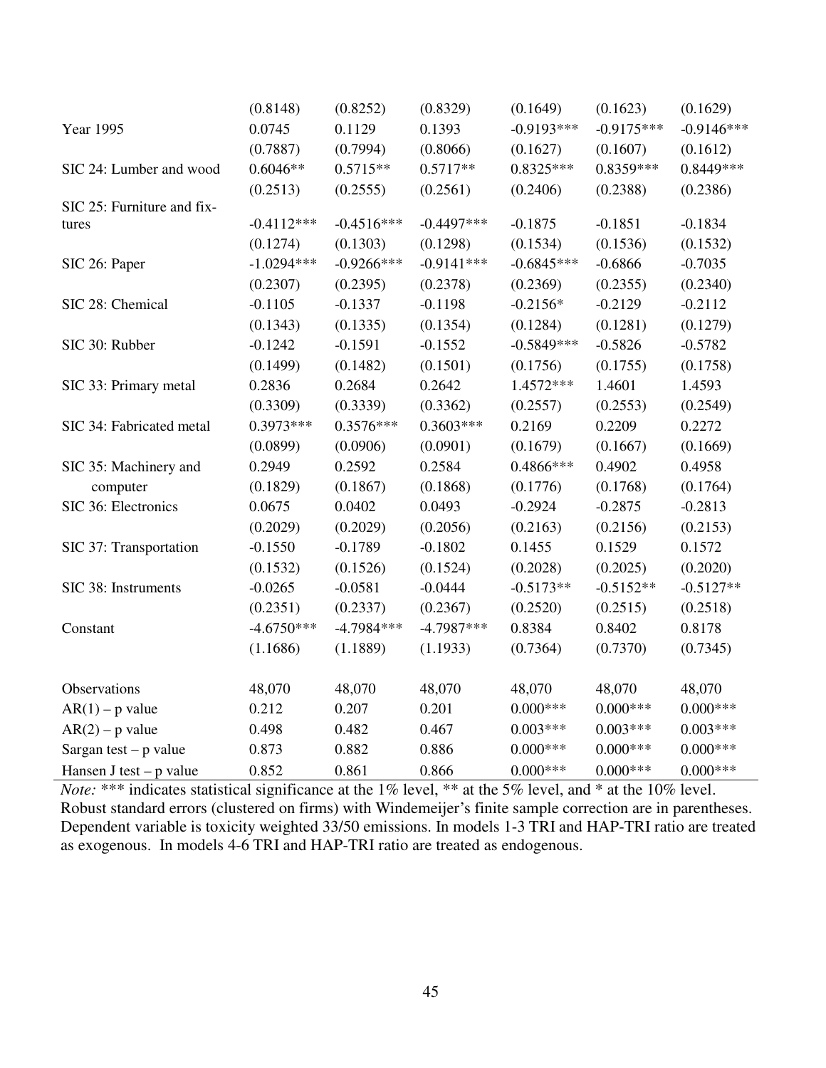| | | | | | | |
|---|---|---|---|---|---|---|
| | (0.8148) | (0.8252) | (0.8329) | (0.1649) | (0.1623) | (0.1629) |
| Year 1995 | 0.0745 | 0.1129 | 0.1393 | -0.9193*** | -0.9175*** | -0.9146*** |
| | (0.7887) | (0.7994) | (0.8066) | (0.1627) | (0.1607) | (0.1612) |
| SIC 24: Lumber and wood | 0.6046** | 0.5715** | 0.5717** | 0.8325*** | 0.8359*** | 0.8449*** |
| | (0.2513) | (0.2555) | (0.2561) | (0.2406) | (0.2388) | (0.2386) |
| SIC 25: Furniture and fixtures | -0.4112*** | -0.4516*** | -0.4497*** | -0.1875 | -0.1851 | -0.1834 |
| | (0.1274) | (0.1303) | (0.1298) | (0.1534) | (0.1536) | (0.1532) |
| SIC 26: Paper | -1.0294*** | -0.9266*** | -0.9141*** | -0.6845*** | -0.6866 | -0.7035 |
| | (0.2307) | (0.2395) | (0.2378) | (0.2369) | (0.2355) | (0.2340) |
| SIC 28: Chemical | -0.1105 | -0.1337 | -0.1198 | -0.2156* | -0.2129 | -0.2112 |
| | (0.1343) | (0.1335) | (0.1354) | (0.1284) | (0.1281) | (0.1279) |
| SIC 30: Rubber | -0.1242 | -0.1591 | -0.1552 | -0.5849*** | -0.5826 | -0.5782 |
| | (0.1499) | (0.1482) | (0.1501) | (0.1756) | (0.1755) | (0.1758) |
| SIC 33: Primary metal | 0.2836 | 0.2684 | 0.2642 | 1.4572*** | 1.4601 | 1.4593 |
| | (0.3309) | (0.3339) | (0.3362) | (0.2557) | (0.2553) | (0.2549) |
| SIC 34: Fabricated metal | 0.3973*** | 0.3576*** | 0.3603*** | 0.2169 | 0.2209 | 0.2272 |
| | (0.0899) | (0.0906) | (0.0901) | (0.1679) | (0.1667) | (0.1669) |
| SIC 35: Machinery and computer | 0.2949 | 0.2592 | 0.2584 | 0.4866*** | 0.4902 | 0.4958 |
| | (0.1829) | (0.1867) | (0.1868) | (0.1776) | (0.1768) | (0.1764) |
| SIC 36: Electronics | 0.0675 | 0.0402 | 0.0493 | -0.2924 | -0.2875 | -0.2813 |
| | (0.2029) | (0.2029) | (0.2056) | (0.2163) | (0.2156) | (0.2153) |
| SIC 37: Transportation | -0.1550 | -0.1789 | -0.1802 | 0.1455 | 0.1529 | 0.1572 |
| | (0.1532) | (0.1526) | (0.1524) | (0.2028) | (0.2025) | (0.2020) |
| SIC 38: Instruments | -0.0265 | -0.0581 | -0.0444 | -0.5173** | -0.5152** | -0.5127** |
| | (0.2351) | (0.2337) | (0.2367) | (0.2520) | (0.2515) | (0.2518) |
| Constant | -4.6750*** | -4.7984*** | -4.7987*** | 0.8384 | 0.8402 | 0.8178 |
| | (1.1686) | (1.1889) | (1.1933) | (0.7364) | (0.7370) | (0.7345) |
| Observations | 48,070 | 48,070 | 48,070 | 48,070 | 48,070 | 48,070 |
| AR(1) – p value | 0.212 | 0.207 | 0.201 | 0.000*** | 0.000*** | 0.000*** |
| AR(2) – p value | 0.498 | 0.482 | 0.467 | 0.003*** | 0.003*** | 0.003*** |
| Sargan test – p value | 0.873 | 0.882 | 0.886 | 0.000*** | 0.000*** | 0.000*** |
| Hansen J test – p value | 0.852 | 0.861 | 0.866 | 0.000*** | 0.000*** | 0.000*** |

*Note:* *** indicates statistical significance at the 1% level, ** at the 5% level, and * at the 10% level. Robust standard errors (clustered on firms) with Windemeijer's finite sample correction are in parentheses. Dependent variable is toxicity weighted 33/50 emissions. In models 1-3 TRI and HAP-TRI ratio are treated as exogenous. In models 4-6 TRI and HAP-TRI ratio are treated as endogenous.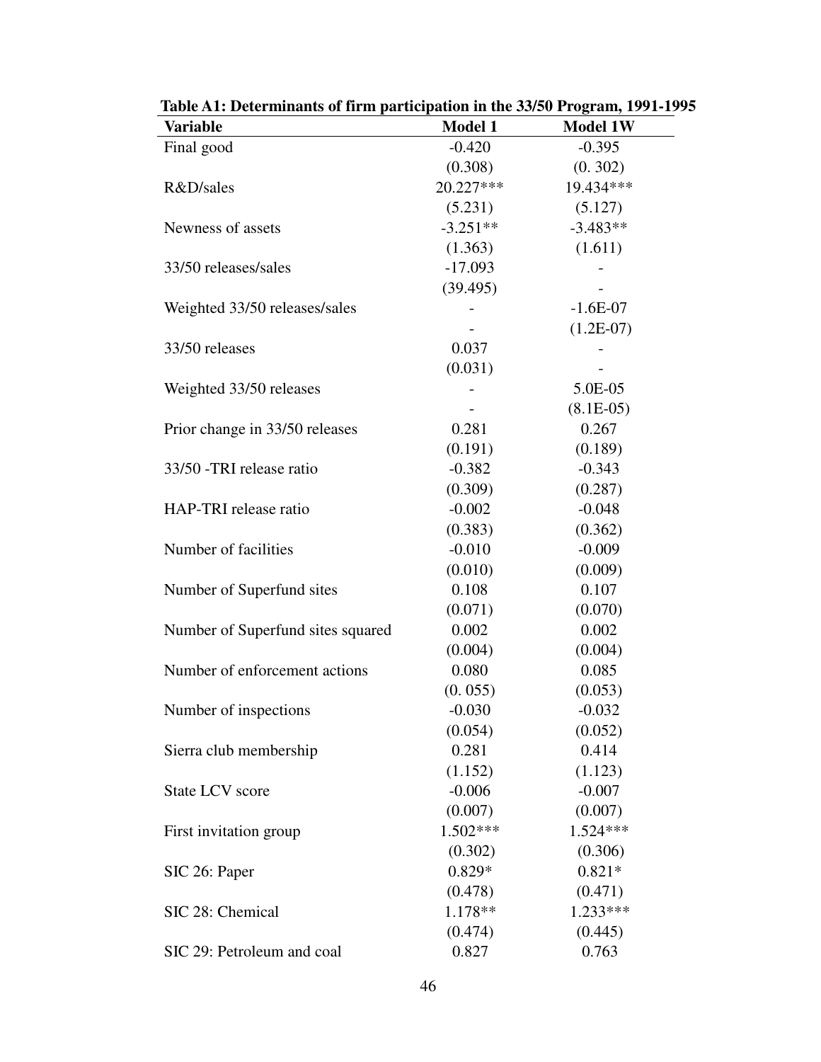**Table A1: Determinants of firm participation in the 33/50 Program, 1991-1995**

| Variable | Model 1 | Model 1W |
|---|---|---|
| Final good | -0.420 | -0.395 |
| | (0.308) | (0. 302) |
| R&D/sales | 20.227*** | 19.434*** |
| | (5.231) | (5.127) |
| Newness of assets | -3.251** | -3.483** |
| | (1.363) | (1.611) |
| 33/50 releases/sales | -17.093 | - |
| | (39.495) | - |
| Weighted 33/50 releases/sales | - | -1.6E-07 |
| | - | (1.2E-07) |
| 33/50 releases | 0.037 | - |
| | (0.031) | - |
| Weighted 33/50 releases | - | 5.0E-05 |
| | - | (8.1E-05) |
| Prior change in 33/50 releases | 0.281 | 0.267 |
| | (0.191) | (0.189) |
| 33/50 -TRI release ratio | -0.382 | -0.343 |
| | (0.309) | (0.287) |
| HAP-TRI release ratio | -0.002 | -0.048 |
| | (0.383) | (0.362) |
| Number of facilities | -0.010 | -0.009 |
| | (0.010) | (0.009) |
| Number of Superfund sites | 0.108 | 0.107 |
| | (0.071) | (0.070) |
| Number of Superfund sites squared | 0.002 | 0.002 |
| | (0.004) | (0.004) |
| Number of enforcement actions | 0.080 | 0.085 |
| | (0. 055) | (0.053) |
| Number of inspections | -0.030 | -0.032 |
| | (0.054) | (0.052) |
| Sierra club membership | 0.281 | 0.414 |
| | (1.152) | (1.123) |
| State LCV score | -0.006 | -0.007 |
| | (0.007) | (0.007) |
| First invitation group | 1.502*** | 1.524*** |
| | (0.302) | (0.306) |
| SIC 26: Paper | 0.829* | 0.821* |
| | (0.478) | (0.471) |
| SIC 28: Chemical | 1.178** | 1.233*** |
| | (0.474) | (0.445) |
| SIC 29: Petroleum and coal | 0.827 | 0.763 |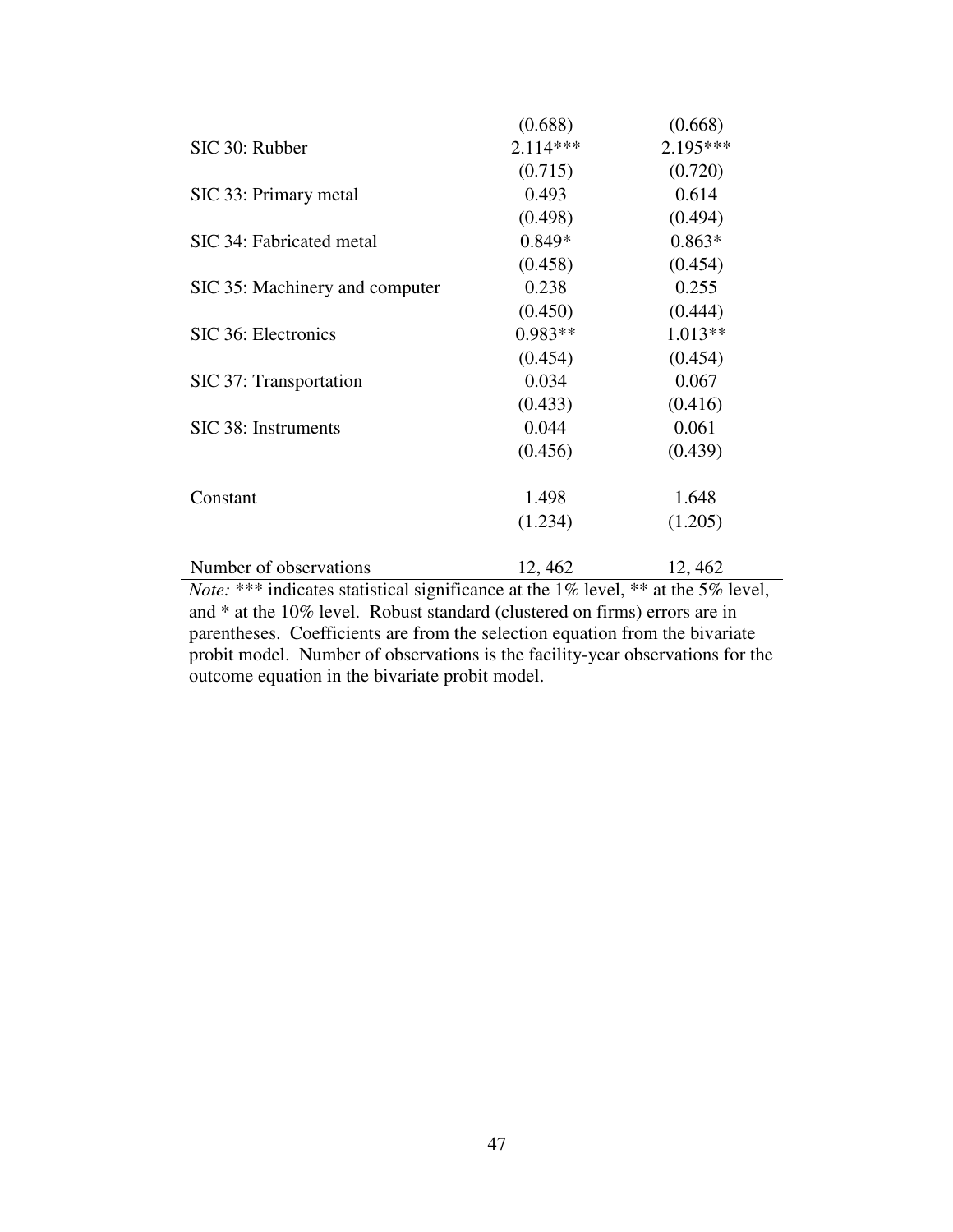| | | |
|---|---|---|
| | (0.688) | (0.668) |
| SIC 30: Rubber | 2.114*** | 2.195*** |
| | (0.715) | (0.720) |
| SIC 33: Primary metal | 0.493 | 0.614 |
| | (0.498) | (0.494) |
| SIC 34: Fabricated metal | 0.849* | 0.863* |
| | (0.458) | (0.454) |
| SIC 35: Machinery and computer | 0.238 | 0.255 |
| | (0.450) | (0.444) |
| SIC 36: Electronics | 0.983** | 1.013** |
| | (0.454) | (0.454) |
| SIC 37: Transportation | 0.034 | 0.067 |
| | (0.433) | (0.416) |
| SIC 38: Instruments | 0.044 | 0.061 |
| | (0.456) | (0.439) |
| Constant | 1.498 | 1.648 |
| | (1.234) | (1.205) |
| Number of observations | 12, 462 | 12, 462 |

*Note:* *** indicates statistical significance at the 1% level, ** at the 5% level, and * at the 10% level. Robust standard (clustered on firms) errors are in parentheses. Coefficients are from the selection equation from the bivariate probit model. Number of observations is the facility-year observations for the outcome equation in the bivariate probit model.